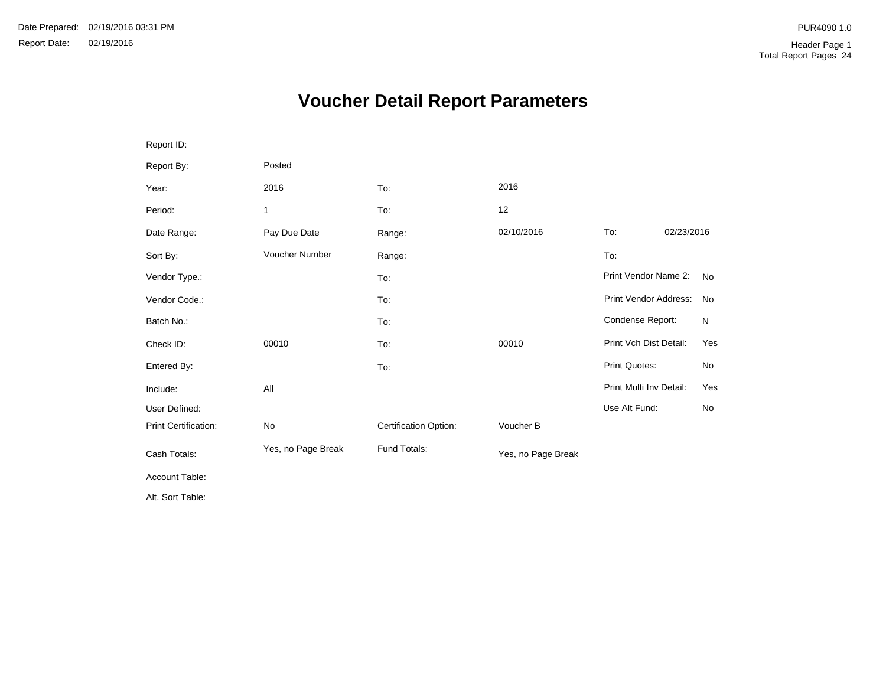Date Prepared: 02/19/2016 03:31 PM

Report Date: 02/19/2016

PUR4090 1.0

Header Page 1

Total Report Pages 24

# Voucher Detail Report Parameters

| | | | | | |
|---|---|---|---|---|---|
| Report ID: | | | | | |
| Report By: | Posted | | | | |
| Year: | 2016 | To: | 2016 | | |
| Period: | 1 | To: | 12 | | |
| Date Range: | Pay Due Date | Range: | 02/10/2016 | To: | 02/23/2016 |
| Sort By: | Voucher Number | Range: | | To: | |
| Vendor Type.: | | To: | | Print Vendor Name 2: | No |
| Vendor Code.: | | To: | | Print Vendor Address: | No |
| Batch No.: | | To: | | Condense Report: | N |
| Check ID: | 00010 | To: | 00010 | Print Vch Dist Detail: | Yes |
| Entered By: | | To: | | Print Quotes: | No |
| Include: | All | | | Print Multi Inv Detail: | Yes |
| User Defined: | | | | Use Alt Fund: | No |
| Print Certification: | No | Certification Option: | Voucher B | | |
| Cash Totals: | Yes, no Page Break | Fund Totals: | Yes, no Page Break | | |
| Account Table: | | | | | |
| Alt. Sort Table: | | | | | |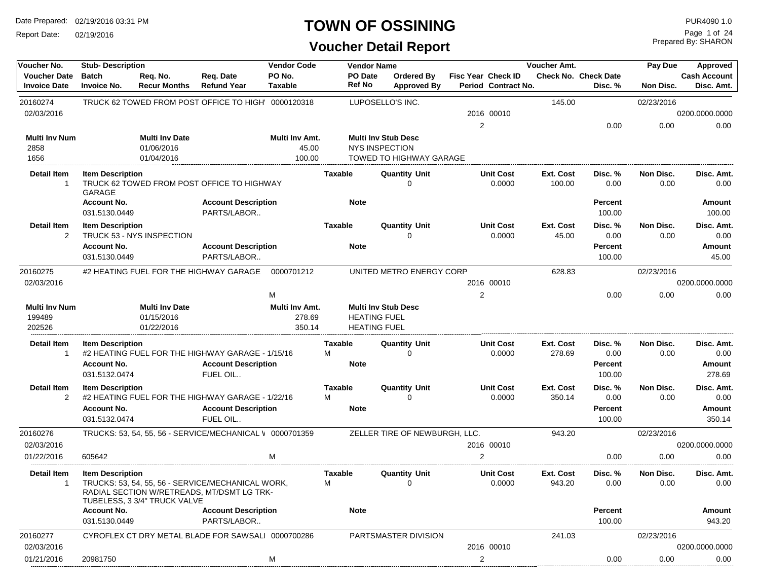# TOWN OF OSSINING

## Voucher Detail Report

Date Prepared: 02/19/2016 03:31 PM
Report Date: 02/19/2016

PUR4090 1.0
Prepared By: SHARON

| Voucher No. | Stub- Description | | | Vendor Code | Vendor Name | | | Voucher Amt. | | Pay Due | Approved |
|---|---|---|---|---|---|---|---|---|---|---|---|
| Voucher Date | Batch | Req. No. | Req. Date | PO No. | PO Date | Ordered By | Fisc Year Check ID | Check No. | Check Date | | Cash Account |
| Invoice Date | Invoice No. | Recur Months | Refund Year | Taxable | Ref No | Approved By | Period Contract No. | | Disc. % | Non Disc. | Disc. Amt. |

---

**20160274** — TRUCK 62 TOWED FROM POST OFFICE TO HIGH' — 0000120318 — LUPOSELLO'S INC. — 145.00 — Pay Due 02/23/2016

Voucher Date: 02/03/2016 — Fisc Year 2016, Check ID 00010 — Cash Account 0200.0000.0000

Period 2 — Disc. % 0.00 — Non Disc. 0.00 — Disc. Amt. 0.00

| Multi Inv Num | Multi Inv Date | Multi Inv Amt. | Multi Inv Stub Desc |
|---|---|---|---|
| 2858 | 01/06/2016 | 45.00 | NYS INSPECTION |
| 1656 | 01/04/2016 | 100.00 | TOWED TO HIGHWAY GARAGE |

| Detail Item | Item Description | Taxable | Quantity Unit | Unit Cost | Ext. Cost | Disc. % | Non Disc. | Disc. Amt. |
|---|---|---|---|---|---|---|---|---|
| 1 | TRUCK 62 TOWED FROM POST OFFICE TO HIGHWAY GARAGE | | 0 | 0.0000 | 100.00 | 0.00 | 0.00 | 0.00 |

| Account No. | Account Description | Note | Percent | Amount |
|---|---|---|---|---|
| 031.5130.0449 | PARTS/LABOR.. | | 100.00 | 100.00 |

| Detail Item | Item Description | Taxable | Quantity Unit | Unit Cost | Ext. Cost | Disc. % | Non Disc. | Disc. Amt. |
|---|---|---|---|---|---|---|---|---|
| 2 | TRUCK 53 - NYS INSPECTION | | 0 | 0.0000 | 45.00 | 0.00 | 0.00 | 0.00 |

| Account No. | Account Description | Note | Percent | Amount |
|---|---|---|---|---|
| 031.5130.0449 | PARTS/LABOR.. | | 100.00 | 45.00 |

---

**20160275** — #2 HEATING FUEL FOR THE HIGHWAY GARAGE — 0000701212 — UNITED METRO ENERGY CORP — 628.83 — Pay Due 02/23/2016

Voucher Date: 02/03/2016 — Fisc Year 2016, Check ID 00010 — Cash Account 0200.0000.0000

Taxable: M — Period 2 — Disc. % 0.00 — Non Disc. 0.00 — Disc. Amt. 0.00

| Multi Inv Num | Multi Inv Date | Multi Inv Amt. | Multi Inv Stub Desc |
|---|---|---|---|
| 199489 | 01/15/2016 | 278.69 | HEATING FUEL |
| 202526 | 01/22/2016 | 350.14 | HEATING FUEL |

| Detail Item | Item Description | Taxable | Quantity Unit | Unit Cost | Ext. Cost | Disc. % | Non Disc. | Disc. Amt. |
|---|---|---|---|---|---|---|---|---|
| 1 | #2 HEATING FUEL FOR THE HIGHWAY GARAGE - 1/15/16 | M | 0 | 0.0000 | 278.69 | 0.00 | 0.00 | 0.00 |

| Account No. | Account Description | Note | Percent | Amount |
|---|---|---|---|---|
| 031.5132.0474 | FUEL OIL.. | | 100.00 | 278.69 |

| Detail Item | Item Description | Taxable | Quantity Unit | Unit Cost | Ext. Cost | Disc. % | Non Disc. | Disc. Amt. |
|---|---|---|---|---|---|---|---|---|
| 2 | #2 HEATING FUEL FOR THE HIGHWAY GARAGE - 1/22/16 | M | 0 | 0.0000 | 350.14 | 0.00 | 0.00 | 0.00 |

| Account No. | Account Description | Note | Percent | Amount |
|---|---|---|---|---|
| 031.5132.0474 | FUEL OIL.. | | 100.00 | 350.14 |

---

**20160276** — TRUCKS: 53, 54, 55, 56 - SERVICE/MECHANICAL \ — 0000701359 — ZELLER TIRE OF NEWBURGH, LLC. — 943.20 — Pay Due 02/23/2016

Voucher Date: 02/03/2016 — Fisc Year 2016, Check ID 00010 — Cash Account 0200.0000.0000

Invoice Date: 01/22/2016 — Invoice No. 605642 — Taxable: M — Period 2 — Disc. % 0.00 — Non Disc. 0.00 — Disc. Amt. 0.00

| Detail Item | Item Description | Taxable | Quantity Unit | Unit Cost | Ext. Cost | Disc. % | Non Disc. | Disc. Amt. |
|---|---|---|---|---|---|---|---|---|
| 1 | TRUCKS: 53, 54, 55, 56 - SERVICE/MECHANICAL WORK, RADIAL SECTION W/RETREADS, MT/DSMT LG TRK-TUBELESS, 3 3/4" TRUCK VALVE | M | 0 | 0.0000 | 943.20 | 0.00 | 0.00 | 0.00 |

| Account No. | Account Description | Note | Percent | Amount |
|---|---|---|---|---|
| 031.5130.0449 | PARTS/LABOR.. | | 100.00 | 943.20 |

---

**20160277** — CYROFLEX CT DRY METAL BLADE FOR SAWSALI — 0000700286 — PARTSMASTER DIVISION — 241.03 — Pay Due 02/23/2016

Voucher Date: 02/03/2016 — Fisc Year 2016, Check ID 00010 — Cash Account 0200.0000.0000

Invoice Date: 01/21/2016 — Invoice No. 20981750 — Taxable: M — Period 2 — Disc. % 0.00 — Non Disc. 0.00 — Disc. Amt. 0.00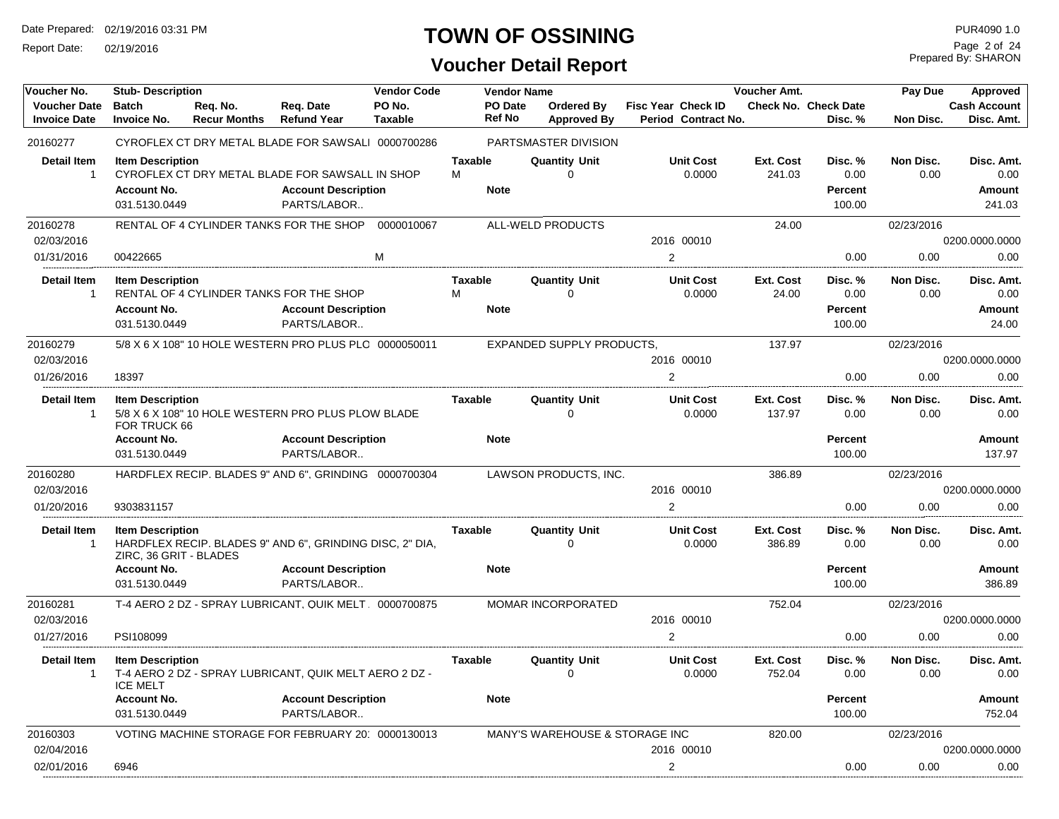# TOWN OF OSSINING

## Voucher Detail Report

Date Prepared: 02/19/2016 03:31 PM
Report Date: 02/19/2016

PUR4090 1.0
Prepared By: SHARON

| Voucher No. | Stub- Description | | | | Vendor Code | Vendor Name | | | | Voucher Amt. | | Pay Due | Approved |
|---|---|---|---|---|---|---|---|---|---|---|---|---|---|
| Voucher Date | Batch | Req. No. | Req. Date | | PO No. | PO Date | Ordered By | Fisc Year | Check ID | Check No. | Check Date | | Cash Account |
| Invoice Date | Invoice No. | Recur Months | Refund Year | | Taxable | Ref No | Approved By | Period | Contract No. | | Disc. % | Non Disc. | Disc. Amt. |

**20160277** — CYROFLEX CT DRY METAL BLADE FOR SAWSALI — Vendor Code 0000700286 — PARTSMASTER DIVISION

| Detail Item | Item Description | Taxable | Quantity Unit | Unit Cost | Ext. Cost | Disc. % | Non Disc. | Disc. Amt. |
|---|---|---|---|---|---|---|---|---|
| 1 | CYROFLEX CT DRY METAL BLADE FOR SAWSALL IN SHOP | M | 0 | 0.0000 | 241.03 | 0.00 | 0.00 | 0.00 |

| Account No. | Account Description | Note | Percent | Amount |
|---|---|---|---|---|
| 031.5130.0449 | PARTS/LABOR.. | | 100.00 | 241.03 |

**20160278** — RENTAL OF 4 CYLINDER TANKS FOR THE SHOP — Vendor Code 0000010067 — ALL-WELD PRODUCTS — Voucher Amt. 24.00 — Pay Due 02/23/2016

| Voucher Date | Invoice Date | Invoice No. | Taxable | Fisc Year | Check ID | Period | Disc. % | Non Disc. | Cash Account | Disc. Amt. |
|---|---|---|---|---|---|---|---|---|---|---|
| 02/03/2016 | 01/31/2016 | 00422665 | M | 2016 | 00010 | 2 | 0.00 | 0.00 | 0200.0000.0000 | 0.00 |

| Detail Item | Item Description | Taxable | Quantity Unit | Unit Cost | Ext. Cost | Disc. % | Non Disc. | Disc. Amt. |
|---|---|---|---|---|---|---|---|---|
| 1 | RENTAL OF 4 CYLINDER TANKS FOR THE SHOP | M | 0 | 0.0000 | 24.00 | 0.00 | 0.00 | 0.00 |

| Account No. | Account Description | Note | Percent | Amount |
|---|---|---|---|---|
| 031.5130.0449 | PARTS/LABOR.. | | 100.00 | 24.00 |

**20160279** — 5/8 X 6 X 108" 10 HOLE WESTERN PRO PLUS PLO — Vendor Code 0000050011 — EXPANDED SUPPLY PRODUCTS, — Voucher Amt. 137.97 — Pay Due 02/23/2016

| Voucher Date | Invoice Date | Invoice No. | Taxable | Fisc Year | Check ID | Period | Disc. % | Non Disc. | Cash Account | Disc. Amt. |
|---|---|---|---|---|---|---|---|---|---|---|
| 02/03/2016 | 01/26/2016 | 18397 | | 2016 | 00010 | 2 | 0.00 | 0.00 | 0200.0000.0000 | 0.00 |

| Detail Item | Item Description | Taxable | Quantity Unit | Unit Cost | Ext. Cost | Disc. % | Non Disc. | Disc. Amt. |
|---|---|---|---|---|---|---|---|---|
| 1 | 5/8 X 6 X 108" 10 HOLE WESTERN PRO PLUS PLOW BLADE FOR TRUCK 66 | | 0 | 0.0000 | 137.97 | 0.00 | 0.00 | 0.00 |

| Account No. | Account Description | Note | Percent | Amount |
|---|---|---|---|---|
| 031.5130.0449 | PARTS/LABOR.. | | 100.00 | 137.97 |

**20160280** — HARDFLEX RECIP. BLADES 9" AND 6", GRINDING — Vendor Code 0000700304 — LAWSON PRODUCTS, INC. — Voucher Amt. 386.89 — Pay Due 02/23/2016

| Voucher Date | Invoice Date | Invoice No. | Taxable | Fisc Year | Check ID | Period | Disc. % | Non Disc. | Cash Account | Disc. Amt. |
|---|---|---|---|---|---|---|---|---|---|---|
| 02/03/2016 | 01/20/2016 | 9303831157 | | 2016 | 00010 | 2 | 0.00 | 0.00 | 0200.0000.0000 | 0.00 |

| Detail Item | Item Description | Taxable | Quantity Unit | Unit Cost | Ext. Cost | Disc. % | Non Disc. | Disc. Amt. |
|---|---|---|---|---|---|---|---|---|
| 1 | HARDFLEX RECIP. BLADES 9" AND 6", GRINDING DISC, 2" DIA, ZIRC, 36 GRIT - BLADES | | 0 | 0.0000 | 386.89 | 0.00 | 0.00 | 0.00 |

| Account No. | Account Description | Note | Percent | Amount |
|---|---|---|---|---|
| 031.5130.0449 | PARTS/LABOR.. | | 100.00 | 386.89 |

**20160281** — T-4 AERO 2 DZ - SPRAY LUBRICANT, QUIK MELT — Vendor Code 0000700875 — MOMAR INCORPORATED — Voucher Amt. 752.04 — Pay Due 02/23/2016

| Voucher Date | Invoice Date | Invoice No. | Taxable | Fisc Year | Check ID | Period | Disc. % | Non Disc. | Cash Account | Disc. Amt. |
|---|---|---|---|---|---|---|---|---|---|---|
| 02/03/2016 | 01/27/2016 | PSI108099 | | 2016 | 00010 | 2 | 0.00 | 0.00 | 0200.0000.0000 | 0.00 |

| Detail Item | Item Description | Taxable | Quantity Unit | Unit Cost | Ext. Cost | Disc. % | Non Disc. | Disc. Amt. |
|---|---|---|---|---|---|---|---|---|
| 1 | T-4 AERO 2 DZ - SPRAY LUBRICANT, QUIK MELT AERO 2 DZ - ICE MELT | | 0 | 0.0000 | 752.04 | 0.00 | 0.00 | 0.00 |

| Account No. | Account Description | Note | Percent | Amount |
|---|---|---|---|---|
| 031.5130.0449 | PARTS/LABOR.. | | 100.00 | 752.04 |

**20160303** — VOTING MACHINE STORAGE FOR FEBRUARY 20 — Vendor Code 0000130013 — MANY'S WAREHOUSE & STORAGE INC — Voucher Amt. 820.00 — Pay Due 02/23/2016

| Voucher Date | Invoice Date | Invoice No. | Taxable | Fisc Year | Check ID | Period | Disc. % | Non Disc. | Cash Account | Disc. Amt. |
|---|---|---|---|---|---|---|---|---|---|---|
| 02/04/2016 | 02/01/2016 | 6946 | | 2016 | 00010 | 2 | 0.00 | 0.00 | 0200.0000.0000 | 0.00 |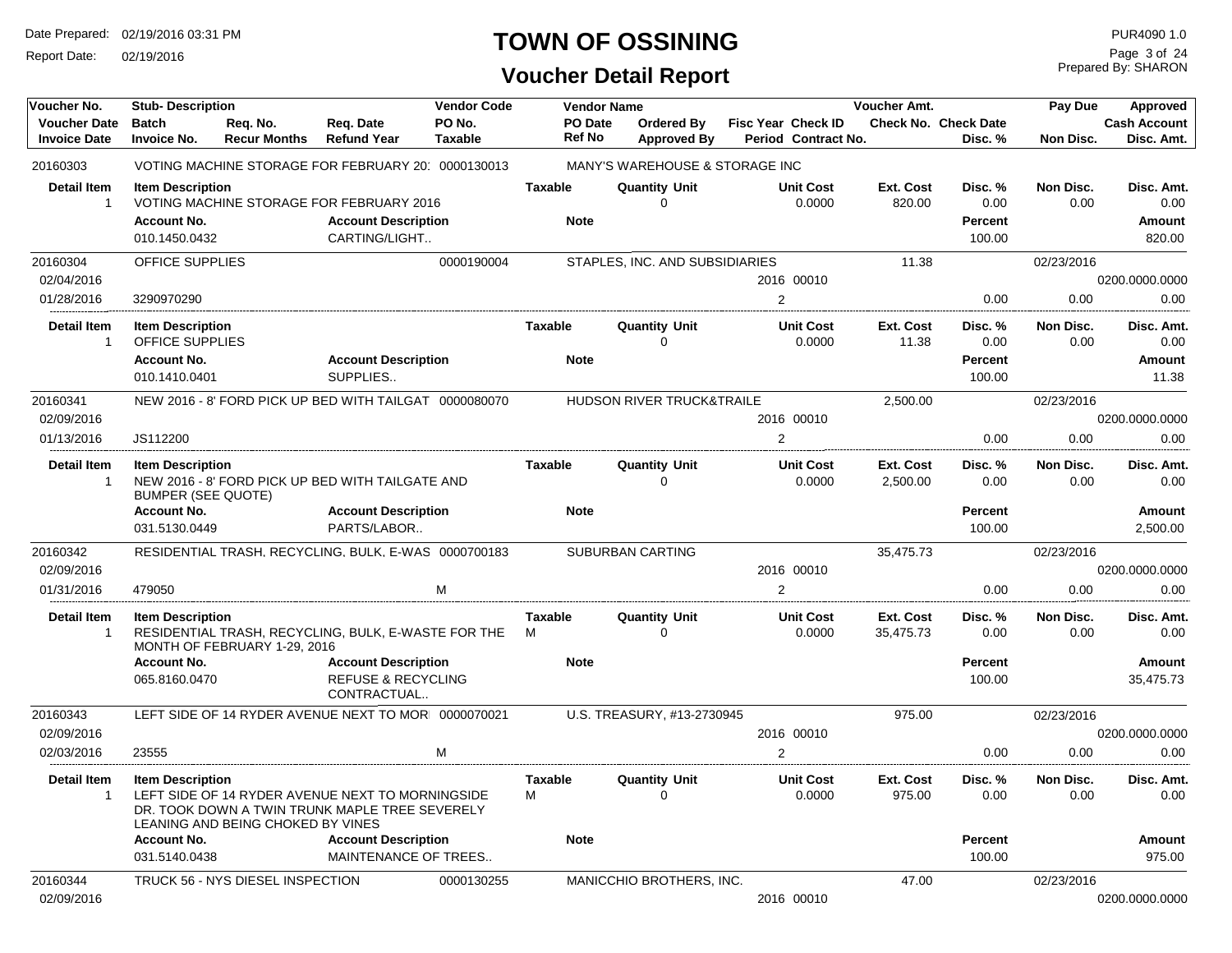# TOWN OF OSSINING

## Voucher Detail Report

Date Prepared: 02/19/2016 03:31 PM
Report Date: 02/19/2016

PUR4090 1.0
Prepared By: SHARON

| Voucher No. / Voucher Date / Invoice Date | Stub- Description / Batch / Invoice No. | Req. No. / Recur Months | Req. Date / Refund Year | Vendor Code / PO No. / Taxable | Vendor Name / PO Date / Ref No | Ordered By / Approved By | Fisc Year / Period | Check ID / Contract No. | Voucher Amt. / Check No. | Check Date / Disc. % | Pay Due / Non Disc. | Approved / Cash Account / Disc. Amt. |
|---|---|---|---|---|---|---|---|---|---|---|---|---|
| 20160303 | VOTING MACHINE STORAGE FOR FEBRUARY 20: | | | 0000130013 | MANY'S WAREHOUSE & STORAGE INC | | | | | | | |

| Detail Item | Item Description | Taxable | Quantity Unit | Unit Cost | Ext. Cost | Disc. % | Non Disc. | Disc. Amt. |
|---|---|---|---|---|---|---|---|---|
| 1 | VOTING MACHINE STORAGE FOR FEBRUARY 2016 | | 0 | 0.0000 | 820.00 | 0.00 | 0.00 | 0.00 |

| Account No. | Account Description | Note | Percent | Amount |
|---|---|---|---|---|
| 010.1450.0432 | CARTING/LIGHT.. | | 100.00 | 820.00 |

| Voucher No. / Voucher Date / Invoice Date | Stub- Description / Batch / Invoice No. | Req. No. / Recur Months | Req. Date / Refund Year | Vendor Code / PO No. / Taxable | Vendor Name / PO Date / Ref No | Ordered By / Approved By | Fisc Year / Period | Check ID / Contract No. | Voucher Amt. / Check No. | Check Date / Disc. % | Pay Due / Non Disc. | Approved / Cash Account / Disc. Amt. |
|---|---|---|---|---|---|---|---|---|---|---|---|---|
| 20160304 | OFFICE SUPPLIES | | | 0000190004 | STAPLES, INC. AND SUBSIDIARIES | | | | 11.38 | | 02/23/2016 | |
| 02/04/2016 | | | | | | | 2016 | 00010 | | | | 0200.0000.0000 |
| 01/28/2016 | 3290970290 | | | | | | 2 | | | 0.00 | 0.00 | 0.00 |

| Detail Item | Item Description | Taxable | Quantity Unit | Unit Cost | Ext. Cost | Disc. % | Non Disc. | Disc. Amt. |
|---|---|---|---|---|---|---|---|---|
| 1 | OFFICE SUPPLIES | | 0 | 0.0000 | 11.38 | 0.00 | 0.00 | 0.00 |

| Account No. | Account Description | Note | Percent | Amount |
|---|---|---|---|---|
| 010.1410.0401 | SUPPLIES.. | | 100.00 | 11.38 |

| Voucher No. / Voucher Date / Invoice Date | Stub- Description / Batch / Invoice No. | Req. No. / Recur Months | Req. Date / Refund Year | Vendor Code / PO No. / Taxable | Vendor Name / PO Date / Ref No | Ordered By / Approved By | Fisc Year / Period | Check ID / Contract No. | Voucher Amt. / Check No. | Check Date / Disc. % | Pay Due / Non Disc. | Approved / Cash Account / Disc. Amt. |
|---|---|---|---|---|---|---|---|---|---|---|---|---|
| 20160341 | NEW 2016 - 8' FORD PICK UP BED WITH TAILGAT | | | 0000080070 | HUDSON RIVER TRUCK&TRAILE | | | | 2,500.00 | | 02/23/2016 | |
| 02/09/2016 | | | | | | | 2016 | 00010 | | | | 0200.0000.0000 |
| 01/13/2016 | JS112200 | | | | | | 2 | | | 0.00 | 0.00 | 0.00 |

| Detail Item | Item Description | Taxable | Quantity Unit | Unit Cost | Ext. Cost | Disc. % | Non Disc. | Disc. Amt. |
|---|---|---|---|---|---|---|---|---|
| 1 | NEW 2016 - 8' FORD PICK UP BED WITH TAILGATE AND BUMPER (SEE QUOTE) | | 0 | 0.0000 | 2,500.00 | 0.00 | 0.00 | 0.00 |

| Account No. | Account Description | Note | Percent | Amount |
|---|---|---|---|---|
| 031.5130.0449 | PARTS/LABOR.. | | 100.00 | 2,500.00 |

| Voucher No. / Voucher Date / Invoice Date | Stub- Description / Batch / Invoice No. | Req. No. / Recur Months | Req. Date / Refund Year | Vendor Code / PO No. / Taxable | Vendor Name / PO Date / Ref No | Ordered By / Approved By | Fisc Year / Period | Check ID / Contract No. | Voucher Amt. / Check No. | Check Date / Disc. % | Pay Due / Non Disc. | Approved / Cash Account / Disc. Amt. |
|---|---|---|---|---|---|---|---|---|---|---|---|---|
| 20160342 | RESIDENTIAL TRASH, RECYCLING, BULK, E-WAS | | | 0000700183 | SUBURBAN CARTING | | | | 35,475.73 | | 02/23/2016 | |
| 02/09/2016 | | | | | | | 2016 | 00010 | | | | 0200.0000.0000 |
| 01/31/2016 | 479050 | | | M | | | 2 | | | 0.00 | 0.00 | 0.00 |

| Detail Item | Item Description | Taxable | Quantity Unit | Unit Cost | Ext. Cost | Disc. % | Non Disc. | Disc. Amt. |
|---|---|---|---|---|---|---|---|---|
| 1 | RESIDENTIAL TRASH, RECYCLING, BULK, E-WASTE FOR THE MONTH OF FEBRUARY 1-29, 2016 | M | 0 | 0.0000 | 35,475.73 | 0.00 | 0.00 | 0.00 |

| Account No. | Account Description | Note | Percent | Amount |
|---|---|---|---|---|
| 065.8160.0470 | REFUSE & RECYCLING CONTRACTUAL.. | | 100.00 | 35,475.73 |

| Voucher No. / Voucher Date / Invoice Date | Stub- Description / Batch / Invoice No. | Req. No. / Recur Months | Req. Date / Refund Year | Vendor Code / PO No. / Taxable | Vendor Name / PO Date / Ref No | Ordered By / Approved By | Fisc Year / Period | Check ID / Contract No. | Voucher Amt. / Check No. | Check Date / Disc. % | Pay Due / Non Disc. | Approved / Cash Account / Disc. Amt. |
|---|---|---|---|---|---|---|---|---|---|---|---|---|
| 20160343 | LEFT SIDE OF 14 RYDER AVENUE NEXT TO MOR | | | 0000070021 | U.S. TREASURY, #13-2730945 | | | | 975.00 | | 02/23/2016 | |
| 02/09/2016 | | | | | | | 2016 | 00010 | | | | 0200.0000.0000 |
| 02/03/2016 | 23555 | | | M | | | 2 | | | 0.00 | 0.00 | 0.00 |

| Detail Item | Item Description | Taxable | Quantity Unit | Unit Cost | Ext. Cost | Disc. % | Non Disc. | Disc. Amt. |
|---|---|---|---|---|---|---|---|---|
| 1 | LEFT SIDE OF 14 RYDER AVENUE NEXT TO MORNINGSIDE DR. TOOK DOWN A TWIN TRUNK MAPLE TREE SEVERELY LEANING AND BEING CHOKED BY VINES | M | 0 | 0.0000 | 975.00 | 0.00 | 0.00 | 0.00 |

| Account No. | Account Description | Note | Percent | Amount |
|---|---|---|---|---|
| 031.5140.0438 | MAINTENANCE OF TREES.. | | 100.00 | 975.00 |

| Voucher No. / Voucher Date / Invoice Date | Stub- Description / Batch / Invoice No. | Req. No. / Recur Months | Req. Date / Refund Year | Vendor Code / PO No. / Taxable | Vendor Name / PO Date / Ref No | Ordered By / Approved By | Fisc Year / Period | Check ID / Contract No. | Voucher Amt. / Check No. | Check Date / Disc. % | Pay Due / Non Disc. | Approved / Cash Account / Disc. Amt. |
|---|---|---|---|---|---|---|---|---|---|---|---|---|
| 20160344 | TRUCK 56 - NYS DIESEL INSPECTION | | | 0000130255 | MANICCHIO BROTHERS, INC. | | | | 47.00 | | 02/23/2016 | |
| 02/09/2016 | | | | | | | 2016 | 00010 | | | | 0200.0000.0000 |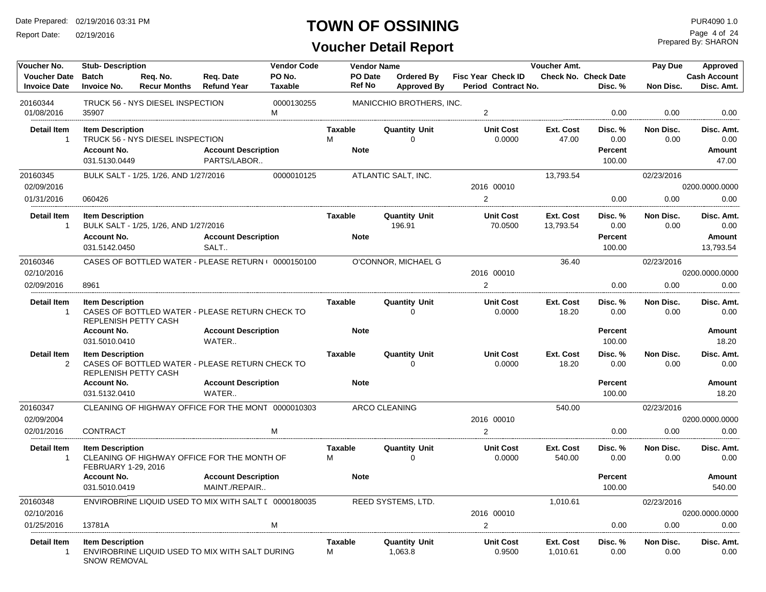# TOWN OF OSSINING

## Voucher Detail Report

Date Prepared: 02/19/2016 03:31 PM
Report Date: 02/19/2016

PUR4090 1.0
Prepared By: SHARON

| Voucher No. | Stub- Description | | | Vendor Code | Vendor Name | | | | Voucher Amt. | | Pay Due | Approved |
|---|---|---|---|---|---|---|---|---|---|---|---|---|
| Voucher Date | Batch | Req. No. | Req. Date | PO No. | PO Date | Ordered By | Fisc Year | Check ID | Check No. | Check Date | | Cash Account |
| Invoice Date | Invoice No. | Recur Months | Refund Year | Taxable | Ref No | Approved By | Period | Contract No. | | Disc. % | Non Disc. | Disc. Amt. |
| 20160344 | TRUCK 56 - NYS DIESEL INSPECTION | | | 0000130255 | MANICCHIO BROTHERS, INC. | | | | | | | |
| 01/08/2016 | 35907 | | | M | | | 2 | | | 0.00 | 0.00 | 0.00 |

| Detail Item | Item Description | Taxable | Quantity Unit | Unit Cost | Ext. Cost | Disc. % | Non Disc. | Disc. Amt. |
|---|---|---|---|---|---|---|---|---|
| 1 | TRUCK 56 - NYS DIESEL INSPECTION | M | 0 | 0.0000 | 47.00 | 0.00 | 0.00 | 0.00 |

| Account No. | Account Description | Note | Percent | Amount |
|---|---|---|---|---|
| 031.5130.0449 | PARTS/LABOR.. | | 100.00 | 47.00 |

| Voucher No. | Stub- Description | | | Vendor Code | Vendor Name | | | | Voucher Amt. | | Pay Due | Approved |
|---|---|---|---|---|---|---|---|---|---|---|---|---|
| 20160345 | BULK SALT - 1/25, 1/26, AND 1/27/2016 | | | 0000010125 | ATLANTIC SALT, INC. | | | | 13,793.54 | | 02/23/2016 | |
| 02/09/2016 | | | | | | | 2016 | 00010 | | | | 0200.0000.0000 |
| 01/31/2016 | 060426 | | | | | | 2 | | | 0.00 | 0.00 | 0.00 |

| Detail Item | Item Description | Taxable | Quantity Unit | Unit Cost | Ext. Cost | Disc. % | Non Disc. | Disc. Amt. |
|---|---|---|---|---|---|---|---|---|
| 1 | BULK SALT - 1/25, 1/26, AND 1/27/2016 | | 196.91 | 70.0500 | 13,793.54 | 0.00 | 0.00 | 0.00 |

| Account No. | Account Description | Note | Percent | Amount |
|---|---|---|---|---|
| 031.5142.0450 | SALT.. | | 100.00 | 13,793.54 |

| Voucher No. | Stub- Description | | | Vendor Code | Vendor Name | | | | Voucher Amt. | | Pay Due | Approved |
|---|---|---|---|---|---|---|---|---|---|---|---|---|
| 20160346 | CASES OF BOTTLED WATER - PLEASE RETURN ( | | | 0000150100 | O'CONNOR, MICHAEL G | | | | 36.40 | | 02/23/2016 | |
| 02/10/2016 | | | | | | | 2016 | 00010 | | | | 0200.0000.0000 |
| 02/09/2016 | 8961 | | | | | | 2 | | | 0.00 | 0.00 | 0.00 |

| Detail Item | Item Description | Taxable | Quantity Unit | Unit Cost | Ext. Cost | Disc. % | Non Disc. | Disc. Amt. |
|---|---|---|---|---|---|---|---|---|
| 1 | CASES OF BOTTLED WATER - PLEASE RETURN CHECK TO REPLENISH PETTY CASH | | 0 | 0.0000 | 18.20 | 0.00 | 0.00 | 0.00 |

| Account No. | Account Description | Note | Percent | Amount |
|---|---|---|---|---|
| 031.5010.0410 | WATER.. | | 100.00 | 18.20 |

| Detail Item | Item Description | Taxable | Quantity Unit | Unit Cost | Ext. Cost | Disc. % | Non Disc. | Disc. Amt. |
|---|---|---|---|---|---|---|---|---|
| 2 | CASES OF BOTTLED WATER - PLEASE RETURN CHECK TO REPLENISH PETTY CASH | | 0 | 0.0000 | 18.20 | 0.00 | 0.00 | 0.00 |

| Account No. | Account Description | Note | Percent | Amount |
|---|---|---|---|---|
| 031.5132.0410 | WATER.. | | 100.00 | 18.20 |

| Voucher No. | Stub- Description | | | Vendor Code | Vendor Name | | | | Voucher Amt. | | Pay Due | Approved |
|---|---|---|---|---|---|---|---|---|---|---|---|---|
| 20160347 | CLEANING OF HIGHWAY OFFICE FOR THE MONT | | | 0000010303 | ARCO CLEANING | | | | 540.00 | | 02/23/2016 | |
| 02/09/2004 | | | | | | | 2016 | 00010 | | | | 0200.0000.0000 |
| 02/01/2016 | CONTRACT | | | M | | | 2 | | | 0.00 | 0.00 | 0.00 |

| Detail Item | Item Description | Taxable | Quantity Unit | Unit Cost | Ext. Cost | Disc. % | Non Disc. | Disc. Amt. |
|---|---|---|---|---|---|---|---|---|
| 1 | CLEANING OF HIGHWAY OFFICE FOR THE MONTH OF FEBRUARY 1-29, 2016 | M | 0 | 0.0000 | 540.00 | 0.00 | 0.00 | 0.00 |

| Account No. | Account Description | Note | Percent | Amount |
|---|---|---|---|---|
| 031.5010.0419 | MAINT./REPAIR.. | | 100.00 | 540.00 |

| Voucher No. | Stub- Description | | | Vendor Code | Vendor Name | | | | Voucher Amt. | | Pay Due | Approved |
|---|---|---|---|---|---|---|---|---|---|---|---|---|
| 20160348 | ENVIROBRINE LIQUID USED TO MIX WITH SALT [ | | | 0000180035 | REED SYSTEMS, LTD. | | | | 1,010.61 | | 02/23/2016 | |
| 02/10/2016 | | | | | | | 2016 | 00010 | | | | 0200.0000.0000 |
| 01/25/2016 | 13781A | | | M | | | 2 | | | 0.00 | 0.00 | 0.00 |

| Detail Item | Item Description | Taxable | Quantity Unit | Unit Cost | Ext. Cost | Disc. % | Non Disc. | Disc. Amt. |
|---|---|---|---|---|---|---|---|---|
| 1 | ENVIROBRINE LIQUID USED TO MIX WITH SALT DURING SNOW REMOVAL | M | 1,063.8 | 0.9500 | 1,010.61 | 0.00 | 0.00 | 0.00 |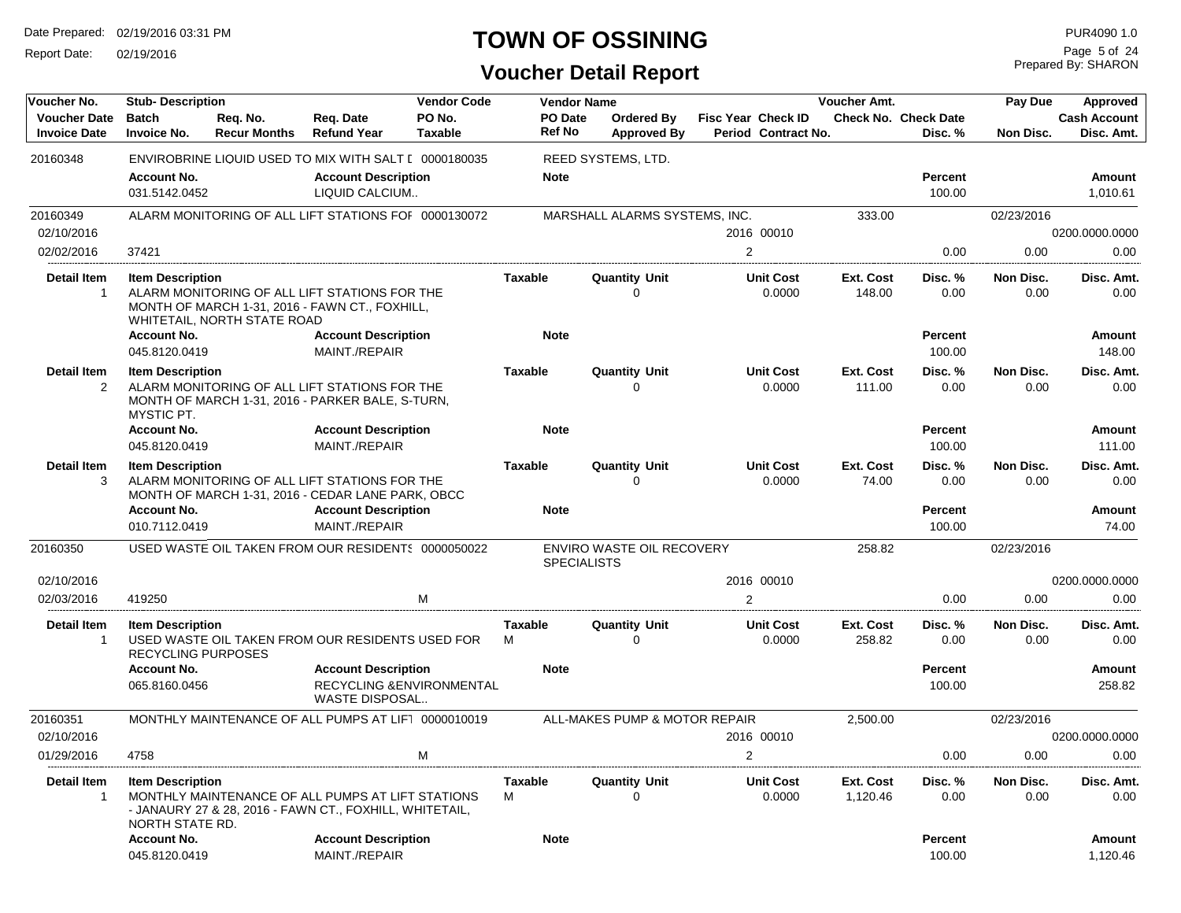# TOWN OF OSSINING

## Voucher Detail Report

Date Prepared: 02/19/2016 03:31 PM
Report Date: 02/19/2016

PUR4090 1.0
Prepared By: SHARON

| Voucher No. | Stub- Description | | | Vendor Code | Vendor Name | | | | Voucher Amt. | | Pay Due | Approved |
|---|---|---|---|---|---|---|---|---|---|---|---|---|
| Voucher Date | Batch | Req. No. | Req. Date | PO No. | PO Date | Ordered By | Fisc Year | Check ID | Check No. | Check Date | | Cash Account |
| Invoice Date | Invoice No. | Recur Months | Refund Year | Taxable | Ref No | Approved By | Period | Contract No. | | Disc. % | Non Disc. | Disc. Amt. |

**20160348** — ENVIROBRINE LIQUID USED TO MIX WITH SALT [ — Vendor Code: 0000180035 — REED SYSTEMS, LTD.

| Account No. | Account Description | Note | Percent | Amount |
|---|---|---|---|---|
| 031.5142.0452 | LIQUID CALCIUM.. | | 100.00 | 1,010.61 |

**20160349** — ALARM MONITORING OF ALL LIFT STATIONS FOF — Vendor Code: 0000130072 — MARSHALL ALARMS SYSTEMS, INC. — Voucher Amt.: 333.00 — Pay Due: 02/23/2016

| Voucher Date | Invoice Date | Invoice No. | Fisc Year | Check ID | Period | Disc. % | Non Disc. | Cash Account | Disc. Amt. |
|---|---|---|---|---|---|---|---|---|---|
| 02/10/2016 | 02/02/2016 | 37421 | 2016 | 00010 | 2 | 0.00 | 0.00 | 0200.0000.0000 | 0.00 |

| Detail Item | Item Description | Taxable | Quantity Unit | Unit Cost | Ext. Cost | Disc. % | Non Disc. | Disc. Amt. |
|---|---|---|---|---|---|---|---|---|
| 1 | ALARM MONITORING OF ALL LIFT STATIONS FOR THE MONTH OF MARCH 1-31, 2016 - FAWN CT., FOXHILL, WHITETAIL, NORTH STATE ROAD | | 0 | 0.0000 | 148.00 | 0.00 | 0.00 | 0.00 |

| Account No. | Account Description | Note | Percent | Amount |
|---|---|---|---|---|
| 045.8120.0419 | MAINT./REPAIR | | 100.00 | 148.00 |

| Detail Item | Item Description | Taxable | Quantity Unit | Unit Cost | Ext. Cost | Disc. % | Non Disc. | Disc. Amt. |
|---|---|---|---|---|---|---|---|---|
| 2 | ALARM MONITORING OF ALL LIFT STATIONS FOR THE MONTH OF MARCH 1-31, 2016 - PARKER BALE, S-TURN, MYSTIC PT. | | 0 | 0.0000 | 111.00 | 0.00 | 0.00 | 0.00 |

| Account No. | Account Description | Note | Percent | Amount |
|---|---|---|---|---|
| 045.8120.0419 | MAINT./REPAIR | | 100.00 | 111.00 |

| Detail Item | Item Description | Taxable | Quantity Unit | Unit Cost | Ext. Cost | Disc. % | Non Disc. | Disc. Amt. |
|---|---|---|---|---|---|---|---|---|
| 3 | ALARM MONITORING OF ALL LIFT STATIONS FOR THE MONTH OF MARCH 1-31, 2016 - CEDAR LANE PARK, OBCC | | 0 | 0.0000 | 74.00 | 0.00 | 0.00 | 0.00 |

| Account No. | Account Description | Note | Percent | Amount |
|---|---|---|---|---|
| 010.7112.0419 | MAINT./REPAIR | | 100.00 | 74.00 |

**20160350** — USED WASTE OIL TAKEN FROM OUR RESIDENTS — Vendor Code: 0000050022 — ENVIRO WASTE OIL RECOVERY SPECIALISTS — Voucher Amt.: 258.82 — Pay Due: 02/23/2016

| Voucher Date | Invoice Date | Invoice No. | Taxable | Fisc Year | Check ID | Period | Disc. % | Non Disc. | Cash Account | Disc. Amt. |
|---|---|---|---|---|---|---|---|---|---|---|
| 02/10/2016 | 02/03/2016 | 419250 | M | 2016 | 00010 | 2 | 0.00 | 0.00 | 0200.0000.0000 | 0.00 |

| Detail Item | Item Description | Taxable | Quantity Unit | Unit Cost | Ext. Cost | Disc. % | Non Disc. | Disc. Amt. |
|---|---|---|---|---|---|---|---|---|
| 1 | USED WASTE OIL TAKEN FROM OUR RESIDENTS USED FOR RECYCLING PURPOSES | M | 0 | 0.0000 | 258.82 | 0.00 | 0.00 | 0.00 |

| Account No. | Account Description | Note | Percent | Amount |
|---|---|---|---|---|
| 065.8160.0456 | RECYCLING &ENVIRONMENTAL WASTE DISPOSAL.. | | 100.00 | 258.82 |

**20160351** — MONTHLY MAINTENANCE OF ALL PUMPS AT LIFT — Vendor Code: 0000010019 — ALL-MAKES PUMP & MOTOR REPAIR — Voucher Amt.: 2,500.00 — Pay Due: 02/23/2016

| Voucher Date | Invoice Date | Invoice No. | Taxable | Fisc Year | Check ID | Period | Disc. % | Non Disc. | Cash Account | Disc. Amt. |
|---|---|---|---|---|---|---|---|---|---|---|
| 02/10/2016 | 01/29/2016 | 4758 | M | 2016 | 00010 | 2 | 0.00 | 0.00 | 0200.0000.0000 | 0.00 |

| Detail Item | Item Description | Taxable | Quantity Unit | Unit Cost | Ext. Cost | Disc. % | Non Disc. | Disc. Amt. |
|---|---|---|---|---|---|---|---|---|
| 1 | MONTHLY MAINTENANCE OF ALL PUMPS AT LIFT STATIONS - JANAURY 27 & 28, 2016 - FAWN CT., FOXHILL, WHITETAIL, NORTH STATE RD. | M | 0 | 0.0000 | 1,120.46 | 0.00 | 0.00 | 0.00 |

| Account No. | Account Description | Note | Percent | Amount |
|---|---|---|---|---|
| 045.8120.0419 | MAINT./REPAIR | | 100.00 | 1,120.46 |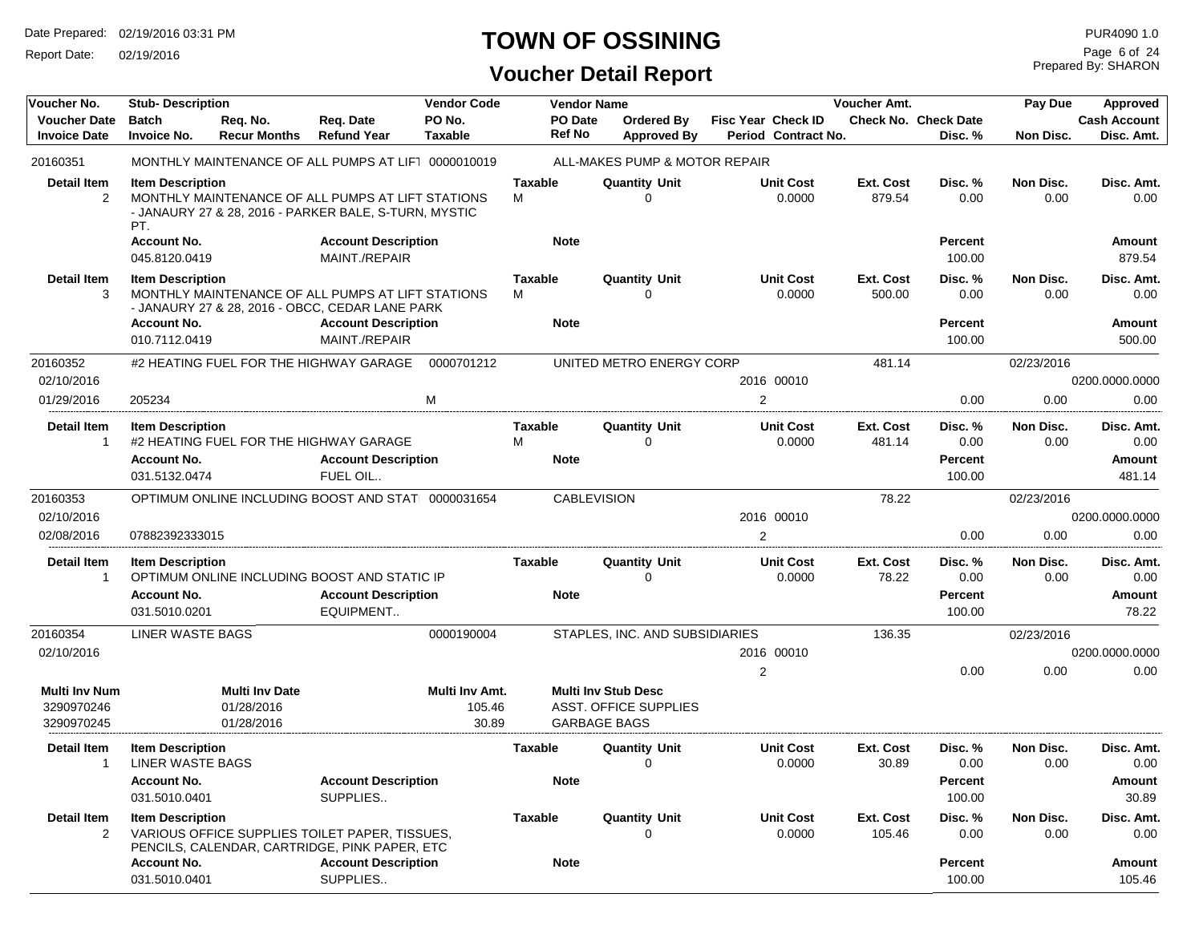# TOWN OF OSSINING

## Voucher Detail Report

Date Prepared: 02/19/2016 03:31 PM
Report Date: 02/19/2016

PUR4090 1.0
Prepared By: SHARON

| Voucher No. / Voucher Date / Invoice Date | Stub- Description / Batch / Invoice No. | Req. No. / Recur Months | Req. Date / Refund Year | Vendor Code / PO No. / Taxable | Vendor Name / PO Date / Ref No | Ordered By / Approved By | Fisc Year / Period | Check ID / Contract No. | Voucher Amt. / Check No. | Check Date / Disc. % | Pay Due / Non Disc. | Approved / Cash Account / Disc. Amt. |
|---|---|---|---|---|---|---|---|---|---|---|---|---|
| 20160351 | MONTHLY MAINTENANCE OF ALL PUMPS AT LIFT | | | 0000010019 | ALL-MAKES PUMP & MOTOR REPAIR | | | | | | | |

| Detail Item | Item Description | Taxable | Quantity | Unit | Unit Cost | Ext. Cost | Disc. % | Non Disc. | Disc. Amt. |
|---|---|---|---|---|---|---|---|---|---|
| 2 | MONTHLY MAINTENANCE OF ALL PUMPS AT LIFT STATIONS - JANAURY 27 & 28, 2016 - PARKER BALE, S-TURN, MYSTIC PT. | M | 0 | | 0.0000 | 879.54 | 0.00 | 0.00 | 0.00 |

| Account No. | Account Description | Note | Percent | Amount |
|---|---|---|---|---|
| 045.8120.0419 | MAINT./REPAIR | | 100.00 | 879.54 |

| Detail Item | Item Description | Taxable | Quantity | Unit | Unit Cost | Ext. Cost | Disc. % | Non Disc. | Disc. Amt. |
|---|---|---|---|---|---|---|---|---|---|
| 3 | MONTHLY MAINTENANCE OF ALL PUMPS AT LIFT STATIONS - JANAURY 27 & 28, 2016 - OBCC, CEDAR LANE PARK | M | 0 | | 0.0000 | 500.00 | 0.00 | 0.00 | 0.00 |

| Account No. | Account Description | Note | Percent | Amount |
|---|---|---|---|---|
| 010.7112.0419 | MAINT./REPAIR | | 100.00 | 500.00 |

| Voucher No. / Voucher Date / Invoice Date | Stub- Description / Batch / Invoice No. | Vendor Code / Taxable | Vendor Name | Fisc Year / Period | Check ID | Voucher Amt. | Disc. % | Pay Due / Non Disc. | Cash Account / Disc. Amt. |
|---|---|---|---|---|---|---|---|---|---|
| 20160352 | #2 HEATING FUEL FOR THE HIGHWAY GARAGE | 0000701212 | UNITED METRO ENERGY CORP | | | 481.14 | | 02/23/2016 | |
| 02/10/2016 | | | | 2016 | 00010 | | | | 0200.0000.0000 |
| 01/29/2016 | 205234 | M | | 2 | | | 0.00 | 0.00 | 0.00 |

| Detail Item | Item Description | Taxable | Quantity | Unit | Unit Cost | Ext. Cost | Disc. % | Non Disc. | Disc. Amt. |
|---|---|---|---|---|---|---|---|---|---|
| 1 | #2 HEATING FUEL FOR THE HIGHWAY GARAGE | M | 0 | | 0.0000 | 481.14 | 0.00 | 0.00 | 0.00 |

| Account No. | Account Description | Note | Percent | Amount |
|---|---|---|---|---|
| 031.5132.0474 | FUEL OIL.. | | 100.00 | 481.14 |

| Voucher No. / Voucher Date / Invoice Date | Stub- Description / Batch / Invoice No. | Vendor Code / Taxable | Vendor Name | Fisc Year / Period | Check ID | Voucher Amt. | Disc. % | Pay Due / Non Disc. | Cash Account / Disc. Amt. |
|---|---|---|---|---|---|---|---|---|---|
| 20160353 | OPTIMUM ONLINE INCLUDING BOOST AND STAT | 0000031654 | CABLEVISION | | | 78.22 | | 02/23/2016 | |
| 02/10/2016 | | | | 2016 | 00010 | | | | 0200.0000.0000 |
| 02/08/2016 | 07882392333015 | | | 2 | | | 0.00 | 0.00 | 0.00 |

| Detail Item | Item Description | Taxable | Quantity | Unit | Unit Cost | Ext. Cost | Disc. % | Non Disc. | Disc. Amt. |
|---|---|---|---|---|---|---|---|---|---|
| 1 | OPTIMUM ONLINE INCLUDING BOOST AND STATIC IP | | 0 | | 0.0000 | 78.22 | 0.00 | 0.00 | 0.00 |

| Account No. | Account Description | Note | Percent | Amount |
|---|---|---|---|---|
| 031.5010.0201 | EQUIPMENT.. | | 100.00 | 78.22 |

| Voucher No. / Voucher Date / Invoice Date | Stub- Description / Batch / Invoice No. | Vendor Code / Taxable | Vendor Name | Fisc Year / Period | Check ID | Voucher Amt. | Disc. % | Pay Due / Non Disc. | Cash Account / Disc. Amt. |
|---|---|---|---|---|---|---|---|---|---|
| 20160354 | LINER WASTE BAGS | 0000190004 | STAPLES, INC. AND SUBSIDIARIES | | | 136.35 | | 02/23/2016 | |
| 02/10/2016 | | | | 2016 | 00010 | | | | 0200.0000.0000 |
| | | | | 2 | | | 0.00 | 0.00 | 0.00 |

| Multi Inv Num | Multi Inv Date | Multi Inv Amt. | Multi Inv Stub Desc |
|---|---|---|---|
| 3290970246 | 01/28/2016 | 105.46 | ASST. OFFICE SUPPLIES |
| 3290970245 | 01/28/2016 | 30.89 | GARBAGE BAGS |

| Detail Item | Item Description | Taxable | Quantity | Unit | Unit Cost | Ext. Cost | Disc. % | Non Disc. | Disc. Amt. |
|---|---|---|---|---|---|---|---|---|---|
| 1 | LINER WASTE BAGS | | 0 | | 0.0000 | 30.89 | 0.00 | 0.00 | 0.00 |

| Account No. | Account Description | Note | Percent | Amount |
|---|---|---|---|---|
| 031.5010.0401 | SUPPLIES.. | | 100.00 | 30.89 |

| Detail Item | Item Description | Taxable | Quantity | Unit | Unit Cost | Ext. Cost | Disc. % | Non Disc. | Disc. Amt. |
|---|---|---|---|---|---|---|---|---|---|
| 2 | VARIOUS OFFICE SUPPLIES TOILET PAPER, TISSUES, PENCILS, CALENDAR, CARTRIDGE, PINK PAPER, ETC | | 0 | | 0.0000 | 105.46 | 0.00 | 0.00 | 0.00 |

| Account No. | Account Description | Note | Percent | Amount |
|---|---|---|---|---|
| 031.5010.0401 | SUPPLIES.. | | 100.00 | 105.46 |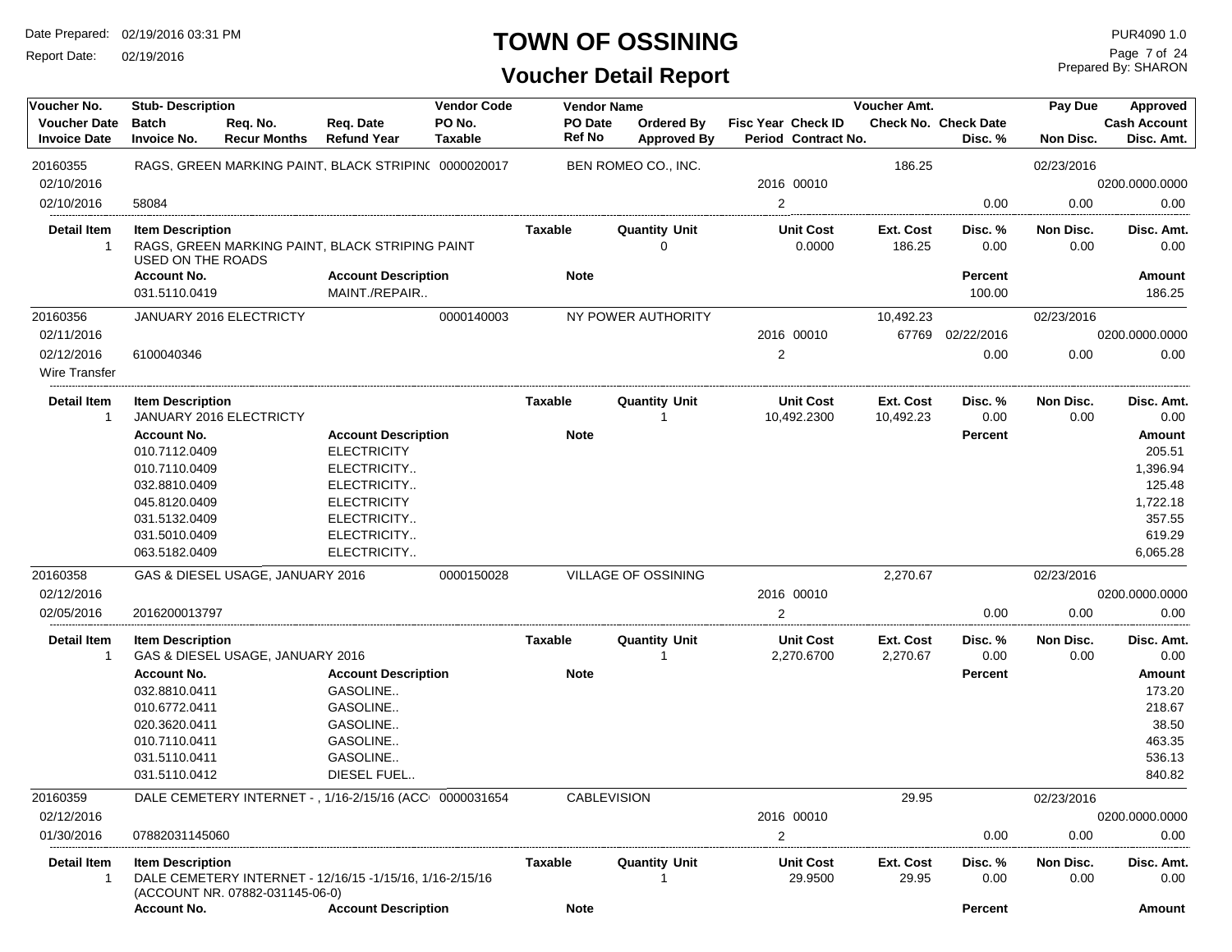# TOWN OF OSSINING

## Voucher Detail Report

Date Prepared: 02/19/2016 03:31 PM
Report Date: 02/19/2016
PUR4090 1.0
Prepared By: SHARON

| Voucher No. | Stub- Description | | | Vendor Code | Vendor Name | | | Voucher Amt. | | Pay Due | Approved |
|---|---|---|---|---|---|---|---|---|---|---|---|
| Voucher Date | Batch | Req. No. | Req. Date | PO No. | PO Date | Ordered By | Fisc Year Check ID | Check No. | Check Date | | Cash Account |
| Invoice Date | Invoice No. | Recur Months | Refund Year | Taxable | Ref No | Approved By | Period Contract No. | | Disc. % | Non Disc. | Disc. Amt. |
| 20160355 | RAGS, GREEN MARKING PAINT, BLACK STRIPIN( | | | 0000020017 | BEN ROMEO CO., INC. | | | 186.25 | | 02/23/2016 | |
| 02/10/2016 | | | | | | | 2016 00010 | | | | 0200.0000.0000 |
| 02/10/2016 | 58084 | | | | | | 2 | | 0.00 | 0.00 | 0.00 |

| Detail Item | Item Description | Taxable | Quantity Unit | Unit Cost | Ext. Cost | Disc. % | Non Disc. | Disc. Amt. |
|---|---|---|---|---|---|---|---|---|
| 1 | RAGS, GREEN MARKING PAINT, BLACK STRIPING PAINT USED ON THE ROADS | | 0 | 0.0000 | 186.25 | 0.00 | 0.00 | 0.00 |

| Account No. | Account Description | Note | Percent | Amount |
|---|---|---|---|---|
| 031.5110.0419 | MAINT./REPAIR.. | | 100.00 | 186.25 |

| Voucher No. | Stub- Description | | | Vendor Code | Vendor Name | | | Voucher Amt. | | Pay Due | Approved |
|---|---|---|---|---|---|---|---|---|---|---|---|
| 20160356 | JANUARY 2016 ELECTRICTY | | | 0000140003 | NY POWER AUTHORITY | | | 10,492.23 | | 02/23/2016 | |
| 02/11/2016 | | | | | | | 2016 00010 | 67769 | 02/22/2016 | | 0200.0000.0000 |
| 02/12/2016 | 6100040346 | | | | | | 2 | | 0.00 | 0.00 | 0.00 |
| Wire Transfer | | | | | | | | | | | |

| Detail Item | Item Description | Taxable | Quantity Unit | Unit Cost | Ext. Cost | Disc. % | Non Disc. | Disc. Amt. |
|---|---|---|---|---|---|---|---|---|
| 1 | JANUARY 2016 ELECTRICTY | | 1 | 10,492.2300 | 10,492.23 | 0.00 | 0.00 | 0.00 |

| Account No. | Account Description | Note | Percent | Amount |
|---|---|---|---|---|
| 010.7112.0409 | ELECTRICITY | | | 205.51 |
| 010.7110.0409 | ELECTRICITY.. | | | 1,396.94 |
| 032.8810.0409 | ELECTRICITY.. | | | 125.48 |
| 045.8120.0409 | ELECTRICITY | | | 1,722.18 |
| 031.5132.0409 | ELECTRICITY.. | | | 357.55 |
| 031.5010.0409 | ELECTRICITY.. | | | 619.29 |
| 063.5182.0409 | ELECTRICITY.. | | | 6,065.28 |

| Voucher No. | Stub- Description | | | Vendor Code | Vendor Name | | | Voucher Amt. | | Pay Due | Approved |
|---|---|---|---|---|---|---|---|---|---|---|---|
| 20160358 | GAS & DIESEL USAGE, JANUARY 2016 | | | 0000150028 | VILLAGE OF OSSINING | | | 2,270.67 | | 02/23/2016 | |
| 02/12/2016 | | | | | | | 2016 00010 | | | | 0200.0000.0000 |
| 02/05/2016 | 2016200013797 | | | | | | 2 | | 0.00 | 0.00 | 0.00 |

| Detail Item | Item Description | Taxable | Quantity Unit | Unit Cost | Ext. Cost | Disc. % | Non Disc. | Disc. Amt. |
|---|---|---|---|---|---|---|---|---|
| 1 | GAS & DIESEL USAGE, JANUARY 2016 | | 1 | 2,270.6700 | 2,270.67 | 0.00 | 0.00 | 0.00 |

| Account No. | Account Description | Note | Percent | Amount |
|---|---|---|---|---|
| 032.8810.0411 | GASOLINE.. | | | 173.20 |
| 010.6772.0411 | GASOLINE.. | | | 218.67 |
| 020.3620.0411 | GASOLINE.. | | | 38.50 |
| 010.7110.0411 | GASOLINE.. | | | 463.35 |
| 031.5110.0411 | GASOLINE.. | | | 536.13 |
| 031.5110.0412 | DIESEL FUEL.. | | | 840.82 |

| Voucher No. | Stub- Description | | | Vendor Code | Vendor Name | | | Voucher Amt. | | Pay Due | Approved |
|---|---|---|---|---|---|---|---|---|---|---|---|
| 20160359 | DALE CEMETERY INTERNET - , 1/16-2/15/16 (ACC | | | 0000031654 | CABLEVISION | | | 29.95 | | 02/23/2016 | |
| 02/12/2016 | | | | | | | 2016 00010 | | | | 0200.0000.0000 |
| 01/30/2016 | 07882031145060 | | | | | | 2 | | 0.00 | 0.00 | 0.00 |

| Detail Item | Item Description | Taxable | Quantity Unit | Unit Cost | Ext. Cost | Disc. % | Non Disc. | Disc. Amt. |
|---|---|---|---|---|---|---|---|---|
| 1 | DALE CEMETERY INTERNET - 12/16/15 -1/15/16, 1/16-2/15/16 (ACCOUNT NR. 07882-031145-06-0) | | 1 | 29.9500 | 29.95 | 0.00 | 0.00 | 0.00 |

| Account No. | Account Description | Note | Percent | Amount |
|---|---|---|---|---|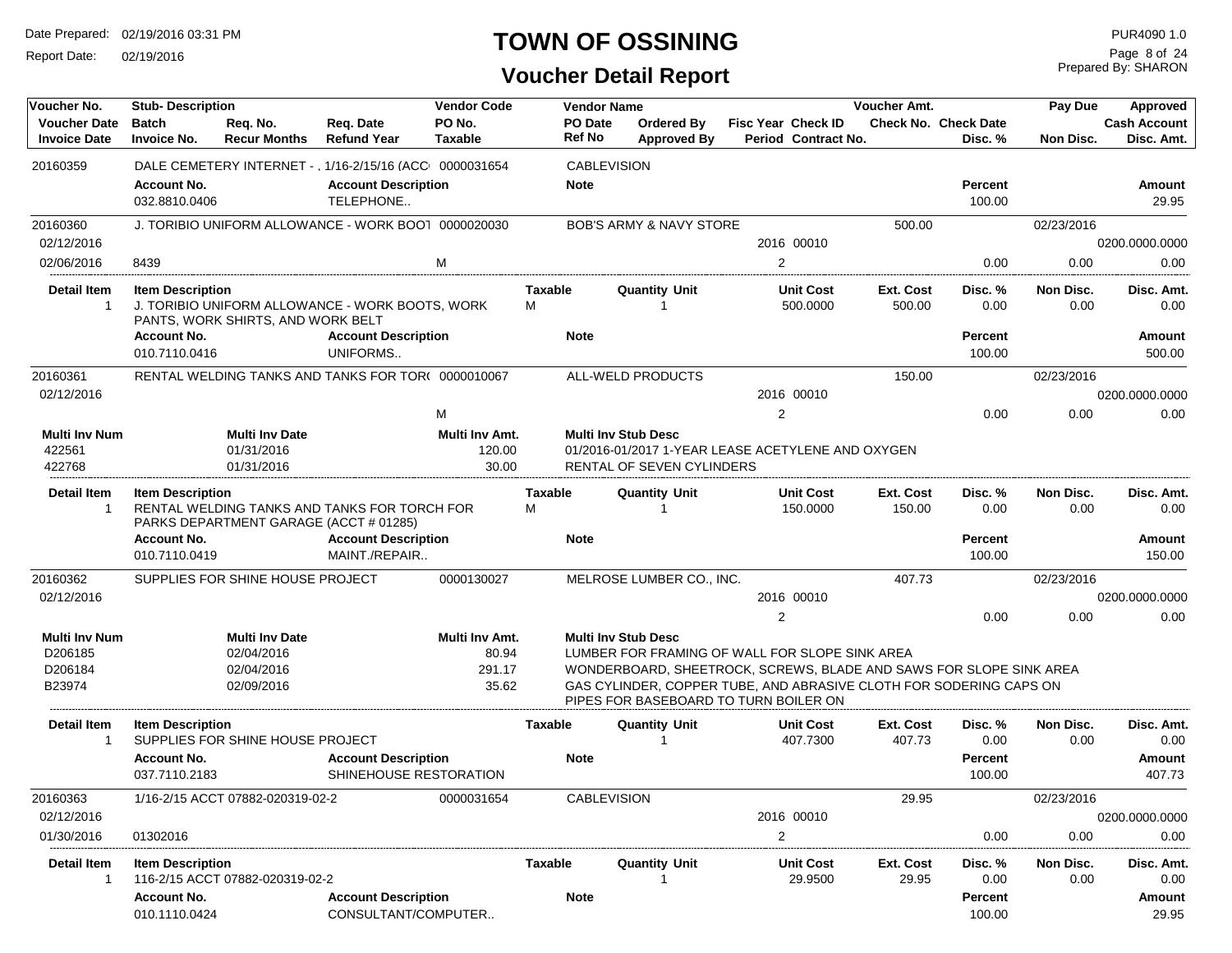# TOWN OF OSSINING

## Voucher Detail Report

Date Prepared: 02/19/2016 03:31 PM
Report Date: 02/19/2016
PUR4090 1.0
Prepared By: SHARON

| Voucher No. | Stub- Description | | | Vendor Code | Vendor Name | | Fisc Year Check ID | Voucher Amt. | | Pay Due | Approved |
|---|---|---|---|---|---|---|---|---|---|---|---|
| Voucher Date | Batch | Req. No. | Req. Date | PO No. | PO Date | Ordered By | | Check No. Check Date | | | Cash Account |
| Invoice Date | Invoice No. | Recur Months | Refund Year | Taxable | Ref No | Approved By | Period Contract No. | | Disc. % | Non Disc. | Disc. Amt. |

---

**20160359** — DALE CEMETERY INTERNET - , 1/16-2/15/16 (ACC — 0000031654 — CABLEVISION

| Account No. | Account Description | Note | Percent | Amount |
|---|---|---|---|---|
| 032.8810.0406 | TELEPHONE.. | | 100.00 | 29.95 |

---

**20160360** — J. TORIBIO UNIFORM ALLOWANCE - WORK BOOT — 0000020030 — BOB'S ARMY & NAVY STORE — Voucher Amt. 500.00 — Pay Due 02/23/2016

| Voucher Date | Invoice Date | Invoice No. | Taxable | Fisc Year / Check ID | Period | Disc. % | Non Disc. | Cash Account / Disc. Amt. |
|---|---|---|---|---|---|---|---|---|
| 02/12/2016 | 02/06/2016 | 8439 | M | 2016 00010 | 2 | 0.00 | 0.00 | 0200.0000.0000 / 0.00 |

| Detail Item | Item Description | Taxable | Quantity Unit | Unit Cost | Ext. Cost | Disc. % | Non Disc. | Disc. Amt. |
|---|---|---|---|---|---|---|---|---|
| 1 | J. TORIBIO UNIFORM ALLOWANCE - WORK BOOTS, WORK PANTS, WORK SHIRTS, AND WORK BELT | M | 1 | 500.0000 | 500.00 | 0.00 | 0.00 | 0.00 |

| Account No. | Account Description | Note | Percent | Amount |
|---|---|---|---|---|
| 010.7110.0416 | UNIFORMS.. | | 100.00 | 500.00 |

---

**20160361** — RENTAL WELDING TANKS AND TANKS FOR TOR( — 0000010067 — ALL-WELD PRODUCTS — Voucher Amt. 150.00 — Pay Due 02/23/2016

| Voucher Date | Taxable | Fisc Year / Check ID | Period | Disc. % | Non Disc. | Cash Account / Disc. Amt. |
|---|---|---|---|---|---|---|
| 02/12/2016 | M | 2016 00010 | 2 | 0.00 | 0.00 | 0200.0000.0000 / 0.00 |

| Multi Inv Num | Multi Inv Date | Multi Inv Amt. | Multi Inv Stub Desc |
|---|---|---|---|
| 422561 | 01/31/2016 | 120.00 | 01/2016-01/2017 1-YEAR LEASE ACETYLENE AND OXYGEN |
| 422768 | 01/31/2016 | 30.00 | RENTAL OF SEVEN CYLINDERS |

| Detail Item | Item Description | Taxable | Quantity Unit | Unit Cost | Ext. Cost | Disc. % | Non Disc. | Disc. Amt. |
|---|---|---|---|---|---|---|---|---|
| 1 | RENTAL WELDING TANKS AND TANKS FOR TORCH FOR PARKS DEPARTMENT GARAGE (ACCT # 01285) | M | 1 | 150.0000 | 150.00 | 0.00 | 0.00 | 0.00 |

| Account No. | Account Description | Note | Percent | Amount |
|---|---|---|---|---|
| 010.7110.0419 | MAINT./REPAIR.. | | 100.00 | 150.00 |

---

**20160362** — SUPPLIES FOR SHINE HOUSE PROJECT — 0000130027 — MELROSE LUMBER CO., INC. — Voucher Amt. 407.73 — Pay Due 02/23/2016

| Voucher Date | Fisc Year / Check ID | Period | Disc. % | Non Disc. | Cash Account / Disc. Amt. |
|---|---|---|---|---|---|
| 02/12/2016 | 2016 00010 | 2 | 0.00 | 0.00 | 0200.0000.0000 / 0.00 |

| Multi Inv Num | Multi Inv Date | Multi Inv Amt. | Multi Inv Stub Desc |
|---|---|---|---|
| D206185 | 02/04/2016 | 80.94 | LUMBER FOR FRAMING OF WALL FOR SLOPE SINK AREA |
| D206184 | 02/04/2016 | 291.17 | WONDERBOARD, SHEETROCK, SCREWS, BLADE AND SAWS FOR SLOPE SINK AREA |
| B23974 | 02/09/2016 | 35.62 | GAS CYLINDER, COPPER TUBE, AND ABRASIVE CLOTH FOR SODERING CAPS ON PIPES FOR BASEBOARD TO TURN BOILER ON |

| Detail Item | Item Description | Taxable | Quantity Unit | Unit Cost | Ext. Cost | Disc. % | Non Disc. | Disc. Amt. |
|---|---|---|---|---|---|---|---|---|
| 1 | SUPPLIES FOR SHINE HOUSE PROJECT | | 1 | 407.7300 | 407.73 | 0.00 | 0.00 | 0.00 |

| Account No. | Account Description | Note | Percent | Amount |
|---|---|---|---|---|
| 037.7110.2183 | SHINEHOUSE RESTORATION | | 100.00 | 407.73 |

---

**20160363** — 1/16-2/15 ACCT 07882-020319-02-2 — 0000031654 — CABLEVISION — Voucher Amt. 29.95 — Pay Due 02/23/2016

| Voucher Date | Invoice Date | Invoice No. | Fisc Year / Check ID | Period | Disc. % | Non Disc. | Cash Account / Disc. Amt. |
|---|---|---|---|---|---|---|---|
| 02/12/2016 | 01/30/2016 | 01302016 | 2016 00010 | 2 | 0.00 | 0.00 | 0200.0000.0000 / 0.00 |

| Detail Item | Item Description | Taxable | Quantity Unit | Unit Cost | Ext. Cost | Disc. % | Non Disc. | Disc. Amt. |
|---|---|---|---|---|---|---|---|---|
| 1 | 116-2/15 ACCT 07882-020319-02-2 | | 1 | 29.9500 | 29.95 | 0.00 | 0.00 | 0.00 |

| Account No. | Account Description | Note | Percent | Amount |
|---|---|---|---|---|
| 010.1110.0424 | CONSULTANT/COMPUTER.. | | 100.00 | 29.95 |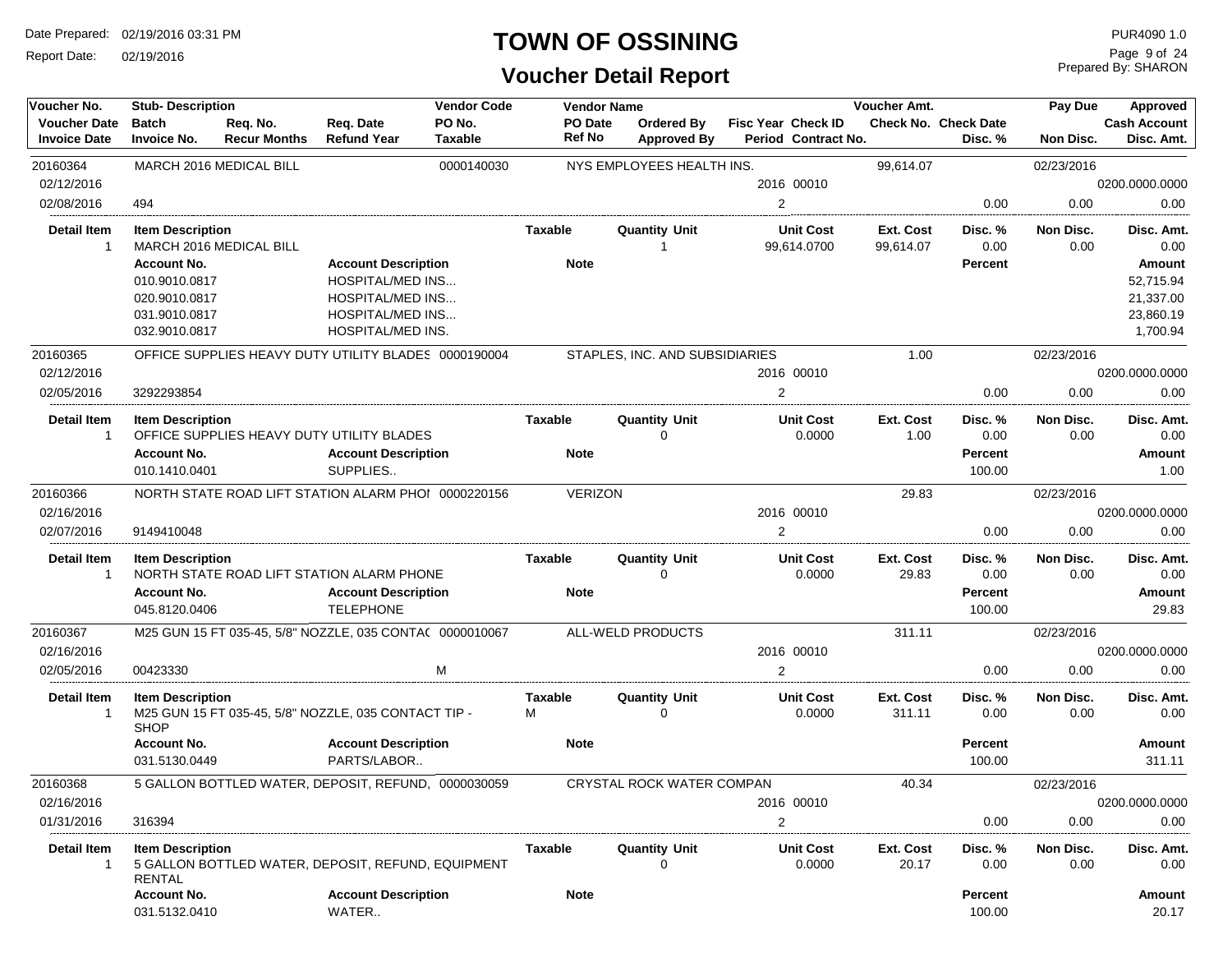# TOWN OF OSSINING

## Voucher Detail Report

Date Prepared: 02/19/2016 03:31 PM
Report Date: 02/19/2016

PUR4090 1.0
Prepared By: SHARON

| Voucher No. | Stub- Description | | | Vendor Code | Vendor Name | | | | Voucher Amt. | | | Pay Due | Approved |
|---|---|---|---|---|---|---|---|---|---|---|---|---|---|
| Voucher Date | Batch | Req. No. | Req. Date | PO No. | PO Date | Ordered By | Fisc Year | Check ID | Check No. | Check Date | | | Cash Account |
| Invoice Date | Invoice No. | Recur Months | Refund Year | Taxable | Ref No | Approved By | Period | Contract No. | | | Disc. % | Non Disc. | Disc. Amt. |

---

**20160364** | MARCH 2016 MEDICAL BILL | 0000140030 | NYS EMPLOYEES HEALTH INS. | 99,614.07 | 02/23/2016
02/12/2016 | 2016 00010 | 0200.0000.0000
02/08/2016 | 494 | 2 | 0.00 | 0.00 | 0.00

| Detail Item | Item Description | Taxable | Quantity Unit | Unit Cost | Ext. Cost | Disc. % | Non Disc. | Disc. Amt. |
|---|---|---|---|---|---|---|---|---|
| 1 | MARCH 2016 MEDICAL BILL | | 1 | 99,614.0700 | 99,614.07 | 0.00 | 0.00 | 0.00 |

| Account No. | Account Description | Note | Percent | Amount |
|---|---|---|---|---|
| 010.9010.0817 | HOSPITAL/MED INS... | | | 52,715.94 |
| 020.9010.0817 | HOSPITAL/MED INS... | | | 21,337.00 |
| 031.9010.0817 | HOSPITAL/MED INS... | | | 23,860.19 |
| 032.9010.0817 | HOSPITAL/MED INS. | | | 1,700.94 |

---

**20160365** | OFFICE SUPPLIES HEAVY DUTY UTILITY BLADES | 0000190004 | STAPLES, INC. AND SUBSIDIARIES | 1.00 | 02/23/2016
02/12/2016 | 2016 00010 | 0200.0000.0000
02/05/2016 | 3292293854 | 2 | 0.00 | 0.00 | 0.00

| Detail Item | Item Description | Taxable | Quantity Unit | Unit Cost | Ext. Cost | Disc. % | Non Disc. | Disc. Amt. |
|---|---|---|---|---|---|---|---|---|
| 1 | OFFICE SUPPLIES HEAVY DUTY UTILITY BLADES | | 0 | 0.0000 | 1.00 | 0.00 | 0.00 | 0.00 |

| Account No. | Account Description | Note | Percent | Amount |
|---|---|---|---|---|
| 010.1410.0401 | SUPPLIES.. | | 100.00 | 1.00 |

---

**20160366** | NORTH STATE ROAD LIFT STATION ALARM PHOI | 0000220156 | VERIZON | 29.83 | 02/23/2016
02/16/2016 | 2016 00010 | 0200.0000.0000
02/07/2016 | 9149410048 | 2 | 0.00 | 0.00 | 0.00

| Detail Item | Item Description | Taxable | Quantity Unit | Unit Cost | Ext. Cost | Disc. % | Non Disc. | Disc. Amt. |
|---|---|---|---|---|---|---|---|---|
| 1 | NORTH STATE ROAD LIFT STATION ALARM PHONE | | 0 | 0.0000 | 29.83 | 0.00 | 0.00 | 0.00 |

| Account No. | Account Description | Note | Percent | Amount |
|---|---|---|---|---|
| 045.8120.0406 | TELEPHONE | | 100.00 | 29.83 |

---

**20160367** | M25 GUN 15 FT 035-45, 5/8" NOZZLE, 035 CONTA( | 0000010067 | ALL-WELD PRODUCTS | 311.11 | 02/23/2016
02/16/2016 | 2016 00010 | 0200.0000.0000
02/05/2016 | 00423330 | M | 2 | 0.00 | 0.00 | 0.00

| Detail Item | Item Description | Taxable | Quantity Unit | Unit Cost | Ext. Cost | Disc. % | Non Disc. | Disc. Amt. |
|---|---|---|---|---|---|---|---|---|
| 1 | M25 GUN 15 FT 035-45, 5/8" NOZZLE, 035 CONTACT TIP - SHOP | M | 0 | 0.0000 | 311.11 | 0.00 | 0.00 | 0.00 |

| Account No. | Account Description | Note | Percent | Amount |
|---|---|---|---|---|
| 031.5130.0449 | PARTS/LABOR.. | | 100.00 | 311.11 |

---

**20160368** | 5 GALLON BOTTLED WATER, DEPOSIT, REFUND, | 0000030059 | CRYSTAL ROCK WATER COMPAN | 40.34 | 02/23/2016
02/16/2016 | 2016 00010 | 0200.0000.0000
01/31/2016 | 316394 | 2 | 0.00 | 0.00 | 0.00

| Detail Item | Item Description | Taxable | Quantity Unit | Unit Cost | Ext. Cost | Disc. % | Non Disc. | Disc. Amt. |
|---|---|---|---|---|---|---|---|---|
| 1 | 5 GALLON BOTTLED WATER, DEPOSIT, REFUND, EQUIPMENT RENTAL | | 0 | 0.0000 | 20.17 | 0.00 | 0.00 | 0.00 |

| Account No. | Account Description | Note | Percent | Amount |
|---|---|---|---|---|
| 031.5132.0410 | WATER.. | | 100.00 | 20.17 |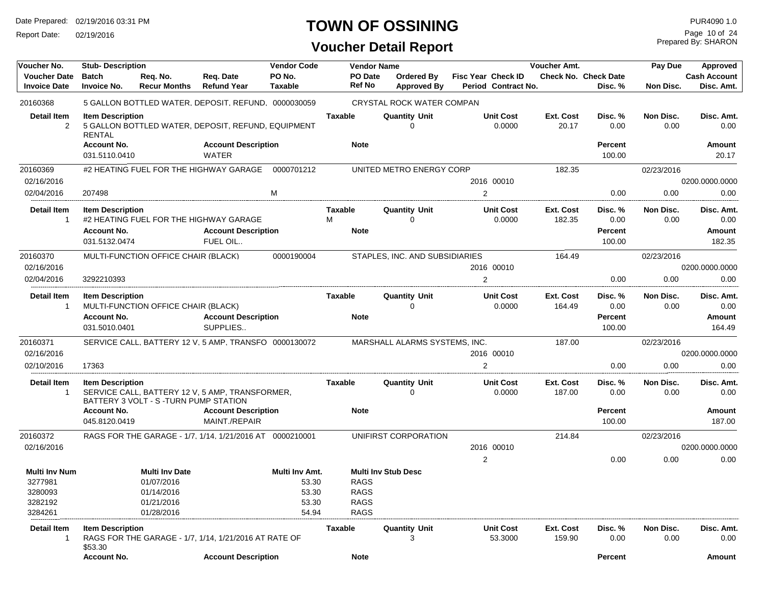# TOWN OF OSSINING

## Voucher Detail Report

Date Prepared: 02/19/2016 03:31 PM
Report Date: 02/19/2016

PUR4090 1.0
Prepared By: SHARON

| Voucher No. | Stub- Description | | | Vendor Code | Vendor Name | | | | Voucher Amt. | | Pay Due | Approved |
|---|---|---|---|---|---|---|---|---|---|---|---|---|
| Voucher Date | Batch | Req. No. | Req. Date | PO No. | PO Date | Ordered By | Fisc Year | Check ID | Check No. | Check Date | | Cash Account |
| Invoice Date | Invoice No. | Recur Months | Refund Year | Taxable | Ref No | Approved By | Period | Contract No. | | Disc. % | Non Disc. | Disc. Amt. |

**20160368** — 5 GALLON BOTTLED WATER, DEPOSIT, REFUND, — 0000030059 — CRYSTAL ROCK WATER COMPAN

| Detail Item | Item Description | Taxable | Quantity | Unit | Unit Cost | Ext. Cost | Disc. % | Non Disc. | Disc. Amt. |
|---|---|---|---|---|---|---|---|---|---|
| 2 | 5 GALLON BOTTLED WATER, DEPOSIT, REFUND, EQUIPMENT RENTAL | | 0 | | 0.0000 | 20.17 | 0.00 | 0.00 | 0.00 |

| Account No. | Account Description | Note | Percent | Amount |
|---|---|---|---|---|
| 031.5110.0410 | WATER | | 100.00 | 20.17 |

**20160369** — #2 HEATING FUEL FOR THE HIGHWAY GARAGE — 0000701212 — UNITED METRO ENERGY CORP — Voucher Amt. 182.35 — Pay Due 02/23/2016

| Voucher Date | Invoice Date | Invoice No. | Taxable | Fisc Year | Check ID | Period | Cash Account | Disc. % | Non Disc. | Disc. Amt. |
|---|---|---|---|---|---|---|---|---|---|---|
| 02/16/2016 | 02/04/2016 | 207498 | M | 2016 | 00010 | 2 | 0200.0000.0000 | 0.00 | 0.00 | 0.00 |

| Detail Item | Item Description | Taxable | Quantity | Unit | Unit Cost | Ext. Cost | Disc. % | Non Disc. | Disc. Amt. |
|---|---|---|---|---|---|---|---|---|---|
| 1 | #2 HEATING FUEL FOR THE HIGHWAY GARAGE | M | 0 | | 0.0000 | 182.35 | 0.00 | 0.00 | 0.00 |

| Account No. | Account Description | Note | Percent | Amount |
|---|---|---|---|---|
| 031.5132.0474 | FUEL OIL.. | | 100.00 | 182.35 |

**20160370** — MULTI-FUNCTION OFFICE CHAIR (BLACK) — 0000190004 — STAPLES, INC. AND SUBSIDIARIES — Voucher Amt. 164.49 — Pay Due 02/23/2016

| Voucher Date | Invoice Date | Invoice No. | Taxable | Fisc Year | Check ID | Period | Cash Account | Disc. % | Non Disc. | Disc. Amt. |
|---|---|---|---|---|---|---|---|---|---|---|
| 02/16/2016 | 02/04/2016 | 3292210393 | | 2016 | 00010 | 2 | 0200.0000.0000 | 0.00 | 0.00 | 0.00 |

| Detail Item | Item Description | Taxable | Quantity | Unit | Unit Cost | Ext. Cost | Disc. % | Non Disc. | Disc. Amt. |
|---|---|---|---|---|---|---|---|---|---|
| 1 | MULTI-FUNCTION OFFICE CHAIR (BLACK) | | 0 | | 0.0000 | 164.49 | 0.00 | 0.00 | 0.00 |

| Account No. | Account Description | Note | Percent | Amount |
|---|---|---|---|---|
| 031.5010.0401 | SUPPLIES.. | | 100.00 | 164.49 |

**20160371** — SERVICE CALL, BATTERY 12 V, 5 AMP, TRANSFO — 0000130072 — MARSHALL ALARMS SYSTEMS, INC. — Voucher Amt. 187.00 — Pay Due 02/23/2016

| Voucher Date | Invoice Date | Invoice No. | Taxable | Fisc Year | Check ID | Period | Cash Account | Disc. % | Non Disc. | Disc. Amt. |
|---|---|---|---|---|---|---|---|---|---|---|
| 02/16/2016 | 02/10/2016 | 17363 | | 2016 | 00010 | 2 | 0200.0000.0000 | 0.00 | 0.00 | 0.00 |

| Detail Item | Item Description | Taxable | Quantity | Unit | Unit Cost | Ext. Cost | Disc. % | Non Disc. | Disc. Amt. |
|---|---|---|---|---|---|---|---|---|---|
| 1 | SERVICE CALL, BATTERY 12 V, 5 AMP, TRANSFORMER, BATTERY 3 VOLT - S -TURN PUMP STATION | | 0 | | 0.0000 | 187.00 | 0.00 | 0.00 | 0.00 |

| Account No. | Account Description | Note | Percent | Amount |
|---|---|---|---|---|
| 045.8120.0419 | MAINT./REPAIR | | 100.00 | 187.00 |

**20160372** — RAGS FOR THE GARAGE - 1/7, 1/14, 1/21/2016 AT — 0000210001 — UNIFIRST CORPORATION — Voucher Amt. 214.84 — Pay Due 02/23/2016

| Voucher Date | Fisc Year | Check ID | Period | Cash Account | Disc. % | Non Disc. | Disc. Amt. |
|---|---|---|---|---|---|---|---|
| 02/16/2016 | 2016 | 00010 | 2 | 0200.0000.0000 | 0.00 | 0.00 | 0.00 |

| Multi Inv Num | Multi Inv Date | Multi Inv Amt. | Multi Inv Stub Desc |
|---|---|---|---|
| 3277981 | 01/07/2016 | 53.30 | RAGS |
| 3280093 | 01/14/2016 | 53.30 | RAGS |
| 3282192 | 01/21/2016 | 53.30 | RAGS |
| 3284261 | 01/28/2016 | 54.94 | RAGS |

| Detail Item | Item Description | Taxable | Quantity | Unit | Unit Cost | Ext. Cost | Disc. % | Non Disc. | Disc. Amt. |
|---|---|---|---|---|---|---|---|---|---|
| 1 | RAGS FOR THE GARAGE - 1/7, 1/14, 1/21/2016 AT RATE OF $53.30 | | 3 | | 53.3000 | 159.90 | 0.00 | 0.00 | 0.00 |

| Account No. | Account Description | Note | Percent | Amount |
|---|---|---|---|---|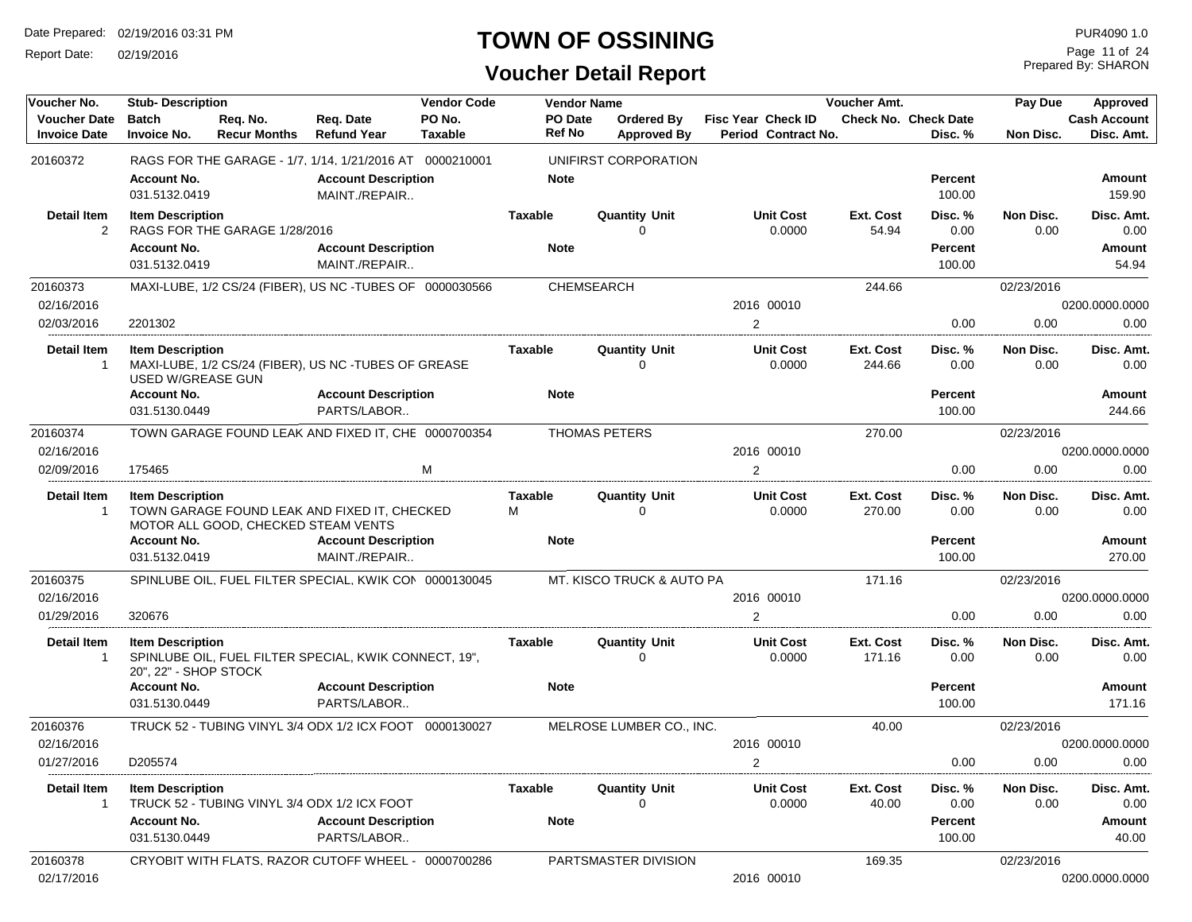# TOWN OF OSSINING

## Voucher Detail Report

Date Prepared: 02/19/2016 03:31 PM
Report Date: 02/19/2016

PUR4090 1.0
Prepared By: SHARON

| Voucher No. | Stub- Description | | | Vendor Code | Vendor Name | | | | Voucher Amt. | | Pay Due | Approved |
|---|---|---|---|---|---|---|---|---|---|---|---|---|
| Voucher Date | Batch | Req. No. | Req. Date | PO No. | PO Date | Ordered By | Fisc Year | Check ID | Check No. | Check Date | | Cash Account |
| Invoice Date | Invoice No. | Recur Months | Refund Year | Taxable | Ref No | Approved By | Period | Contract No. | | Disc. % | Non Disc. | Disc. Amt. |
| 20160372 | RAGS FOR THE GARAGE - 1/7, 1/14, 1/21/2016 AT | | | 0000210001 | UNIFIRST CORPORATION | | | | | | | |
| | Account No. | | Account Description | | Note | | | | | Percent | | Amount |
| | 031.5132.0419 | | MAINT./REPAIR.. | | | | | | | 100.00 | | 159.90 |
| Detail Item | Item Description | | | | Taxable | Quantity Unit | | Unit Cost | Ext. Cost | Disc. % | Non Disc. | Disc. Amt. |
| 2 | RAGS FOR THE GARAGE 1/28/2016 | | | | | 0 | | 0.0000 | 54.94 | 0.00 | 0.00 | 0.00 |
| | Account No. | | Account Description | | Note | | | | | Percent | | Amount |
| | 031.5132.0419 | | MAINT./REPAIR.. | | | | | | | 100.00 | | 54.94 |
| 20160373 | MAXI-LUBE, 1/2 CS/24 (FIBER), US NC -TUBES OF | | | 0000030566 | CHEMSEARCH | | | | 244.66 | | 02/23/2016 | |
| 02/16/2016 | | | | | | | 2016 | 00010 | | | | 0200.0000.0000 |
| 02/03/2016 | 2201302 | | | | | | 2 | | | 0.00 | 0.00 | 0.00 |
| Detail Item | Item Description | | | | Taxable | Quantity Unit | | Unit Cost | Ext. Cost | Disc. % | Non Disc. | Disc. Amt. |
| 1 | MAXI-LUBE, 1/2 CS/24 (FIBER), US NC -TUBES OF GREASE USED W/GREASE GUN | | | | | 0 | | 0.0000 | 244.66 | 0.00 | 0.00 | 0.00 |
| | Account No. | | Account Description | | Note | | | | | Percent | | Amount |
| | 031.5130.0449 | | PARTS/LABOR.. | | | | | | | 100.00 | | 244.66 |
| 20160374 | TOWN GARAGE FOUND LEAK AND FIXED IT, CHE | | | 0000700354 | THOMAS PETERS | | | | 270.00 | | 02/23/2016 | |
| 02/16/2016 | | | | | | | 2016 | 00010 | | | | 0200.0000.0000 |
| 02/09/2016 | 175465 | | | M | | | 2 | | | 0.00 | 0.00 | 0.00 |
| Detail Item | Item Description | | | | Taxable | Quantity Unit | | Unit Cost | Ext. Cost | Disc. % | Non Disc. | Disc. Amt. |
| 1 | TOWN GARAGE FOUND LEAK AND FIXED IT, CHECKED MOTOR ALL GOOD, CHECKED STEAM VENTS | | | | M | 0 | | 0.0000 | 270.00 | 0.00 | 0.00 | 0.00 |
| | Account No. | | Account Description | | Note | | | | | Percent | | Amount |
| | 031.5132.0419 | | MAINT./REPAIR.. | | | | | | | 100.00 | | 270.00 |
| 20160375 | SPINLUBE OIL, FUEL FILTER SPECIAL, KWIK CON | | | 0000130045 | MT. KISCO TRUCK & AUTO PA | | | | 171.16 | | 02/23/2016 | |
| 02/16/2016 | | | | | | | 2016 | 00010 | | | | 0200.0000.0000 |
| 01/29/2016 | 320676 | | | | | | 2 | | | 0.00 | 0.00 | 0.00 |
| Detail Item | Item Description | | | | Taxable | Quantity Unit | | Unit Cost | Ext. Cost | Disc. % | Non Disc. | Disc. Amt. |
| 1 | SPINLUBE OIL, FUEL FILTER SPECIAL, KWIK CONNECT, 19", 20", 22" - SHOP STOCK | | | | | 0 | | 0.0000 | 171.16 | 0.00 | 0.00 | 0.00 |
| | Account No. | | Account Description | | Note | | | | | Percent | | Amount |
| | 031.5130.0449 | | PARTS/LABOR.. | | | | | | | 100.00 | | 171.16 |
| 20160376 | TRUCK 52 - TUBING VINYL 3/4 ODX 1/2 ICX FOOT | | | 0000130027 | MELROSE LUMBER CO., INC. | | | | 40.00 | | 02/23/2016 | |
| 02/16/2016 | | | | | | | 2016 | 00010 | | | | 0200.0000.0000 |
| 01/27/2016 | D205574 | | | | | | 2 | | | 0.00 | 0.00 | 0.00 |
| Detail Item | Item Description | | | | Taxable | Quantity Unit | | Unit Cost | Ext. Cost | Disc. % | Non Disc. | Disc. Amt. |
| 1 | TRUCK 52 - TUBING VINYL 3/4 ODX 1/2 ICX FOOT | | | | | 0 | | 0.0000 | 40.00 | 0.00 | 0.00 | 0.00 |
| | Account No. | | Account Description | | Note | | | | | Percent | | Amount |
| | 031.5130.0449 | | PARTS/LABOR.. | | | | | | | 100.00 | | 40.00 |
| 20160378 | CRYOBIT WITH FLATS, RAZOR CUTOFF WHEEL - | | | 0000700286 | PARTSMASTER DIVISION | | | | 169.35 | | 02/23/2016 | |
| 02/17/2016 | | | | | | | 2016 | 00010 | | | | 0200.0000.0000 |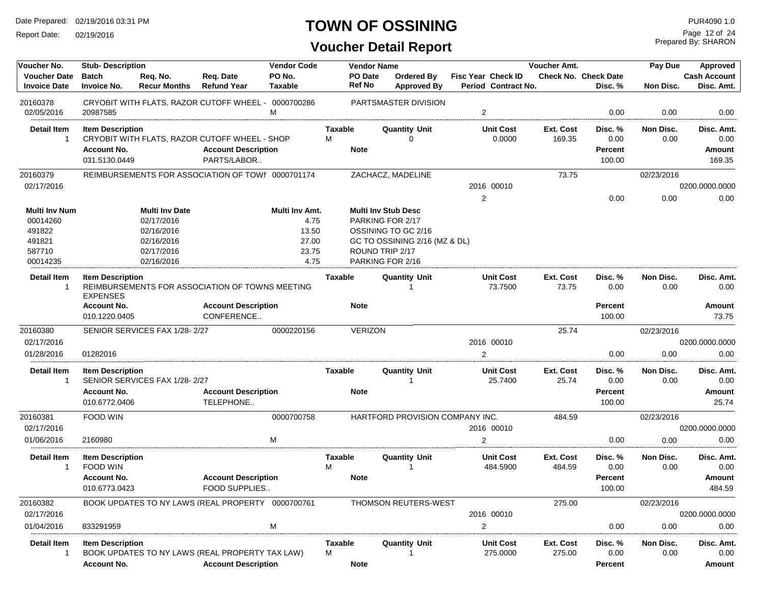# TOWN OF OSSINING

## Voucher Detail Report

Date Prepared: 02/19/2016 03:31 PM
Report Date: 02/19/2016
PUR4090 1.0
Prepared By: SHARON

| Voucher No. / Voucher Date / Invoice Date | Stub- Description / Batch / Invoice No. | Req. No. / Recur Months | Req. Date / Refund Year | Vendor Code / PO No. / Taxable | Vendor Name / PO Date / Ref No | Ordered By / Approved By | Fisc Year / Period | Check ID / Contract No. | Voucher Amt. / Check No. | Check Date / Disc. % | Pay Due / Non Disc. | Approved / Cash Account / Disc. Amt. |
|---|---|---|---|---|---|---|---|---|---|---|---|---|
| 20160378 | CRYOBIT WITH FLATS, RAZOR CUTOFF WHEEL - | | | 0000700286 | PARTSMASTER DIVISION | | | | | | | |
| 02/05/2016 | 20987585 | | | M | | | 2 | | | 0.00 | 0.00 | 0.00 |

| Detail Item | Item Description | Taxable | Quantity Unit | Unit Cost | Ext. Cost | Disc. % | Non Disc. | Disc. Amt. |
|---|---|---|---|---|---|---|---|---|
| 1 | CRYOBIT WITH FLATS, RAZOR CUTOFF WHEEL - SHOP | M | 0 | 0.0000 | 169.35 | 0.00 | 0.00 | 0.00 |

| Account No. | Account Description | Note | Percent | Amount |
|---|---|---|---|---|
| 031.5130.0449 | PARTS/LABOR.. | | 100.00 | 169.35 |

| Voucher No. / Voucher Date / Invoice Date | Stub- Description / Batch / Invoice No. | Req. No. / Recur Months | Req. Date / Refund Year | Vendor Code / PO No. / Taxable | Vendor Name / PO Date / Ref No | Ordered By / Approved By | Fisc Year / Period | Check ID / Contract No. | Voucher Amt. / Check No. | Check Date / Disc. % | Pay Due / Non Disc. | Approved / Cash Account / Disc. Amt. |
|---|---|---|---|---|---|---|---|---|---|---|---|---|
| 20160379 | REIMBURSEMENTS FOR ASSOCIATION OF TOWN | | | 0000701174 | ZACHACZ, MADELINE | | | | 73.75 | | 02/23/2016 | |
| 02/17/2016 | | | | | | | 2016 | 00010 | | | | 0200.0000.0000 |
| | | | | | | | 2 | | | 0.00 | 0.00 | 0.00 |

| Multi Inv Num | Multi Inv Date | Multi Inv Amt. | Multi Inv Stub Desc |
|---|---|---|---|
| 00014260 | 02/17/2016 | 4.75 | PARKING FOR 2/17 |
| 491822 | 02/16/2016 | 13.50 | OSSINING TO GC 2/16 |
| 491821 | 02/16/2016 | 27.00 | GC TO OSSINING 2/16 (MZ & DL) |
| 587710 | 02/17/2016 | 23.75 | ROUND TRIP 2/17 |
| 00014235 | 02/16/2016 | 4.75 | PARKING FOR 2/16 |

| Detail Item | Item Description | Taxable | Quantity Unit | Unit Cost | Ext. Cost | Disc. % | Non Disc. | Disc. Amt. |
|---|---|---|---|---|---|---|---|---|
| 1 | REIMBURSEMENTS FOR ASSOCIATION OF TOWNS MEETING EXPENSES | | 1 | 73.7500 | 73.75 | 0.00 | 0.00 | 0.00 |

| Account No. | Account Description | Note | Percent | Amount |
|---|---|---|---|---|
| 010.1220.0405 | CONFERENCE.. | | 100.00 | 73.75 |

| Voucher No. / Voucher Date / Invoice Date | Stub- Description / Batch / Invoice No. | Req. No. / Recur Months | Req. Date / Refund Year | Vendor Code / PO No. / Taxable | Vendor Name / PO Date / Ref No | Ordered By / Approved By | Fisc Year / Period | Check ID / Contract No. | Voucher Amt. / Check No. | Check Date / Disc. % | Pay Due / Non Disc. | Approved / Cash Account / Disc. Amt. |
|---|---|---|---|---|---|---|---|---|---|---|---|---|
| 20160380 | SENIOR SERVICES FAX 1/28- 2/27 | | | 0000220156 | VERIZON | | | | 25.74 | | 02/23/2016 | |
| 02/17/2016 | | | | | | | 2016 | 00010 | | | | 0200.0000.0000 |
| 01/28/2016 | 01282016 | | | | | | 2 | | | 0.00 | 0.00 | 0.00 |

| Detail Item | Item Description | Taxable | Quantity Unit | Unit Cost | Ext. Cost | Disc. % | Non Disc. | Disc. Amt. |
|---|---|---|---|---|---|---|---|---|
| 1 | SENIOR SERVICES FAX 1/28- 2/27 | | 1 | 25.7400 | 25.74 | 0.00 | 0.00 | 0.00 |

| Account No. | Account Description | Note | Percent | Amount |
|---|---|---|---|---|
| 010.6772.0406 | TELEPHONE.. | | 100.00 | 25.74 |

| Voucher No. / Voucher Date / Invoice Date | Stub- Description / Batch / Invoice No. | Req. No. / Recur Months | Req. Date / Refund Year | Vendor Code / PO No. / Taxable | Vendor Name / PO Date / Ref No | Ordered By / Approved By | Fisc Year / Period | Check ID / Contract No. | Voucher Amt. / Check No. | Check Date / Disc. % | Pay Due / Non Disc. | Approved / Cash Account / Disc. Amt. |
|---|---|---|---|---|---|---|---|---|---|---|---|---|
| 20160381 | FOOD WIN | | | 0000700758 | HARTFORD PROVISION COMPANY INC. | | | | 484.59 | | 02/23/2016 | |
| 02/17/2016 | | | | | | | 2016 | 00010 | | | | 0200.0000.0000 |
| 01/06/2016 | 2160980 | | | M | | | 2 | | | 0.00 | 0.00 | 0.00 |

| Detail Item | Item Description | Taxable | Quantity Unit | Unit Cost | Ext. Cost | Disc. % | Non Disc. | Disc. Amt. |
|---|---|---|---|---|---|---|---|---|
| 1 | FOOD WIN | M | 1 | 484.5900 | 484.59 | 0.00 | 0.00 | 0.00 |

| Account No. | Account Description | Note | Percent | Amount |
|---|---|---|---|---|
| 010.6773.0423 | FOOD SUPPLIES.. | | 100.00 | 484.59 |

| Voucher No. / Voucher Date / Invoice Date | Stub- Description / Batch / Invoice No. | Req. No. / Recur Months | Req. Date / Refund Year | Vendor Code / PO No. / Taxable | Vendor Name / PO Date / Ref No | Ordered By / Approved By | Fisc Year / Period | Check ID / Contract No. | Voucher Amt. / Check No. | Check Date / Disc. % | Pay Due / Non Disc. | Approved / Cash Account / Disc. Amt. |
|---|---|---|---|---|---|---|---|---|---|---|---|---|
| 20160382 | BOOK UPDATES TO NY LAWS (REAL PROPERTY | | | 0000700761 | THOMSON REUTERS-WEST | | | | 275.00 | | 02/23/2016 | |
| 02/17/2016 | | | | | | | 2016 | 00010 | | | | 0200.0000.0000 |
| 01/04/2016 | 833291959 | | | M | | | 2 | | | 0.00 | 0.00 | 0.00 |

| Detail Item | Item Description | Taxable | Quantity Unit | Unit Cost | Ext. Cost | Disc. % | Non Disc. | Disc. Amt. |
|---|---|---|---|---|---|---|---|---|
| 1 | BOOK UPDATES TO NY LAWS (REAL PROPERTY TAX LAW) | M | 1 | 275.0000 | 275.00 | 0.00 | 0.00 | 0.00 |

| Account No. | Account Description | Note | Percent | Amount |
|---|---|---|---|---|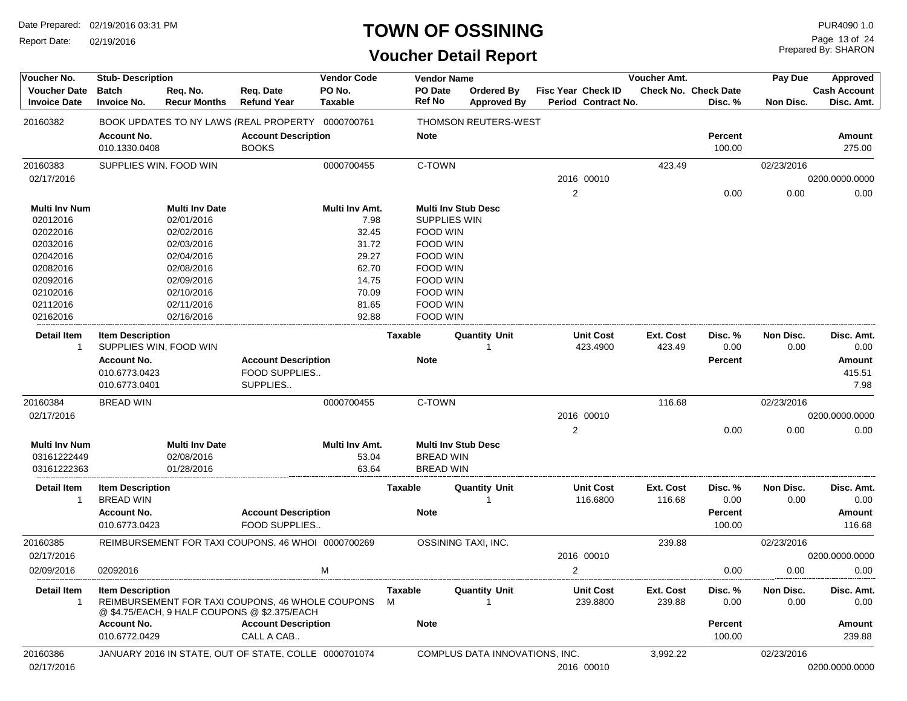# TOWN OF OSSINING

## Voucher Detail Report

Date Prepared: 02/19/2016 03:31 PM
Report Date: 02/19/2016

PUR4090 1.0
Prepared By: SHARON

| Voucher No. | Stub- Description | | | Vendor Code | Vendor Name | | | | Voucher Amt. | | Pay Due | Approved |
|---|---|---|---|---|---|---|---|---|---|---|---|---|
| Voucher Date | Batch | Req. No. | Req. Date | PO No. | PO Date | Ordered By | Fisc Year | Check ID | Check No. | Check Date | | Cash Account |
| Invoice Date | Invoice No. | Recur Months | Refund Year | Taxable | Ref No | Approved By | Period | Contract No. | | Disc. % | Non Disc. | Disc. Amt. |

**20160382** — BOOK UPDATES TO NY LAWS (REAL PROPERTY — 0000700761 — THOMSON REUTERS-WEST

| Account No. | Account Description | Note | Percent | Amount |
|---|---|---|---|---|
| 010.1330.0408 | BOOKS | | 100.00 | 275.00 |

**20160383** — SUPPLIES WIN, FOOD WIN — 0000700455 — C-TOWN — Voucher Amt. 423.49 — Pay Due 02/23/2016

Voucher Date: 02/17/2016 — Fisc Year 2016 — Check ID 00010 — Cash Account 0200.0000.0000
Period 2 — Disc. % 0.00 — Non Disc. 0.00 — Disc. Amt. 0.00

| Multi Inv Num | Multi Inv Date | Multi Inv Amt. | Multi Inv Stub Desc |
|---|---|---|---|
| 02012016 | 02/01/2016 | 7.98 | SUPPLIES WIN |
| 02022016 | 02/02/2016 | 32.45 | FOOD WIN |
| 02032016 | 02/03/2016 | 31.72 | FOOD WIN |
| 02042016 | 02/04/2016 | 29.27 | FOOD WIN |
| 02082016 | 02/08/2016 | 62.70 | FOOD WIN |
| 02092016 | 02/09/2016 | 14.75 | FOOD WIN |
| 02102016 | 02/10/2016 | 70.09 | FOOD WIN |
| 02112016 | 02/11/2016 | 81.65 | FOOD WIN |
| 02162016 | 02/16/2016 | 92.88 | FOOD WIN |

| Detail Item | Item Description | Taxable | Quantity Unit | Unit Cost | Ext. Cost | Disc. % | Non Disc. | Disc. Amt. |
|---|---|---|---|---|---|---|---|---|
| 1 | SUPPLIES WIN, FOOD WIN | | 1 | 423.4900 | 423.49 | 0.00 | 0.00 | 0.00 |

| Account No. | Account Description | Note | Percent | Amount |
|---|---|---|---|---|
| 010.6773.0423 | FOOD SUPPLIES.. | | | 415.51 |
| 010.6773.0401 | SUPPLIES.. | | | 7.98 |

**20160384** — BREAD WIN — 0000700455 — C-TOWN — Voucher Amt. 116.68 — Pay Due 02/23/2016

Voucher Date: 02/17/2016 — Fisc Year 2016 — Check ID 00010 — Cash Account 0200.0000.0000
Period 2 — Disc. % 0.00 — Non Disc. 0.00 — Disc. Amt. 0.00

| Multi Inv Num | Multi Inv Date | Multi Inv Amt. | Multi Inv Stub Desc |
|---|---|---|---|
| 03161222449 | 02/08/2016 | 53.04 | BREAD WIN |
| 03161222363 | 01/28/2016 | 63.64 | BREAD WIN |

| Detail Item | Item Description | Taxable | Quantity Unit | Unit Cost | Ext. Cost | Disc. % | Non Disc. | Disc. Amt. |
|---|---|---|---|---|---|---|---|---|
| 1 | BREAD WIN | | 1 | 116.6800 | 116.68 | 0.00 | 0.00 | 0.00 |

| Account No. | Account Description | Note | Percent | Amount |
|---|---|---|---|---|
| 010.6773.0423 | FOOD SUPPLIES.. | | 100.00 | 116.68 |

**20160385** — REIMBURSEMENT FOR TAXI COUPONS, 46 WHOI — 0000700269 — OSSINING TAXI, INC. — Voucher Amt. 239.88 — Pay Due 02/23/2016

Voucher Date: 02/17/2016 — Fisc Year 2016 — Check ID 00010 — Cash Account 0200.0000.0000
Invoice Date: 02/09/2016 — Invoice No. 02092016 — Taxable M — Period 2 — Disc. % 0.00 — Non Disc. 0.00 — Disc. Amt. 0.00

| Detail Item | Item Description | Taxable | Quantity Unit | Unit Cost | Ext. Cost | Disc. % | Non Disc. | Disc. Amt. |
|---|---|---|---|---|---|---|---|---|
| 1 | REIMBURSEMENT FOR TAXI COUPONS, 46 WHOLE COUPONS @ $4.75/EACH, 9 HALF COUPONS @ $2.375/EACH | M | 1 | 239.8800 | 239.88 | 0.00 | 0.00 | 0.00 |

| Account No. | Account Description | Note | Percent | Amount |
|---|---|---|---|---|
| 010.6772.0429 | CALL A CAB.. | | 100.00 | 239.88 |

**20160386** — JANUARY 2016 IN STATE, OUT OF STATE, COLLE — 0000701074 — COMPLUS DATA INNOVATIONS, INC. — Voucher Amt. 3,992.22 — Pay Due 02/23/2016

Voucher Date: 02/17/2016 — Fisc Year 2016 — Check ID 00010 — Cash Account 0200.0000.0000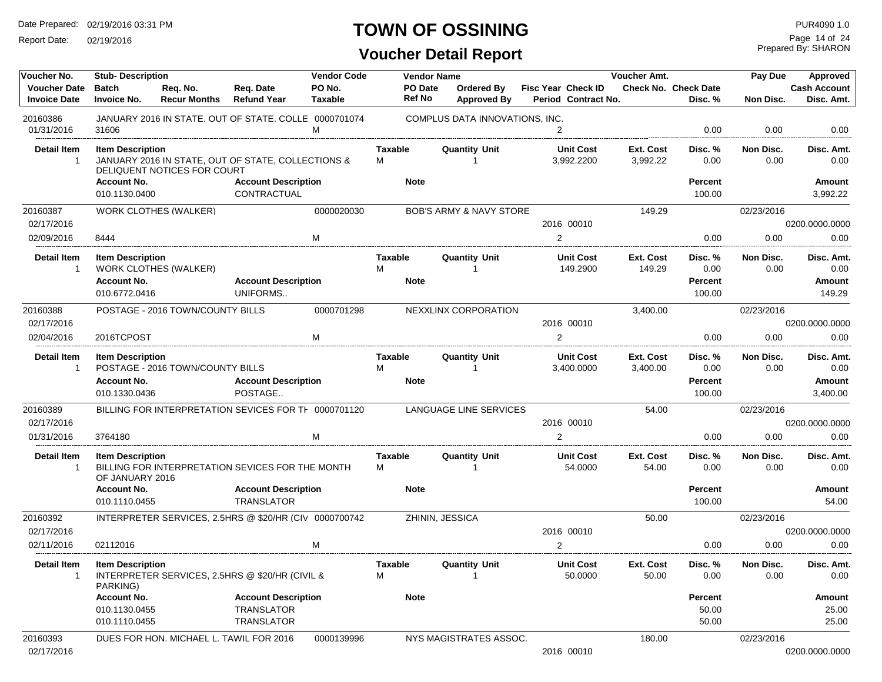# TOWN OF OSSINING

## Voucher Detail Report

Date Prepared: 02/19/2016 03:31 PM
Report Date: 02/19/2016

PUR4090 1.0
Prepared By: SHARON

| Voucher No. / Voucher Date / Invoice Date | Stub-Description / Batch / Invoice No. | Req. No. / Recur Months | Req. Date / Refund Year | Vendor Code / PO No. / Taxable | Vendor Name / PO Date / Ref No | Ordered By / Approved By | Fisc Year / Period | Check ID / Contract No. | Voucher Amt. / Check No. | Check Date / Disc. % | Pay Due / Non Disc. | Approved / Cash Account / Disc. Amt. |
|---|---|---|---|---|---|---|---|---|---|---|---|---|
| 20160386 | JANUARY 2016 IN STATE, OUT OF STATE, COLLE | | | 0000701074 | COMPLUS DATA INNOVATIONS, INC. | | | | | | | |
| 01/31/2016 | 31606 | | | M | | | 2 | | | 0.00 | 0.00 | 0.00 |

| Detail Item | Item Description | Taxable | Quantity Unit | Unit Cost | Ext. Cost | Disc. % | Non Disc. | Disc. Amt. |
|---|---|---|---|---|---|---|---|---|
| 1 | JANUARY 2016 IN STATE, OUT OF STATE, COLLECTIONS & DELIQUENT NOTICES FOR COURT | M | 1 | 3,992.2200 | 3,992.22 | 0.00 | 0.00 | 0.00 |

| Account No. | Account Description | Note | Percent | Amount |
|---|---|---|---|---|
| 010.1130.0400 | CONTRACTUAL | | 100.00 | 3,992.22 |

| Voucher No. / Voucher Date / Invoice Date | Stub-Description / Batch / Invoice No. | Vendor Code / PO No. / Taxable | Vendor Name | Fisc Year / Period | Check ID | Voucher Amt. | Disc. % | Pay Due / Non Disc. | Approved / Cash Account / Disc. Amt. |
|---|---|---|---|---|---|---|---|---|---|
| 20160387 | WORK CLOTHES (WALKER) | 0000020030 | BOB'S ARMY & NAVY STORE | | | 149.29 | | 02/23/2016 | |
| 02/17/2016 | | | | 2016 | 00010 | | | | 0200.0000.0000 |
| 02/09/2016 | 8444 | M | | 2 | | | 0.00 | 0.00 | 0.00 |

| Detail Item | Item Description | Taxable | Quantity Unit | Unit Cost | Ext. Cost | Disc. % | Non Disc. | Disc. Amt. |
|---|---|---|---|---|---|---|---|---|
| 1 | WORK CLOTHES (WALKER) | M | 1 | 149.2900 | 149.29 | 0.00 | 0.00 | 0.00 |

| Account No. | Account Description | Note | Percent | Amount |
|---|---|---|---|---|
| 010.6772.0416 | UNIFORMS.. | | 100.00 | 149.29 |

| Voucher No. / Voucher Date / Invoice Date | Stub-Description / Batch / Invoice No. | Vendor Code / PO No. / Taxable | Vendor Name | Fisc Year / Period | Check ID | Voucher Amt. | Disc. % | Pay Due / Non Disc. | Approved / Cash Account / Disc. Amt. |
|---|---|---|---|---|---|---|---|---|---|
| 20160388 | POSTAGE - 2016 TOWN/COUNTY BILLS | 0000701298 | NEXXLINX CORPORATION | | | 3,400.00 | | 02/23/2016 | |
| 02/17/2016 | | | | 2016 | 00010 | | | | 0200.0000.0000 |
| 02/04/2016 | 2016TCPOST | M | | 2 | | | 0.00 | 0.00 | 0.00 |

| Detail Item | Item Description | Taxable | Quantity Unit | Unit Cost | Ext. Cost | Disc. % | Non Disc. | Disc. Amt. |
|---|---|---|---|---|---|---|---|---|
| 1 | POSTAGE - 2016 TOWN/COUNTY BILLS | M | 1 | 3,400.0000 | 3,400.00 | 0.00 | 0.00 | 0.00 |

| Account No. | Account Description | Note | Percent | Amount |
|---|---|---|---|---|
| 010.1330.0436 | POSTAGE.. | | 100.00 | 3,400.00 |

| Voucher No. / Voucher Date / Invoice Date | Stub-Description / Batch / Invoice No. | Vendor Code / PO No. / Taxable | Vendor Name | Fisc Year / Period | Check ID | Voucher Amt. | Disc. % | Pay Due / Non Disc. | Approved / Cash Account / Disc. Amt. |
|---|---|---|---|---|---|---|---|---|---|
| 20160389 | BILLING FOR INTERPRETATION SEVICES FOR TH | 0000701120 | LANGUAGE LINE SERVICES | | | 54.00 | | 02/23/2016 | |
| 02/17/2016 | | | | 2016 | 00010 | | | | 0200.0000.0000 |
| 01/31/2016 | 3764180 | M | | 2 | | | 0.00 | 0.00 | 0.00 |

| Detail Item | Item Description | Taxable | Quantity Unit | Unit Cost | Ext. Cost | Disc. % | Non Disc. | Disc. Amt. |
|---|---|---|---|---|---|---|---|---|
| 1 | BILLING FOR INTERPRETATION SEVICES FOR THE MONTH OF JANUARY 2016 | M | 1 | 54.0000 | 54.00 | 0.00 | 0.00 | 0.00 |

| Account No. | Account Description | Note | Percent | Amount |
|---|---|---|---|---|
| 010.1110.0455 | TRANSLATOR | | 100.00 | 54.00 |

| Voucher No. / Voucher Date / Invoice Date | Stub-Description / Batch / Invoice No. | Vendor Code / PO No. / Taxable | Vendor Name | Fisc Year / Period | Check ID | Voucher Amt. | Disc. % | Pay Due / Non Disc. | Approved / Cash Account / Disc. Amt. |
|---|---|---|---|---|---|---|---|---|---|
| 20160392 | INTERPRETER SERVICES, 2.5HRS @ $20/HR (CIV | 0000700742 | ZHININ, JESSICA | | | 50.00 | | 02/23/2016 | |
| 02/17/2016 | | | | 2016 | 00010 | | | | 0200.0000.0000 |
| 02/11/2016 | 02112016 | M | | 2 | | | 0.00 | 0.00 | 0.00 |

| Detail Item | Item Description | Taxable | Quantity Unit | Unit Cost | Ext. Cost | Disc. % | Non Disc. | Disc. Amt. |
|---|---|---|---|---|---|---|---|---|
| 1 | INTERPRETER SERVICES, 2.5HRS @ $20/HR (CIVIL & PARKING) | M | 1 | 50.0000 | 50.00 | 0.00 | 0.00 | 0.00 |

| Account No. | Account Description | Note | Percent | Amount |
|---|---|---|---|---|
| 010.1130.0455 | TRANSLATOR | | 50.00 | 25.00 |
| 010.1110.0455 | TRANSLATOR | | 50.00 | 25.00 |

| Voucher No. / Voucher Date / Invoice Date | Stub-Description / Batch / Invoice No. | Vendor Code / PO No. / Taxable | Vendor Name | Fisc Year / Period | Check ID | Voucher Amt. | Disc. % | Pay Due / Non Disc. | Approved / Cash Account / Disc. Amt. |
|---|---|---|---|---|---|---|---|---|---|
| 20160393 | DUES FOR HON. MICHAEL L. TAWIL FOR 2016 | 0000139996 | NYS MAGISTRATES ASSOC. | | | 180.00 | | 02/23/2016 | |
| 02/17/2016 | | | | 2016 | 00010 | | | | 0200.0000.0000 |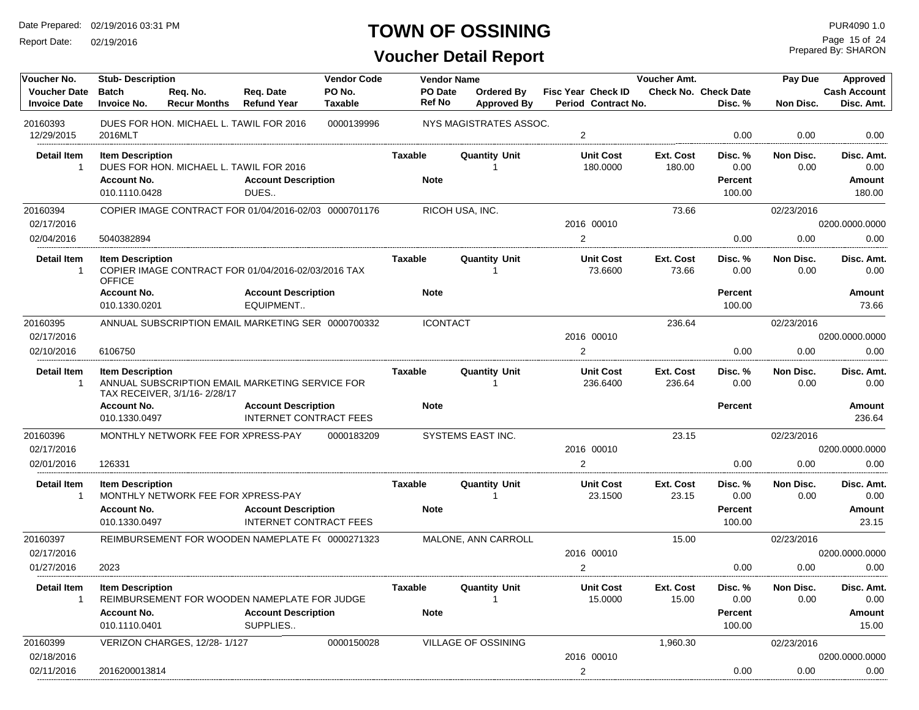# TOWN OF OSSINING

## Voucher Detail Report

Date Prepared: 02/19/2016 03:31 PM
Report Date: 02/19/2016

PUR4090 1.0
Prepared By: SHARON

| Voucher No. | Stub- Description | | | Vendor Code | Vendor Name | | | Voucher Amt. | | Pay Due | Approved |
|---|---|---|---|---|---|---|---|---|---|---|---|
| Voucher Date | Batch | Req. No. | Req. Date | PO No. | PO Date | Ordered By | Fisc Year Check ID | Check No. | Check Date | | Cash Account |
| Invoice Date | Invoice No. | Recur Months | Refund Year | Taxable | Ref No | Approved By | Period Contract No. | | Disc. % | Non Disc. | Disc. Amt. |

**20160393** — DUES FOR HON. MICHAEL L. TAWIL FOR 2016 — 0000139996 — NYS MAGISTRATES ASSOC.
12/29/2015 — 2016MLT — Period 2 — Disc. % 0.00 — Non Disc. 0.00 — Disc. Amt. 0.00

| Detail Item | Item Description | Taxable | Quantity Unit | Unit Cost | Ext. Cost | Disc. % | Non Disc. | Disc. Amt. |
|---|---|---|---|---|---|---|---|---|
| 1 | DUES FOR HON. MICHAEL L. TAWIL FOR 2016 | | 1 | 180.0000 | 180.00 | 0.00 | 0.00 | 0.00 |

| Account No. | Account Description | Note | Percent | Amount |
|---|---|---|---|---|
| 010.1110.0428 | DUES.. | | 100.00 | 180.00 |

**20160394** — COPIER IMAGE CONTRACT FOR 01/04/2016-02/03 — 0000701176 — RICOH USA, INC. — Voucher Amt. 73.66 — Pay Due 02/23/2016
02/17/2016 — 2016 00010 — 0200.0000.0000
02/04/2016 — 5040382894 — Period 2 — Disc. % 0.00 — Non Disc. 0.00 — Disc. Amt. 0.00

| Detail Item | Item Description | Taxable | Quantity Unit | Unit Cost | Ext. Cost | Disc. % | Non Disc. | Disc. Amt. |
|---|---|---|---|---|---|---|---|---|
| 1 | COPIER IMAGE CONTRACT FOR 01/04/2016-02/03/2016 TAX OFFICE | | 1 | 73.6600 | 73.66 | 0.00 | 0.00 | 0.00 |

| Account No. | Account Description | Note | Percent | Amount |
|---|---|---|---|---|
| 010.1330.0201 | EQUIPMENT.. | | 100.00 | 73.66 |

**20160395** — ANNUAL SUBSCRIPTION EMAIL MARKETING SER — 0000700332 — ICONTACT — Voucher Amt. 236.64 — Pay Due 02/23/2016
02/17/2016 — 2016 00010 — 0200.0000.0000
02/10/2016 — 6106750 — Period 2 — Disc. % 0.00 — Non Disc. 0.00 — Disc. Amt. 0.00

| Detail Item | Item Description | Taxable | Quantity Unit | Unit Cost | Ext. Cost | Disc. % | Non Disc. | Disc. Amt. |
|---|---|---|---|---|---|---|---|---|
| 1 | ANNUAL SUBSCRIPTION EMAIL MARKETING SERVICE FOR TAX RECEIVER, 3/1/16- 2/28/17 | | 1 | 236.6400 | 236.64 | 0.00 | 0.00 | 0.00 |

| Account No. | Account Description | Note | Percent | Amount |
|---|---|---|---|---|
| 010.1330.0497 | INTERNET CONTRACT FEES | | | 236.64 |

**20160396** — MONTHLY NETWORK FEE FOR XPRESS-PAY — 0000183209 — SYSTEMS EAST INC. — Voucher Amt. 23.15 — Pay Due 02/23/2016
02/17/2016 — 2016 00010 — 0200.0000.0000
02/01/2016 — 126331 — Period 2 — Disc. % 0.00 — Non Disc. 0.00 — Disc. Amt. 0.00

| Detail Item | Item Description | Taxable | Quantity Unit | Unit Cost | Ext. Cost | Disc. % | Non Disc. | Disc. Amt. |
|---|---|---|---|---|---|---|---|---|
| 1 | MONTHLY NETWORK FEE FOR XPRESS-PAY | | 1 | 23.1500 | 23.15 | 0.00 | 0.00 | 0.00 |

| Account No. | Account Description | Note | Percent | Amount |
|---|---|---|---|---|
| 010.1330.0497 | INTERNET CONTRACT FEES | | 100.00 | 23.15 |

**20160397** — REIMBURSEMENT FOR WOODEN NAMEPLATE F( — 0000271323 — MALONE, ANN CARROLL — Voucher Amt. 15.00 — Pay Due 02/23/2016
02/17/2016 — 2016 00010 — 0200.0000.0000
01/27/2016 — 2023 — Period 2 — Disc. % 0.00 — Non Disc. 0.00 — Disc. Amt. 0.00

| Detail Item | Item Description | Taxable | Quantity Unit | Unit Cost | Ext. Cost | Disc. % | Non Disc. | Disc. Amt. |
|---|---|---|---|---|---|---|---|---|
| 1 | REIMBURSEMENT FOR WOODEN NAMEPLATE FOR JUDGE | | 1 | 15.0000 | 15.00 | 0.00 | 0.00 | 0.00 |

| Account No. | Account Description | Note | Percent | Amount |
|---|---|---|---|---|
| 010.1110.0401 | SUPPLIES.. | | 100.00 | 15.00 |

**20160399** — VERIZON CHARGES, 12/28- 1/127 — 0000150028 — VILLAGE OF OSSINING — Voucher Amt. 1,960.30 — Pay Due 02/23/2016
02/18/2016 — 2016 00010 — 0200.0000.0000
02/11/2016 — 2016200013814 — Period 2 — Disc. % 0.00 — Non Disc. 0.00 — Disc. Amt. 0.00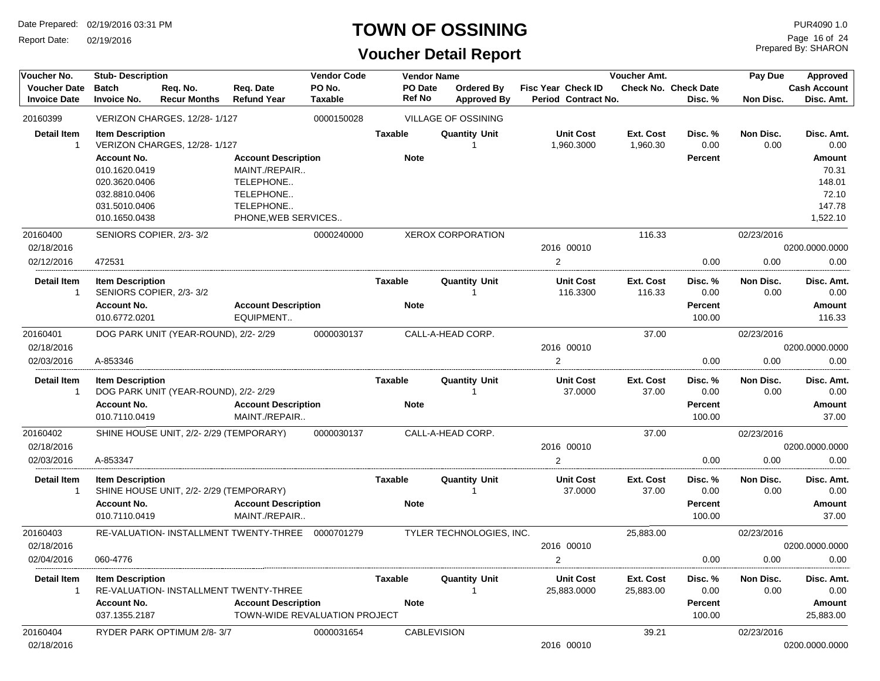# TOWN OF OSSINING

## Voucher Detail Report

Date Prepared: 02/19/2016 03:31 PM
Report Date: 02/19/2016
PUR4090 1.0
Prepared By: SHARON

| Voucher No. | Stub- Description | | | Vendor Code | Vendor Name | | | | Voucher Amt. | | Pay Due | Approved |
|---|---|---|---|---|---|---|---|---|---|---|---|---|
| Voucher Date | Batch | Req. No. | Req. Date | PO No. | PO Date | Ordered By | Fisc Year Check ID | | Check No. | Check Date | | Cash Account |
| Invoice Date | Invoice No. | Recur Months | Refund Year | Taxable | Ref No | Approved By | Period Contract No. | | | Disc. % | Non Disc. | Disc. Amt. |

**20160399** — VERIZON CHARGES, 12/28- 1/127 — 0000150028 — VILLAGE OF OSSINING

| Detail Item | Item Description | Taxable | Quantity Unit | Unit Cost | Ext. Cost | Disc. % | Non Disc. | Disc. Amt. |
|---|---|---|---|---|---|---|---|---|
| 1 | VERIZON CHARGES, 12/28- 1/127 | | 1 | 1,960.3000 | 1,960.30 | 0.00 | 0.00 | 0.00 |

| Account No. | Account Description | Note | Percent | Amount |
|---|---|---|---|---|
| 010.1620.0419 | MAINT./REPAIR.. | | | 70.31 |
| 020.3620.0406 | TELEPHONE.. | | | 148.01 |
| 032.8810.0406 | TELEPHONE.. | | | 72.10 |
| 031.5010.0406 | TELEPHONE.. | | | 147.78 |
| 010.1650.0438 | PHONE,WEB SERVICES.. | | | 1,522.10 |

**20160400** — SENIORS COPIER, 2/3- 3/2 — 0000240000 — XEROX CORPORATION — Voucher Amt. 116.33 — Pay Due 02/23/2016
Voucher Date 02/18/2016 — Fisc Year 2016 Check ID 00010 — Cash Account 0200.0000.0000
Invoice Date 02/12/2016 — Invoice No. 472531 — Period 2 — Disc. % 0.00 — Non Disc. 0.00 — Disc. Amt. 0.00

| Detail Item | Item Description | Taxable | Quantity Unit | Unit Cost | Ext. Cost | Disc. % | Non Disc. | Disc. Amt. |
|---|---|---|---|---|---|---|---|---|
| 1 | SENIORS COPIER, 2/3- 3/2 | | 1 | 116.3300 | 116.33 | 0.00 | 0.00 | 0.00 |

| Account No. | Account Description | Note | Percent | Amount |
|---|---|---|---|---|
| 010.6772.0201 | EQUIPMENT.. | | 100.00 | 116.33 |

**20160401** — DOG PARK UNIT (YEAR-ROUND), 2/2- 2/29 — 0000030137 — CALL-A-HEAD CORP. — Voucher Amt. 37.00 — Pay Due 02/23/2016
Voucher Date 02/18/2016 — Fisc Year 2016 Check ID 00010 — Cash Account 0200.0000.0000
Invoice Date 02/03/2016 — Invoice No. A-853346 — Period 2 — Disc. % 0.00 — Non Disc. 0.00 — Disc. Amt. 0.00

| Detail Item | Item Description | Taxable | Quantity Unit | Unit Cost | Ext. Cost | Disc. % | Non Disc. | Disc. Amt. |
|---|---|---|---|---|---|---|---|---|
| 1 | DOG PARK UNIT (YEAR-ROUND), 2/2- 2/29 | | 1 | 37.0000 | 37.00 | 0.00 | 0.00 | 0.00 |

| Account No. | Account Description | Note | Percent | Amount |
|---|---|---|---|---|
| 010.7110.0419 | MAINT./REPAIR.. | | 100.00 | 37.00 |

**20160402** — SHINE HOUSE UNIT, 2/2- 2/29 (TEMPORARY) — 0000030137 — CALL-A-HEAD CORP. — Voucher Amt. 37.00 — Pay Due 02/23/2016
Voucher Date 02/18/2016 — Fisc Year 2016 Check ID 00010 — Cash Account 0200.0000.0000
Invoice Date 02/03/2016 — Invoice No. A-853347 — Period 2 — Disc. % 0.00 — Non Disc. 0.00 — Disc. Amt. 0.00

| Detail Item | Item Description | Taxable | Quantity Unit | Unit Cost | Ext. Cost | Disc. % | Non Disc. | Disc. Amt. |
|---|---|---|---|---|---|---|---|---|
| 1 | SHINE HOUSE UNIT, 2/2- 2/29 (TEMPORARY) | | 1 | 37.0000 | 37.00 | 0.00 | 0.00 | 0.00 |

| Account No. | Account Description | Note | Percent | Amount |
|---|---|---|---|---|
| 010.7110.0419 | MAINT./REPAIR.. | | 100.00 | 37.00 |

**20160403** — RE-VALUATION- INSTALLMENT TWENTY-THREE — 0000701279 — TYLER TECHNOLOGIES, INC. — Voucher Amt. 25,883.00 — Pay Due 02/23/2016
Voucher Date 02/18/2016 — Fisc Year 2016 Check ID 00010 — Cash Account 0200.0000.0000
Invoice Date 02/04/2016 — Invoice No. 060-4776 — Period 2 — Disc. % 0.00 — Non Disc. 0.00 — Disc. Amt. 0.00

| Detail Item | Item Description | Taxable | Quantity Unit | Unit Cost | Ext. Cost | Disc. % | Non Disc. | Disc. Amt. |
|---|---|---|---|---|---|---|---|---|
| 1 | RE-VALUATION- INSTALLMENT TWENTY-THREE | | 1 | 25,883.0000 | 25,883.00 | 0.00 | 0.00 | 0.00 |

| Account No. | Account Description | Note | Percent | Amount |
|---|---|---|---|---|
| 037.1355.2187 | TOWN-WIDE REVALUATION PROJECT | | 100.00 | 25,883.00 |

**20160404** — RYDER PARK OPTIMUM 2/8- 3/7 — 0000031654 — CABLEVISION — Voucher Amt. 39.21 — Pay Due 02/23/2016
Voucher Date 02/18/2016 — Fisc Year 2016 Check ID 00010 — Cash Account 0200.0000.0000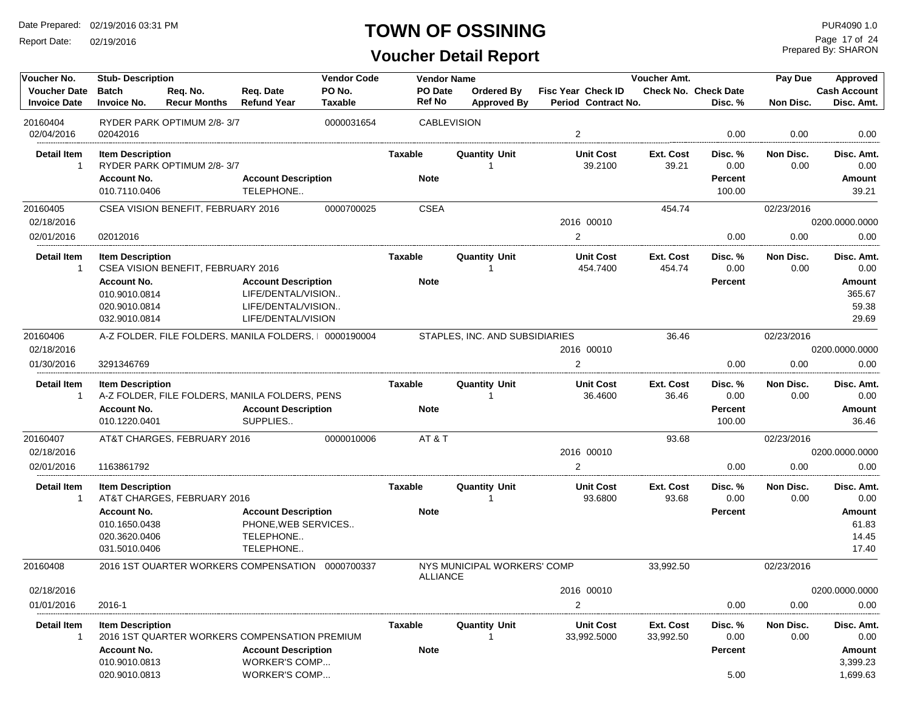# TOWN OF OSSINING

## Voucher Detail Report

Date Prepared: 02/19/2016 03:31 PM
Report Date: 02/19/2016

PUR4090 1.0
Prepared By: SHARON

| Voucher No. | Stub- Description | | | Vendor Code | Vendor Name | | | | Voucher Amt. | | Pay Due | Approved |
|---|---|---|---|---|---|---|---|---|---|---|---|---|
| **Voucher Date** | **Batch** | **Req. No.** | **Req. Date** | **PO No.** | **PO Date** | **Ordered By** | **Fisc Year** | **Check ID** | **Check No.** | **Check Date** | | **Cash Account** |
| **Invoice Date** | **Invoice No.** | **Recur Months** | **Refund Year** | **Taxable** | **Ref No** | **Approved By** | **Period** | **Contract No.** | | **Disc. %** | **Non Disc.** | **Disc. Amt.** |

**20160404** — RYDER PARK OPTIMUM 2/8- 3/7 — Vendor Code 0000031654 — CABLEVISION
Invoice Date 02/04/2016 — Invoice No. 02042016 — Period 2 — Disc. % 0.00 — Non Disc. 0.00 — Disc. Amt. 0.00

| Detail Item | Item Description | Taxable | Quantity Unit | Unit Cost | Ext. Cost | Disc. % | Non Disc. | Disc. Amt. |
|---|---|---|---|---|---|---|---|---|
| 1 | RYDER PARK OPTIMUM 2/8- 3/7 | | 1 | 39.2100 | 39.21 | 0.00 | 0.00 | 0.00 |

| Account No. | Account Description | Note | Percent | Amount |
|---|---|---|---|---|
| 010.7110.0406 | TELEPHONE.. | | 100.00 | 39.21 |

**20160405** — CSEA VISION BENEFIT, FEBRUARY 2016 — Vendor Code 0000700025 — CSEA — Voucher Amt. 454.74 — Pay Due 02/23/2016
Voucher Date 02/18/2016 — Fisc Year 2016 — Check ID 00010 — Cash Account 0200.0000.0000
Invoice Date 02/01/2016 — Invoice No. 02012016 — Period 2 — Disc. % 0.00 — Non Disc. 0.00 — Disc. Amt. 0.00

| Detail Item | Item Description | Taxable | Quantity Unit | Unit Cost | Ext. Cost | Disc. % | Non Disc. | Disc. Amt. |
|---|---|---|---|---|---|---|---|---|
| 1 | CSEA VISION BENEFIT, FEBRUARY 2016 | | 1 | 454.7400 | 454.74 | 0.00 | 0.00 | 0.00 |

| Account No. | Account Description | Note | Percent | Amount |
|---|---|---|---|---|
| 010.9010.0814 | LIFE/DENTAL/VISION.. | | | 365.67 |
| 020.9010.0814 | LIFE/DENTAL/VISION.. | | | 59.38 |
| 032.9010.0814 | LIFE/DENTAL/VISION | | | 29.69 |

**20160406** — A-Z FOLDER, FILE FOLDERS, MANILA FOLDERS, I — Vendor Code 0000190004 — STAPLES, INC. AND SUBSIDIARIES — Voucher Amt. 36.46 — Pay Due 02/23/2016
Voucher Date 02/18/2016 — Fisc Year 2016 — Check ID 00010 — Cash Account 0200.0000.0000
Invoice Date 01/30/2016 — Invoice No. 3291346769 — Period 2 — Disc. % 0.00 — Non Disc. 0.00 — Disc. Amt. 0.00

| Detail Item | Item Description | Taxable | Quantity Unit | Unit Cost | Ext. Cost | Disc. % | Non Disc. | Disc. Amt. |
|---|---|---|---|---|---|---|---|---|
| 1 | A-Z FOLDER, FILE FOLDERS, MANILA FOLDERS, PENS | | 1 | 36.4600 | 36.46 | 0.00 | 0.00 | 0.00 |

| Account No. | Account Description | Note | Percent | Amount |
|---|---|---|---|---|
| 010.1220.0401 | SUPPLIES.. | | 100.00 | 36.46 |

**20160407** — AT&T CHARGES, FEBRUARY 2016 — Vendor Code 0000010006 — AT & T — Voucher Amt. 93.68 — Pay Due 02/23/2016
Voucher Date 02/18/2016 — Fisc Year 2016 — Check ID 00010 — Cash Account 0200.0000.0000
Invoice Date 02/01/2016 — Invoice No. 1163861792 — Period 2 — Disc. % 0.00 — Non Disc. 0.00 — Disc. Amt. 0.00

| Detail Item | Item Description | Taxable | Quantity Unit | Unit Cost | Ext. Cost | Disc. % | Non Disc. | Disc. Amt. |
|---|---|---|---|---|---|---|---|---|
| 1 | AT&T CHARGES, FEBRUARY 2016 | | 1 | 93.6800 | 93.68 | 0.00 | 0.00 | 0.00 |

| Account No. | Account Description | Note | Percent | Amount |
|---|---|---|---|---|
| 010.1650.0438 | PHONE,WEB SERVICES.. | | | 61.83 |
| 020.3620.0406 | TELEPHONE.. | | | 14.45 |
| 031.5010.0406 | TELEPHONE.. | | | 17.40 |

**20160408** — 2016 1ST QUARTER WORKERS COMPENSATION — Vendor Code 0000700337 — NYS MUNICIPAL WORKERS' COMP ALLIANCE — Voucher Amt. 33,992.50 — Pay Due 02/23/2016
Voucher Date 02/18/2016 — Fisc Year 2016 — Check ID 00010 — Cash Account 0200.0000.0000
Invoice Date 01/01/2016 — Invoice No. 2016-1 — Period 2 — Disc. % 0.00 — Non Disc. 0.00 — Disc. Amt. 0.00

| Detail Item | Item Description | Taxable | Quantity Unit | Unit Cost | Ext. Cost | Disc. % | Non Disc. | Disc. Amt. |
|---|---|---|---|---|---|---|---|---|
| 1 | 2016 1ST QUARTER WORKERS COMPENSATION PREMIUM | | 1 | 33,992.5000 | 33,992.50 | 0.00 | 0.00 | 0.00 |

| Account No. | Account Description | Note | Percent | Amount |
|---|---|---|---|---|
| 010.9010.0813 | WORKER'S COMP... | | | 3,399.23 |
| 020.9010.0813 | WORKER'S COMP... | | 5.00 | 1,699.63 |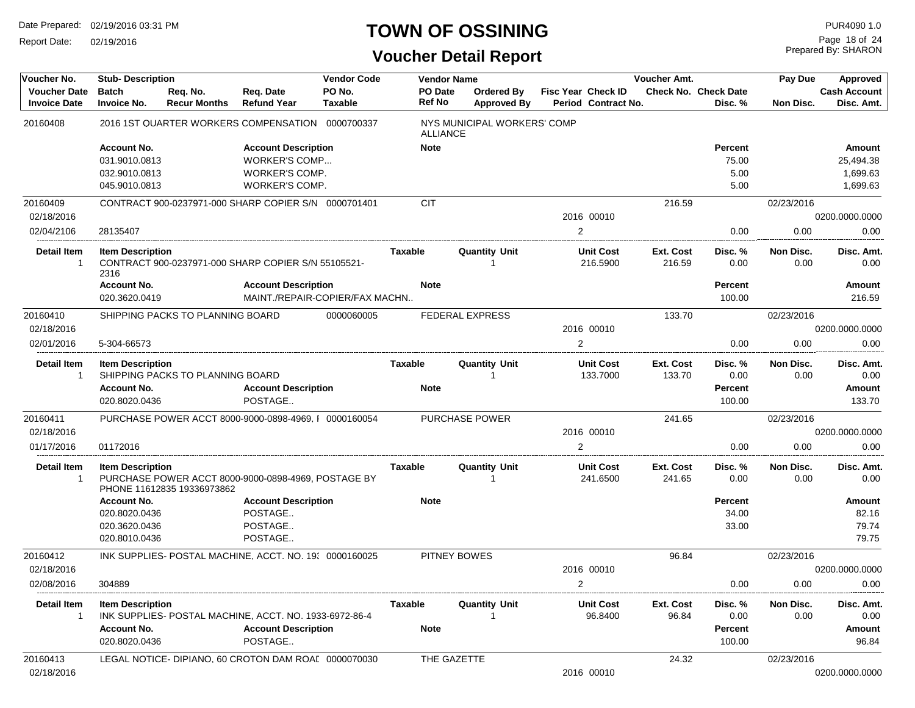# TOWN OF OSSINING

## Voucher Detail Report

Date Prepared: 02/19/2016 03:31 PM
Report Date: 02/19/2016

PUR4090 1.0
Prepared By: SHARON

| Voucher No. | Stub- Description | Req. No. | Req. Date | Vendor Code | Vendor Name | Ordered By | Fisc Year Check ID | Voucher Amt. | | Pay Due | Approved |
|---|---|---|---|---|---|---|---|---|---|---|---|
| Voucher Date | Batch | Recur Months | Refund Year | PO No. | PO Date | Approved By | Period Contract No. | Check No. | Check Date | | Cash Account |
| Invoice Date | Invoice No. | | | Taxable | Ref No | | | | Disc. % | Non Disc. | Disc. Amt. |

**20160408** — 2016 1ST QUARTER WORKERS COMPENSATION — 0000700337 — NYS MUNICIPAL WORKERS' COMP ALLIANCE

| Account No. | Account Description | Note | Percent | Amount |
|---|---|---|---|---|
| 031.9010.0813 | WORKER'S COMP... | | 75.00 | 25,494.38 |
| 032.9010.0813 | WORKER'S COMP. | | 5.00 | 1,699.63 |
| 045.9010.0813 | WORKER'S COMP. | | 5.00 | 1,699.63 |

**20160409** — CONTRACT 900-0237971-000 SHARP COPIER S/N — 0000701401 — CIT — Voucher Amt. 216.59 — Pay Due 02/23/2016

| Voucher Date | Invoice Date | Invoice No. | Fisc Year | Check ID | Period | Disc. % | Non Disc. | Disc. Amt. | Cash Account |
|---|---|---|---|---|---|---|---|---|---|
| 02/18/2016 | 02/04/2106 | 28135407 | 2016 | 00010 | 2 | 0.00 | 0.00 | 0.00 | 0200.0000.0000 |

| Detail Item | Item Description | Taxable | Quantity | Unit | Unit Cost | Ext. Cost | Disc. % | Non Disc. | Disc. Amt. |
|---|---|---|---|---|---|---|---|---|---|
| 1 | CONTRACT 900-0237971-000 SHARP COPIER S/N 55105521-2316 | | 1 | | 216.5900 | 216.59 | 0.00 | 0.00 | 0.00 |

| Account No. | Account Description | Note | Percent | Amount |
|---|---|---|---|---|
| 020.3620.0419 | MAINT./REPAIR-COPIER/FAX MACHN.. | | 100.00 | 216.59 |

**20160410** — SHIPPING PACKS TO PLANNING BOARD — 0000060005 — FEDERAL EXPRESS — Voucher Amt. 133.70 — Pay Due 02/23/2016

| Voucher Date | Invoice Date | Invoice No. | Fisc Year | Check ID | Period | Disc. % | Non Disc. | Disc. Amt. | Cash Account |
|---|---|---|---|---|---|---|---|---|---|
| 02/18/2016 | 02/01/2016 | 5-304-66573 | 2016 | 00010 | 2 | 0.00 | 0.00 | 0.00 | 0200.0000.0000 |

| Detail Item | Item Description | Taxable | Quantity | Unit | Unit Cost | Ext. Cost | Disc. % | Non Disc. | Disc. Amt. |
|---|---|---|---|---|---|---|---|---|---|
| 1 | SHIPPING PACKS TO PLANNING BOARD | | 1 | | 133.7000 | 133.70 | 0.00 | 0.00 | 0.00 |

| Account No. | Account Description | Note | Percent | Amount |
|---|---|---|---|---|
| 020.8020.0436 | POSTAGE.. | | 100.00 | 133.70 |

**20160411** — PURCHASE POWER ACCT 8000-9000-0898-4969, I — 0000160054 — PURCHASE POWER — Voucher Amt. 241.65 — Pay Due 02/23/2016

| Voucher Date | Invoice Date | Invoice No. | Fisc Year | Check ID | Period | Disc. % | Non Disc. | Disc. Amt. | Cash Account |
|---|---|---|---|---|---|---|---|---|---|
| 02/18/2016 | 01/17/2016 | 01172016 | 2016 | 00010 | 2 | 0.00 | 0.00 | 0.00 | 0200.0000.0000 |

| Detail Item | Item Description | Taxable | Quantity | Unit | Unit Cost | Ext. Cost | Disc. % | Non Disc. | Disc. Amt. |
|---|---|---|---|---|---|---|---|---|---|
| 1 | PURCHASE POWER ACCT 8000-9000-0898-4969, POSTAGE BY PHONE 11612835 19336973862 | | 1 | | 241.6500 | 241.65 | 0.00 | 0.00 | 0.00 |

| Account No. | Account Description | Note | Percent | Amount |
|---|---|---|---|---|
| 020.8020.0436 | POSTAGE.. | | 34.00 | 82.16 |
| 020.3620.0436 | POSTAGE.. | | 33.00 | 79.74 |
| 020.8010.0436 | POSTAGE.. | | | 79.75 |

**20160412** — INK SUPPLIES- POSTAL MACHINE, ACCT. NO. 19: — 0000160025 — PITNEY BOWES — Voucher Amt. 96.84 — Pay Due 02/23/2016

| Voucher Date | Invoice Date | Invoice No. | Fisc Year | Check ID | Period | Disc. % | Non Disc. | Disc. Amt. | Cash Account |
|---|---|---|---|---|---|---|---|---|---|
| 02/18/2016 | 02/08/2016 | 304889 | 2016 | 00010 | 2 | 0.00 | 0.00 | 0.00 | 0200.0000.0000 |

| Detail Item | Item Description | Taxable | Quantity | Unit | Unit Cost | Ext. Cost | Disc. % | Non Disc. | Disc. Amt. |
|---|---|---|---|---|---|---|---|---|---|
| 1 | INK SUPPLIES- POSTAL MACHINE, ACCT. NO. 1933-6972-86-4 | | 1 | | 96.8400 | 96.84 | 0.00 | 0.00 | 0.00 |

| Account No. | Account Description | Note | Percent | Amount |
|---|---|---|---|---|
| 020.8020.0436 | POSTAGE.. | | 100.00 | 96.84 |

**20160413** — LEGAL NOTICE- DIPIANO, 60 CROTON DAM ROAI — 0000070030 — THE GAZETTE — Voucher Amt. 24.32 — Pay Due 02/23/2016

| Voucher Date | Fisc Year | Check ID | Cash Account |
|---|---|---|---|
| 02/18/2016 | 2016 | 00010 | 0200.0000.0000 |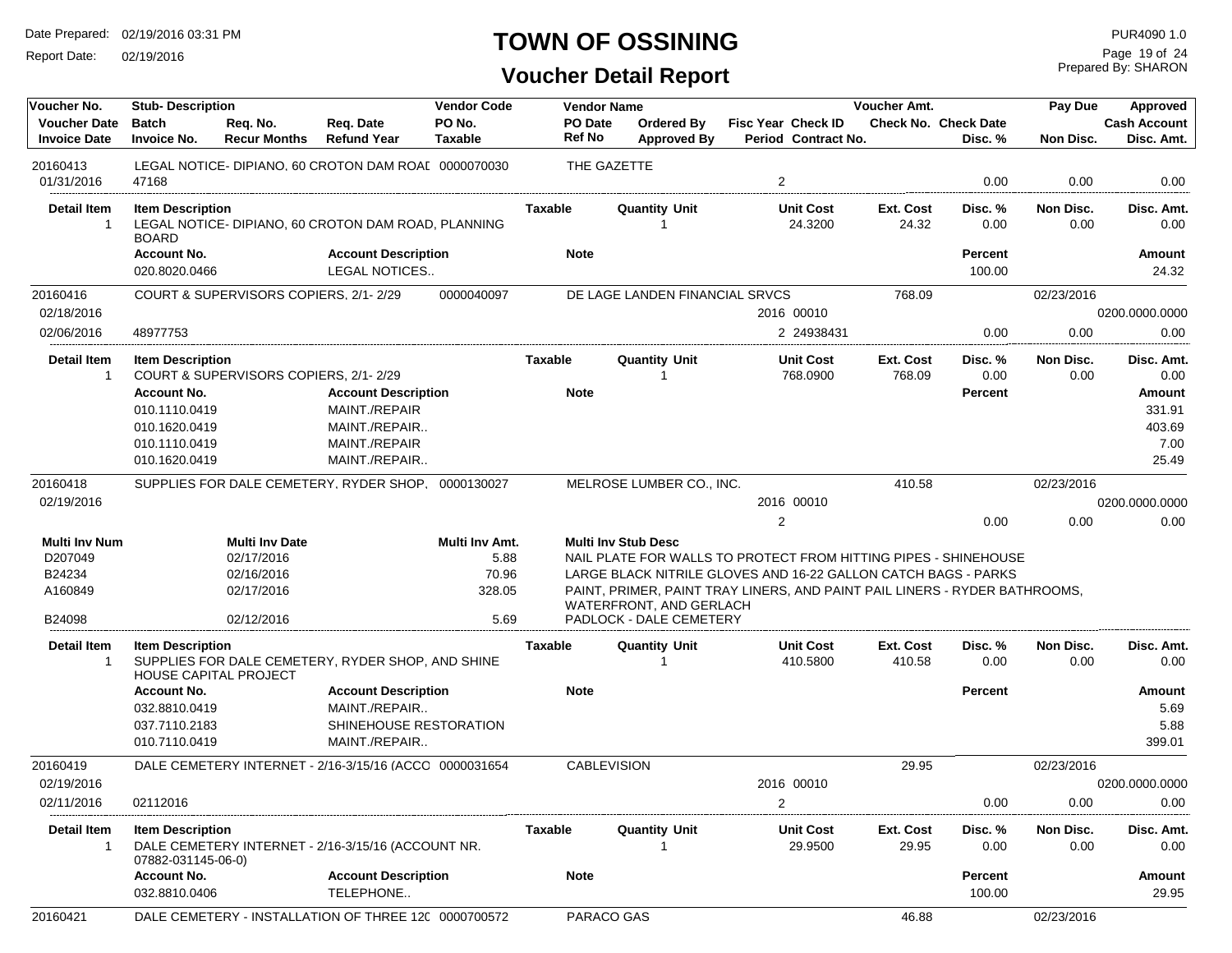# TOWN OF OSSINING

## Voucher Detail Report

| Voucher No. / Voucher Date / Invoice Date | Stub- Description / Batch / Invoice No. | Req. No. / Recur Months | Req. Date / Refund Year | Vendor Code / PO No. / Taxable | Vendor Name / PO Date / Ref No | Ordered By / Approved By | Fisc Year / Period | Check ID / Contract No. | Voucher Amt. / Check No. | Check Date / Disc. % | Pay Due / Non Disc. | Approved / Cash Account / Disc. Amt. |
|---|---|---|---|---|---|---|---|---|---|---|---|---|
| 20160413 | LEGAL NOTICE- DIPIANO, 60 CROTON DAM ROAD | | | 0000070030 | THE GAZETTE | | | | | | | |
| 01/31/2016 | 47168 | | | | | | 2 | | | 0.00 | 0.00 | 0.00 |

| Detail Item | Item Description | Taxable | Quantity Unit | Unit Cost | Ext. Cost | Disc. % | Non Disc. | Disc. Amt. |
|---|---|---|---|---|---|---|---|---|
| 1 | LEGAL NOTICE- DIPIANO, 60 CROTON DAM ROAD, PLANNING BOARD | | 1 | 24.3200 | 24.32 | 0.00 | 0.00 | 0.00 |

| Account No. | Account Description | Note | Percent | Amount |
|---|---|---|---|---|
| 020.8020.0466 | LEGAL NOTICES.. | | 100.00 | 24.32 |

| Voucher No. | Stub- Description | Vendor Code | Vendor Name | Fisc Year | Check ID | Voucher Amt. | Disc. % | Pay Due / Non Disc. | Cash Account / Disc. Amt. |
|---|---|---|---|---|---|---|---|---|---|
| 20160416 | COURT & SUPERVISORS COPIERS, 2/1- 2/29 | 0000040097 | DE LAGE LANDEN FINANCIAL SRVCS | | | 768.09 | | 02/23/2016 | |
| 02/18/2016 | | | | 2016 | 00010 | | | | 0200.0000.0000 |
| 02/06/2016 | 48977753 | | | 2 | 24938431 | | 0.00 | 0.00 | 0.00 |

| Detail Item | Item Description | Taxable | Quantity Unit | Unit Cost | Ext. Cost | Disc. % | Non Disc. | Disc. Amt. |
|---|---|---|---|---|---|---|---|---|
| 1 | COURT & SUPERVISORS COPIERS, 2/1- 2/29 | | 1 | 768.0900 | 768.09 | 0.00 | 0.00 | 0.00 |

| Account No. | Account Description | Note | Percent | Amount |
|---|---|---|---|---|
| 010.1110.0419 | MAINT./REPAIR | | | 331.91 |
| 010.1620.0419 | MAINT./REPAIR.. | | | 403.69 |
| 010.1110.0419 | MAINT./REPAIR | | | 7.00 |
| 010.1620.0419 | MAINT./REPAIR.. | | | 25.49 |

| Voucher No. | Stub- Description | Vendor Code | Vendor Name | Fisc Year | Check ID | Voucher Amt. | Disc. % | Pay Due / Non Disc. | Cash Account / Disc. Amt. |
|---|---|---|---|---|---|---|---|---|---|
| 20160418 | SUPPLIES FOR DALE CEMETERY, RYDER SHOP, | 0000130027 | MELROSE LUMBER CO., INC. | | | 410.58 | | 02/23/2016 | |
| 02/19/2016 | | | | 2016 | 00010 | | | | 0200.0000.0000 |
| | | | | 2 | | | 0.00 | 0.00 | 0.00 |

| Multi Inv Num | Multi Inv Date | Multi Inv Amt. | Multi Inv Stub Desc |
|---|---|---|---|
| D207049 | 02/17/2016 | 5.88 | NAIL PLATE FOR WALLS TO PROTECT FROM HITTING PIPES - SHINEHOUSE |
| B24234 | 02/16/2016 | 70.96 | LARGE BLACK NITRILE GLOVES AND 16-22 GALLON CATCH BAGS - PARKS |
| A160849 | 02/17/2016 | 328.05 | PAINT, PRIMER, PAINT TRAY LINERS, AND PAINT PAIL LINERS - RYDER BATHROOMS, WATERFRONT, AND GERLACH |
| B24098 | 02/12/2016 | 5.69 | PADLOCK - DALE CEMETERY |

| Detail Item | Item Description | Taxable | Quantity Unit | Unit Cost | Ext. Cost | Disc. % | Non Disc. | Disc. Amt. |
|---|---|---|---|---|---|---|---|---|
| 1 | SUPPLIES FOR DALE CEMETERY, RYDER SHOP, AND SHINE HOUSE CAPITAL PROJECT | | 1 | 410.5800 | 410.58 | 0.00 | 0.00 | 0.00 |

| Account No. | Account Description | Note | Percent | Amount |
|---|---|---|---|---|
| 032.8810.0419 | MAINT./REPAIR.. | | | 5.69 |
| 037.7110.2183 | SHINEHOUSE RESTORATION | | | 5.88 |
| 010.7110.0419 | MAINT./REPAIR.. | | | 399.01 |

| Voucher No. | Stub- Description | Vendor Code | Vendor Name | Fisc Year | Check ID | Voucher Amt. | Disc. % | Pay Due / Non Disc. | Cash Account / Disc. Amt. |
|---|---|---|---|---|---|---|---|---|---|
| 20160419 | DALE CEMETERY INTERNET - 2/16-3/15/16 (ACCO | 0000031654 | CABLEVISION | | | 29.95 | | 02/23/2016 | |
| 02/19/2016 | | | | 2016 | 00010 | | | | 0200.0000.0000 |
| 02/11/2016 | 02112016 | | | 2 | | | 0.00 | 0.00 | 0.00 |

| Detail Item | Item Description | Taxable | Quantity Unit | Unit Cost | Ext. Cost | Disc. % | Non Disc. | Disc. Amt. |
|---|---|---|---|---|---|---|---|---|
| 1 | DALE CEMETERY INTERNET - 2/16-3/15/16 (ACCOUNT NR. 07882-031145-06-0) | | 1 | 29.9500 | 29.95 | 0.00 | 0.00 | 0.00 |

| Account No. | Account Description | Note | Percent | Amount |
|---|---|---|---|---|
| 032.8810.0406 | TELEPHONE.. | | 100.00 | 29.95 |

| Voucher No. | Stub- Description | Vendor Code | Vendor Name | Voucher Amt. | Pay Due |
|---|---|---|---|---|---|
| 20160421 | DALE CEMETERY - INSTALLATION OF THREE 12( | 0000700572 | PARACO GAS | 46.88 | 02/23/2016 |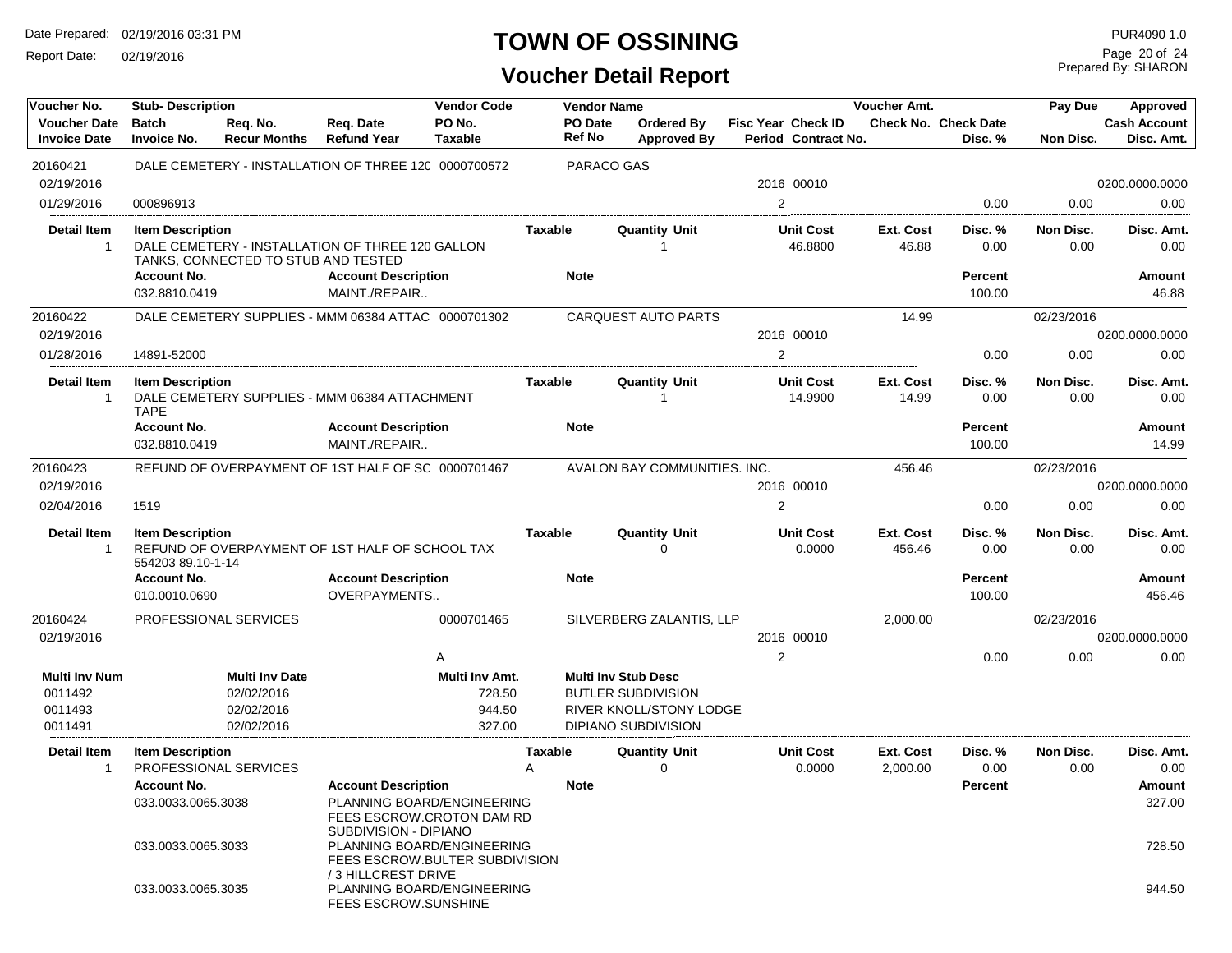# TOWN OF OSSINING

## Voucher Detail Report

Date Prepared: 02/19/2016 03:31 PM
Report Date: 02/19/2016

PUR4090 1.0
Prepared By: SHARON

| Voucher No. | Stub- Description | | | Vendor Code | Vendor Name | | | | Voucher Amt. | | Pay Due | Approved |
|---|---|---|---|---|---|---|---|---|---|---|---|---|
| Voucher Date | Batch | Req. No. | Req. Date | PO No. | PO Date | Ordered By | Fisc Year Check ID | | Check No. | Check Date | | Cash Account |
| Invoice Date | Invoice No. | Recur Months | Refund Year | Taxable | Ref No | Approved By | Period Contract No. | | | Disc. % | Non Disc. | Disc. Amt. |

### 20160421

| Voucher No. | Stub- Description | Vendor Code | Vendor Name | Fisc Year Check ID | Voucher Amt. | Disc. % | Pay Due / Non Disc. | Approved / Disc. Amt. |
|---|---|---|---|---|---|---|---|---|
| 20160421 | DALE CEMETERY - INSTALLATION OF THREE 120 | 0000700572 | PARACO GAS | | | | | |
| 02/19/2016 | | | | 2016 00010 | | | | 0200.0000.0000 |
| 01/29/2016 | 000896913 | | | 2 | | 0.00 | 0.00 | 0.00 |

| Detail Item | Item Description | Taxable | Quantity Unit | Unit Cost | Ext. Cost | Disc. % | Non Disc. | Disc. Amt. |
|---|---|---|---|---|---|---|---|---|
| 1 | DALE CEMETERY - INSTALLATION OF THREE 120 GALLON TANKS, CONNECTED TO STUB AND TESTED | | 1 | 46.8800 | 46.88 | 0.00 | 0.00 | 0.00 |

| Account No. | Account Description | Note | Percent | Amount |
|---|---|---|---|---|
| 032.8810.0419 | MAINT./REPAIR.. | | 100.00 | 46.88 |

### 20160422

| Voucher No. | Stub- Description | Vendor Code | Vendor Name | Fisc Year Check ID | Voucher Amt. | Disc. % | Pay Due / Non Disc. | Approved / Disc. Amt. |
|---|---|---|---|---|---|---|---|---|
| 20160422 | DALE CEMETERY SUPPLIES - MMM 06384 ATTAC | 0000701302 | CARQUEST AUTO PARTS | | 14.99 | | 02/23/2016 | |
| 02/19/2016 | | | | 2016 00010 | | | | 0200.0000.0000 |
| 01/28/2016 | 14891-52000 | | | 2 | | 0.00 | 0.00 | 0.00 |

| Detail Item | Item Description | Taxable | Quantity Unit | Unit Cost | Ext. Cost | Disc. % | Non Disc. | Disc. Amt. |
|---|---|---|---|---|---|---|---|---|
| 1 | DALE CEMETERY SUPPLIES - MMM 06384 ATTACHMENT TAPE | | 1 | 14.9900 | 14.99 | 0.00 | 0.00 | 0.00 |

| Account No. | Account Description | Note | Percent | Amount |
|---|---|---|---|---|
| 032.8810.0419 | MAINT./REPAIR.. | | 100.00 | 14.99 |

### 20160423

| Voucher No. | Stub- Description | Vendor Code | Vendor Name | Fisc Year Check ID | Voucher Amt. | Disc. % | Pay Due / Non Disc. | Approved / Disc. Amt. |
|---|---|---|---|---|---|---|---|---|
| 20160423 | REFUND OF OVERPAYMENT OF 1ST HALF OF SC | 0000701467 | AVALON BAY COMMUNITIES. INC. | | 456.46 | | 02/23/2016 | |
| 02/19/2016 | | | | 2016 00010 | | | | 0200.0000.0000 |
| 02/04/2016 | 1519 | | | 2 | | 0.00 | 0.00 | 0.00 |

| Detail Item | Item Description | Taxable | Quantity Unit | Unit Cost | Ext. Cost | Disc. % | Non Disc. | Disc. Amt. |
|---|---|---|---|---|---|---|---|---|
| 1 | REFUND OF OVERPAYMENT OF 1ST HALF OF SCHOOL TAX 554203 89.10-1-14 | | 0 | 0.0000 | 456.46 | 0.00 | 0.00 | 0.00 |

| Account No. | Account Description | Note | Percent | Amount |
|---|---|---|---|---|
| 010.0010.0690 | OVERPAYMENTS.. | | 100.00 | 456.46 |

### 20160424

| Voucher No. | Stub- Description | Vendor Code | Vendor Name | Fisc Year Check ID | Voucher Amt. | Disc. % | Pay Due / Non Disc. | Approved / Disc. Amt. |
|---|---|---|---|---|---|---|---|---|
| 20160424 | PROFESSIONAL SERVICES | 0000701465 | SILVERBERG ZALANTIS, LLP | | 2,000.00 | | 02/23/2016 | |
| 02/19/2016 | | | | 2016 00010 | | | | 0200.0000.0000 |
| | | A | | 2 | | 0.00 | 0.00 | 0.00 |

| Multi Inv Num | Multi Inv Date | Multi Inv Amt. | Multi Inv Stub Desc |
|---|---|---|---|
| 0011492 | 02/02/2016 | 728.50 | BUTLER SUBDIVISION |
| 0011493 | 02/02/2016 | 944.50 | RIVER KNOLL/STONY LODGE |
| 0011491 | 02/02/2016 | 327.00 | DIPIANO SUBDIVISION |

| Detail Item | Item Description | Taxable | Quantity Unit | Unit Cost | Ext. Cost | Disc. % | Non Disc. | Disc. Amt. |
|---|---|---|---|---|---|---|---|---|
| 1 | PROFESSIONAL SERVICES | A | 0 | 0.0000 | 2,000.00 | 0.00 | 0.00 | 0.00 |

| Account No. | Account Description | Note | Percent | Amount |
|---|---|---|---|---|
| 033.0033.0065.3038 | PLANNING BOARD/ENGINEERING FEES ESCROW.CROTON DAM RD SUBDIVISION - DIPIANO | | | 327.00 |
| 033.0033.0065.3033 | PLANNING BOARD/ENGINEERING FEES ESCROW.BULTER SUBDIVISION / 3 HILLCREST DRIVE | | | 728.50 |
| 033.0033.0065.3035 | PLANNING BOARD/ENGINEERING FEES ESCROW.SUNSHINE | | | 944.50 |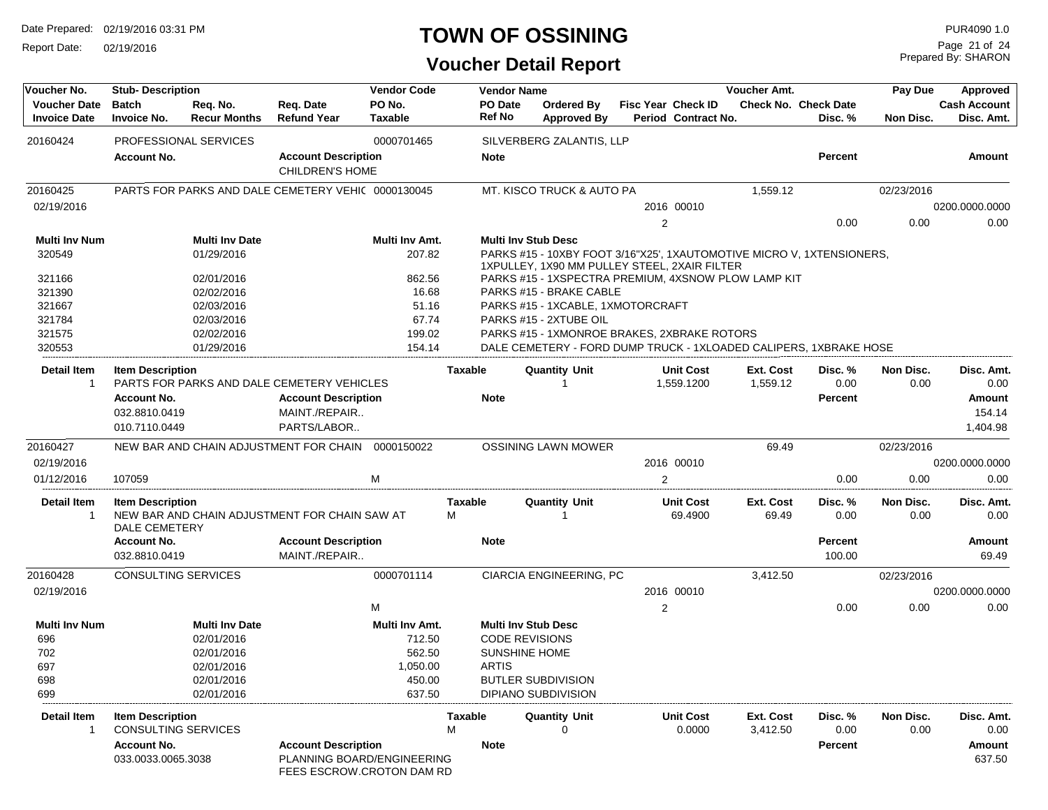# TOWN OF OSSINING

## Voucher Detail Report

Date Prepared: 02/19/2016 03:31 PM
Report Date: 02/19/2016

PUR4090 1.0
Prepared By: SHARON

| Voucher No. | Stub- Description | | | Vendor Code | Vendor Name | | | | Voucher Amt. | | Pay Due | Approved |
|---|---|---|---|---|---|---|---|---|---|---|---|---|
| Voucher Date | Batch | Req. No. | Req. Date | PO No. | PO Date | Ordered By | Fisc Year Check ID | | Check No. Check Date | | | Cash Account |
| Invoice Date | Invoice No. | Recur Months | Refund Year | Taxable | Ref No | Approved By | Period Contract No. | | | Disc. % | Non Disc. | Disc. Amt. |

**20160424** PROFESSIONAL SERVICES — Vendor Code 0000701465 — SILVERBERG ZALANTIS, LLP

| Account No. | Account Description | Note | Percent | Amount |
|---|---|---|---|---|
| | CHILDREN'S HOME | | | |

**20160425** PARTS FOR PARKS AND DALE CEMETERY VEHIC — Vendor Code 0000130045 — MT. KISCO TRUCK & AUTO PA — Voucher Amt. 1,559.12 — Pay Due 02/23/2016

Voucher Date 02/19/2016 — Fisc Year 2016, Check ID 00010 — Cash Account 0200.0000.0000
Period 2 — Disc. % 0.00 — Non Disc. 0.00 — Disc. Amt. 0.00

| Multi Inv Num | Multi Inv Date | Multi Inv Amt. | Multi Inv Stub Desc |
|---|---|---|---|
| 320549 | 01/29/2016 | 207.82 | PARKS #15 - 10XBY FOOT 3/16"X25', 1XAUTOMOTIVE MICRO V, 1XTENSIONERS, 1XPULLEY, 1X90 MM PULLEY STEEL, 2XAIR FILTER |
| 321166 | 02/01/2016 | 862.56 | PARKS #15 - 1XSPECTRA PREMIUM, 4XSNOW PLOW LAMP KIT |
| 321390 | 02/02/2016 | 16.68 | PARKS #15 - BRAKE CABLE |
| 321667 | 02/03/2016 | 51.16 | PARKS #15 - 1XCABLE, 1XMOTORCRAFT |
| 321784 | 02/03/2016 | 67.74 | PARKS #15 - 2XTUBE OIL |
| 321575 | 02/02/2016 | 199.02 | PARKS #15 - 1XMONROE BRAKES, 2XBRAKE ROTORS |
| 320553 | 01/29/2016 | 154.14 | DALE CEMETERY - FORD DUMP TRUCK - 1XLOADED CALIPERS, 1XBRAKE HOSE |

| Detail Item | Item Description | Taxable | Quantity Unit | Unit Cost | Ext. Cost | Disc. % | Non Disc. | Disc. Amt. |
|---|---|---|---|---|---|---|---|---|
| 1 | PARTS FOR PARKS AND DALE CEMETERY VEHICLES | | 1 | 1,559.1200 | 1,559.12 | 0.00 | 0.00 | 0.00 |

| Account No. | Account Description | Note | Percent | Amount |
|---|---|---|---|---|
| 032.8810.0419 | MAINT./REPAIR.. | | | 154.14 |
| 010.7110.0449 | PARTS/LABOR.. | | | 1,404.98 |

**20160427** NEW BAR AND CHAIN ADJUSTMENT FOR CHAIN — Vendor Code 0000150022 — OSSINING LAWN MOWER — Voucher Amt. 69.49 — Pay Due 02/23/2016

Voucher Date 02/19/2016 — Fisc Year 2016, Check ID 00010 — Cash Account 0200.0000.0000
Invoice Date 01/12/2016 — Invoice No. 107059 — Taxable M — Period 2 — Disc. % 0.00 — Non Disc. 0.00 — Disc. Amt. 0.00

| Detail Item | Item Description | Taxable | Quantity Unit | Unit Cost | Ext. Cost | Disc. % | Non Disc. | Disc. Amt. |
|---|---|---|---|---|---|---|---|---|
| 1 | NEW BAR AND CHAIN ADJUSTMENT FOR CHAIN SAW AT DALE CEMETERY | M | 1 | 69.4900 | 69.49 | 0.00 | 0.00 | 0.00 |

| Account No. | Account Description | Note | Percent | Amount |
|---|---|---|---|---|
| 032.8810.0419 | MAINT./REPAIR.. | | 100.00 | 69.49 |

**20160428** CONSULTING SERVICES — Vendor Code 0000701114 — CIARCIA ENGINEERING, PC — Voucher Amt. 3,412.50 — Pay Due 02/23/2016

Voucher Date 02/19/2016 — Fisc Year 2016, Check ID 00010 — Cash Account 0200.0000.0000
Taxable M — Period 2 — Disc. % 0.00 — Non Disc. 0.00 — Disc. Amt. 0.00

| Multi Inv Num | Multi Inv Date | Multi Inv Amt. | Multi Inv Stub Desc |
|---|---|---|---|
| 696 | 02/01/2016 | 712.50 | CODE REVISIONS |
| 702 | 02/01/2016 | 562.50 | SUNSHINE HOME |
| 697 | 02/01/2016 | 1,050.00 | ARTIS |
| 698 | 02/01/2016 | 450.00 | BUTLER SUBDIVISION |
| 699 | 02/01/2016 | 637.50 | DIPIANO SUBDIVISION |

| Detail Item | Item Description | Taxable | Quantity Unit | Unit Cost | Ext. Cost | Disc. % | Non Disc. | Disc. Amt. |
|---|---|---|---|---|---|---|---|---|
| 1 | CONSULTING SERVICES | M | 0 | 0.0000 | 3,412.50 | 0.00 | 0.00 | 0.00 |

| Account No. | Account Description | Note | Percent | Amount |
|---|---|---|---|---|
| 033.0033.0065.3038 | PLANNING BOARD/ENGINEERING FEES ESCROW.CROTON DAM RD | | | 637.50 |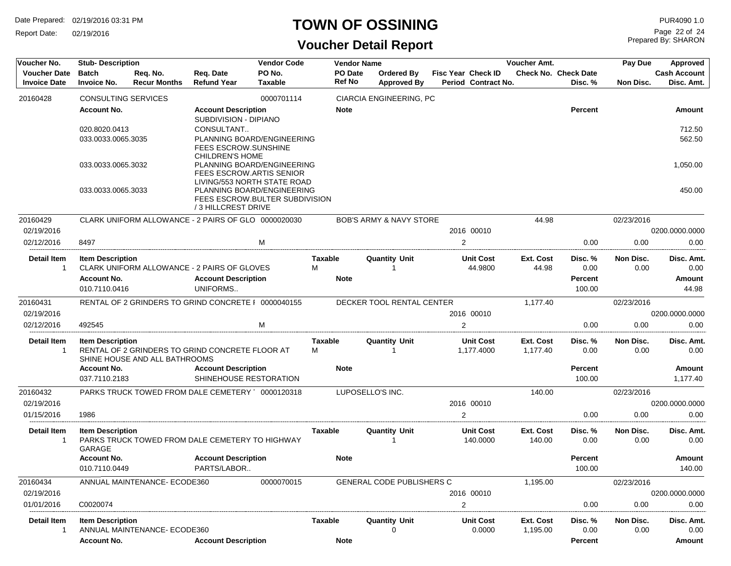# TOWN OF OSSINING

## Voucher Detail Report

Date Prepared: 02/19/2016 03:31 PM
Report Date: 02/19/2016

PUR4090 1.0
Prepared By: SHARON

| Voucher No. | Stub- Description | | | Vendor Code | Vendor Name | | | Voucher Amt. | | Pay Due | Approved |
|---|---|---|---|---|---|---|---|---|---|---|---|
| Voucher Date | Batch | Req. No. | Req. Date | PO No. | PO Date | Ordered By | Fisc Year Check ID | Check No. Check Date | | | Cash Account |
| Invoice Date | Invoice No. | Recur Months | Refund Year | Taxable | Ref No | Approved By | Period Contract No. | | Disc. % | Non Disc. | Disc. Amt. |

**20160428** — CONSULTING SERVICES — 0000701114 — CIARCIA ENGINEERING, PC

| Account No. | Account Description | Note | Percent | Amount |
|---|---|---|---|---|
| | SUBDIVISION - DIPIANO | | | |
| 020.8020.0413 | CONSULTANT.. | | | 712.50 |
| 033.0033.0065.3035 | PLANNING BOARD/ENGINEERING FEES ESCROW.SUNSHINE CHILDREN'S HOME | | | 562.50 |
| 033.0033.0065.3032 | PLANNING BOARD/ENGINEERING FEES ESCROW.ARTIS SENIOR LIVING/553 NORTH STATE ROAD | | | 1,050.00 |
| 033.0033.0065.3033 | PLANNING BOARD/ENGINEERING FEES ESCROW.BULTER SUBDIVISION / 3 HILLCREST DRIVE | | | 450.00 |

**20160429** — CLARK UNIFORM ALLOWANCE - 2 PAIRS OF GLO — 0000020030 — BOB'S ARMY & NAVY STORE — Voucher Amt. 44.98 — Pay Due 02/23/2016

| Voucher Date | Invoice Date | Invoice No. | Taxable | Fisc Year | Check ID | Period | Disc. % | Non Disc. | Cash Account | Disc. Amt. |
|---|---|---|---|---|---|---|---|---|---|---|
| 02/19/2016 | 02/12/2016 | 8497 | M | 2016 | 00010 | 2 | 0.00 | 0.00 | 0200.0000.0000 | 0.00 |

| Detail Item | Item Description | Taxable | Quantity Unit | Unit Cost | Ext. Cost | Disc. % | Non Disc. | Disc. Amt. |
|---|---|---|---|---|---|---|---|---|
| 1 | CLARK UNIFORM ALLOWANCE - 2 PAIRS OF GLOVES | M | 1 | 44.9800 | 44.98 | 0.00 | 0.00 | 0.00 |

| Account No. | Account Description | Note | Percent | Amount |
|---|---|---|---|---|
| 010.7110.0416 | UNIFORMS.. | | 100.00 | 44.98 |

**20160431** — RENTAL OF 2 GRINDERS TO GRIND CONCRETE F — 0000040155 — DECKER TOOL RENTAL CENTER — Voucher Amt. 1,177.40 — Pay Due 02/23/2016

| Voucher Date | Invoice Date | Invoice No. | Taxable | Fisc Year | Check ID | Period | Disc. % | Non Disc. | Cash Account | Disc. Amt. |
|---|---|---|---|---|---|---|---|---|---|---|
| 02/19/2016 | 02/12/2016 | 492545 | M | 2016 | 00010 | 2 | 0.00 | 0.00 | 0200.0000.0000 | 0.00 |

| Detail Item | Item Description | Taxable | Quantity Unit | Unit Cost | Ext. Cost | Disc. % | Non Disc. | Disc. Amt. |
|---|---|---|---|---|---|---|---|---|
| 1 | RENTAL OF 2 GRINDERS TO GRIND CONCRETE FLOOR AT SHINE HOUSE AND ALL BATHROOMS | M | 1 | 1,177.4000 | 1,177.40 | 0.00 | 0.00 | 0.00 |

| Account No. | Account Description | Note | Percent | Amount |
|---|---|---|---|---|
| 037.7110.2183 | SHINEHOUSE RESTORATION | | 100.00 | 1,177.40 |

**20160432** — PARKS TRUCK TOWED FROM DALE CEMETERY — 0000120318 — LUPOSELLO'S INC. — Voucher Amt. 140.00 — Pay Due 02/23/2016

| Voucher Date | Invoice Date | Invoice No. | Taxable | Fisc Year | Check ID | Period | Disc. % | Non Disc. | Cash Account | Disc. Amt. |
|---|---|---|---|---|---|---|---|---|---|---|
| 02/19/2016 | 01/15/2016 | 1986 | | 2016 | 00010 | 2 | 0.00 | 0.00 | 0200.0000.0000 | 0.00 |

| Detail Item | Item Description | Taxable | Quantity Unit | Unit Cost | Ext. Cost | Disc. % | Non Disc. | Disc. Amt. |
|---|---|---|---|---|---|---|---|---|
| 1 | PARKS TRUCK TOWED FROM DALE CEMETERY TO HIGHWAY GARAGE | | 1 | 140.0000 | 140.00 | 0.00 | 0.00 | 0.00 |

| Account No. | Account Description | Note | Percent | Amount |
|---|---|---|---|---|
| 010.7110.0449 | PARTS/LABOR.. | | 100.00 | 140.00 |

**20160434** — ANNUAL MAINTENANCE- ECODE360 — 0000070015 — GENERAL CODE PUBLISHERS C — Voucher Amt. 1,195.00 — Pay Due 02/23/2016

| Voucher Date | Invoice Date | Invoice No. | Taxable | Fisc Year | Check ID | Period | Disc. % | Non Disc. | Cash Account | Disc. Amt. |
|---|---|---|---|---|---|---|---|---|---|---|
| 02/19/2016 | 01/01/2016 | C0020074 | | 2016 | 00010 | 2 | 0.00 | 0.00 | 0200.0000.0000 | 0.00 |

| Detail Item | Item Description | Taxable | Quantity Unit | Unit Cost | Ext. Cost | Disc. % | Non Disc. | Disc. Amt. |
|---|---|---|---|---|---|---|---|---|
| 1 | ANNUAL MAINTENANCE- ECODE360 | | 0 | 0.0000 | 1,195.00 | 0.00 | 0.00 | 0.00 |

| Account No. | Account Description | Note | Percent | Amount |
|---|---|---|---|---|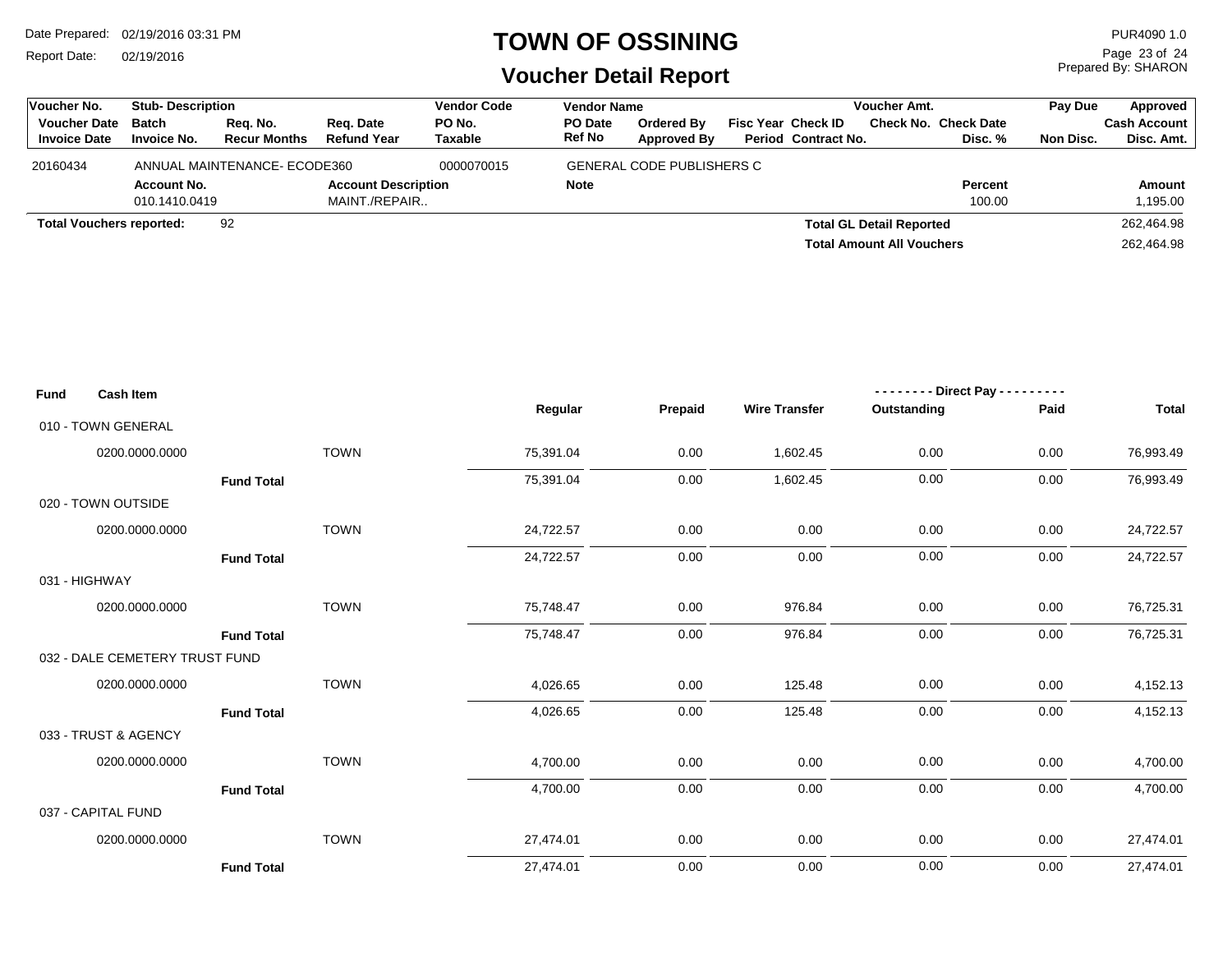# TOWN OF OSSINING

## Voucher Detail Report

Date Prepared: 02/19/2016 03:31 PM
Report Date: 02/19/2016

PUR4090 1.0
Prepared By: SHARON

| Voucher No. | Stub- Description | | | Vendor Code | Vendor Name | | | Voucher Amt. | | Pay Due | Approved |
|---|---|---|---|---|---|---|---|---|---|---|---|
| Voucher Date | Batch | Req. No. | Req. Date | PO No. | PO Date | Ordered By | Fisc Year Check ID | Check No. | Check Date | | Cash Account |
| Invoice Date | Invoice No. | Recur Months | Refund Year | Taxable | Ref No | Approved By | Period Contract No. | | Disc. % | Non Disc. | Disc. Amt. |
| 20160434 | ANNUAL MAINTENANCE- ECODE360 | | | 0000070015 | GENERAL CODE PUBLISHERS C | | | | | | |
| | **Account No.** | | **Account Description** | | **Note** | | | | **Percent** | | **Amount** |
| | 010.1410.0419 | | MAINT./REPAIR.. | | | | | | 100.00 | | 1,195.00 |

**Total Vouchers reported:** 92

**Total GL Detail Reported** 262,464.98

**Total Amount All Vouchers** 262,464.98

| Fund | Cash Item | | Regular | Prepaid | Wire Transfer | Direct Pay Outstanding | Direct Pay Paid | Total |
|---|---|---|---|---|---|---|---|---|
| 010 - TOWN GENERAL | | | | | | | | |
| | 0200.0000.0000 | TOWN | 75,391.04 | 0.00 | 1,602.45 | 0.00 | 0.00 | 76,993.49 |
| | **Fund Total** | | 75,391.04 | 0.00 | 1,602.45 | 0.00 | 0.00 | 76,993.49 |
| 020 - TOWN OUTSIDE | | | | | | | | |
| | 0200.0000.0000 | TOWN | 24,722.57 | 0.00 | 0.00 | 0.00 | 0.00 | 24,722.57 |
| | **Fund Total** | | 24,722.57 | 0.00 | 0.00 | 0.00 | 0.00 | 24,722.57 |
| 031 - HIGHWAY | | | | | | | | |
| | 0200.0000.0000 | TOWN | 75,748.47 | 0.00 | 976.84 | 0.00 | 0.00 | 76,725.31 |
| | **Fund Total** | | 75,748.47 | 0.00 | 976.84 | 0.00 | 0.00 | 76,725.31 |
| 032 - DALE CEMETERY TRUST FUND | | | | | | | | |
| | 0200.0000.0000 | TOWN | 4,026.65 | 0.00 | 125.48 | 0.00 | 0.00 | 4,152.13 |
| | **Fund Total** | | 4,026.65 | 0.00 | 125.48 | 0.00 | 0.00 | 4,152.13 |
| 033 - TRUST & AGENCY | | | | | | | | |
| | 0200.0000.0000 | TOWN | 4,700.00 | 0.00 | 0.00 | 0.00 | 0.00 | 4,700.00 |
| | **Fund Total** | | 4,700.00 | 0.00 | 0.00 | 0.00 | 0.00 | 4,700.00 |
| 037 - CAPITAL FUND | | | | | | | | |
| | 0200.0000.0000 | TOWN | 27,474.01 | 0.00 | 0.00 | 0.00 | 0.00 | 27,474.01 |
| | **Fund Total** | | 27,474.01 | 0.00 | 0.00 | 0.00 | 0.00 | 27,474.01 |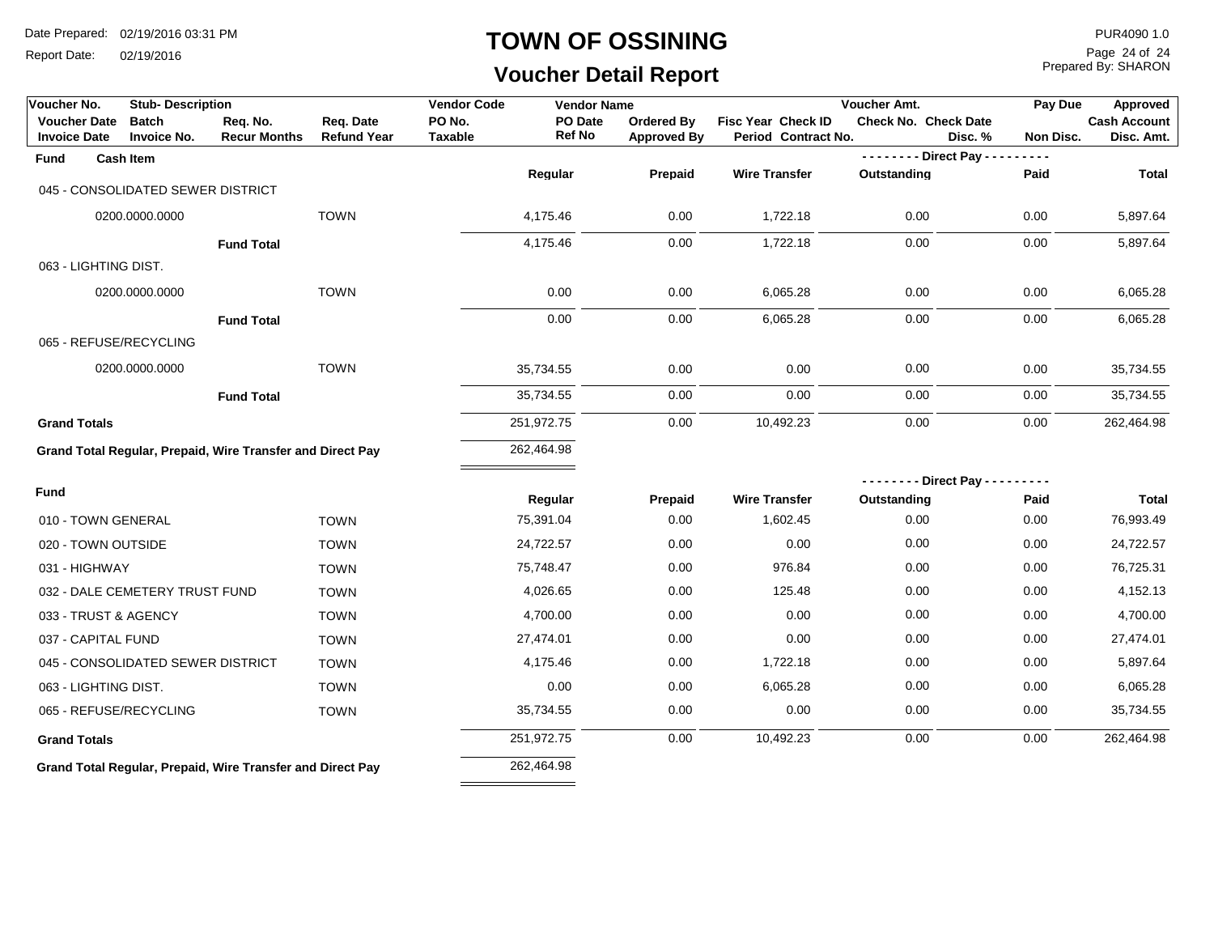# TOWN OF OSSINING

## Voucher Detail Report

Date Prepared: 02/19/2016 03:31 PM
Report Date: 02/19/2016

PUR4090 1.0
Prepared By: SHARON

| Voucher No. | Stub- Description | | | Vendor Code | Vendor Name | | | | Voucher Amt. | | Pay Due | Approved |
|---|---|---|---|---|---|---|---|---|---|---|---|---|
| Voucher Date | Batch | Req. No. | Req. Date | PO No. | PO Date | Ordered By | Fisc Year | Check ID | Check No. | Check Date | | Cash Account |
| Invoice Date | Invoice No. | Recur Months | Refund Year | Taxable | Ref No | Approved By | Period | Contract No. | | Disc. % | Non Disc. | Disc. Amt. |

| Fund | Cash Item | | Regular | Prepaid | Wire Transfer | Direct Pay Outstanding | Direct Pay Paid | Total |
|---|---|---|---|---|---|---|---|---|
| 045 - CONSOLIDATED SEWER DISTRICT | | | | | | | | |
| | 0200.0000.0000 | TOWN | 4,175.46 | 0.00 | 1,722.18 | 0.00 | 0.00 | 5,897.64 |
| | Fund Total | | 4,175.46 | 0.00 | 1,722.18 | 0.00 | 0.00 | 5,897.64 |
| 063 - LIGHTING DIST. | | | | | | | | |
| | 0200.0000.0000 | TOWN | 0.00 | 0.00 | 6,065.28 | 0.00 | 0.00 | 6,065.28 |
| | Fund Total | | 0.00 | 0.00 | 6,065.28 | 0.00 | 0.00 | 6,065.28 |
| 065 - REFUSE/RECYCLING | | | | | | | | |
| | 0200.0000.0000 | TOWN | 35,734.55 | 0.00 | 0.00 | 0.00 | 0.00 | 35,734.55 |
| | Fund Total | | 35,734.55 | 0.00 | 0.00 | 0.00 | 0.00 | 35,734.55 |
| **Grand Totals** | | | 251,972.75 | 0.00 | 10,492.23 | 0.00 | 0.00 | 262,464.98 |
| **Grand Total Regular, Prepaid, Wire Transfer and Direct Pay** | | | 262,464.98 | | | | | |

| Fund | | Regular | Prepaid | Wire Transfer | Direct Pay Outstanding | Direct Pay Paid | Total |
|---|---|---|---|---|---|---|---|
| 010 - TOWN GENERAL | TOWN | 75,391.04 | 0.00 | 1,602.45 | 0.00 | 0.00 | 76,993.49 |
| 020 - TOWN OUTSIDE | TOWN | 24,722.57 | 0.00 | 0.00 | 0.00 | 0.00 | 24,722.57 |
| 031 - HIGHWAY | TOWN | 75,748.47 | 0.00 | 976.84 | 0.00 | 0.00 | 76,725.31 |
| 032 - DALE CEMETERY TRUST FUND | TOWN | 4,026.65 | 0.00 | 125.48 | 0.00 | 0.00 | 4,152.13 |
| 033 - TRUST & AGENCY | TOWN | 4,700.00 | 0.00 | 0.00 | 0.00 | 0.00 | 4,700.00 |
| 037 - CAPITAL FUND | TOWN | 27,474.01 | 0.00 | 0.00 | 0.00 | 0.00 | 27,474.01 |
| 045 - CONSOLIDATED SEWER DISTRICT | TOWN | 4,175.46 | 0.00 | 1,722.18 | 0.00 | 0.00 | 5,897.64 |
| 063 - LIGHTING DIST. | TOWN | 0.00 | 0.00 | 6,065.28 | 0.00 | 0.00 | 6,065.28 |
| 065 - REFUSE/RECYCLING | TOWN | 35,734.55 | 0.00 | 0.00 | 0.00 | 0.00 | 35,734.55 |
| **Grand Totals** | | 251,972.75 | 0.00 | 10,492.23 | 0.00 | 0.00 | 262,464.98 |
| **Grand Total Regular, Prepaid, Wire Transfer and Direct Pay** | | 262,464.98 | | | | | |